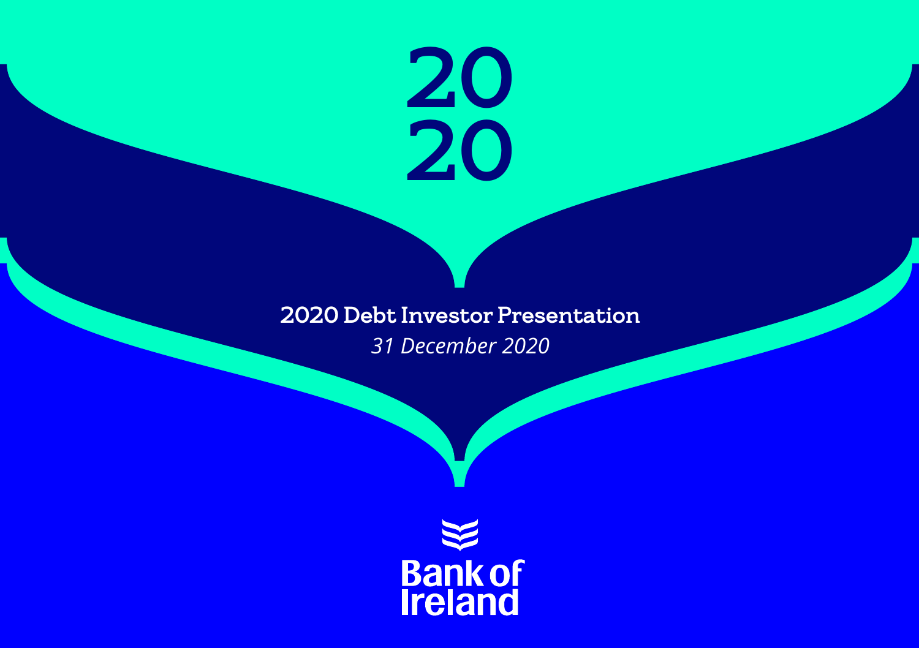# 2020

## 2020 Debt Investor Presentation

*31 December 2020*

Bank of Ireland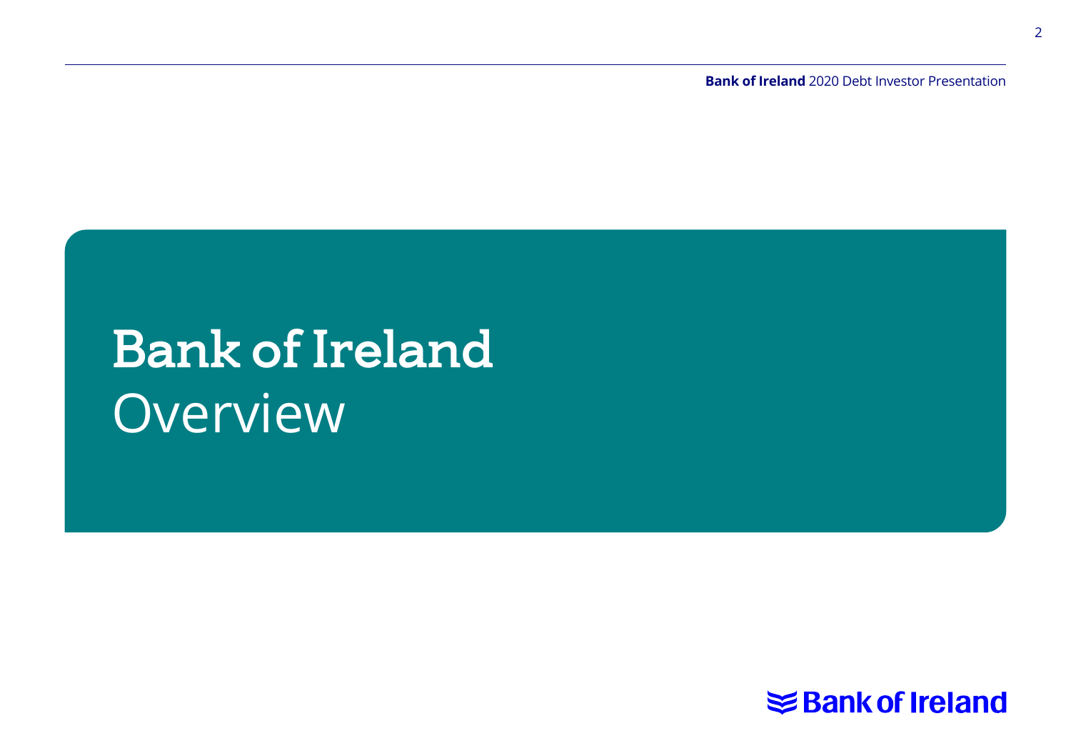# Bank of Ireland Overview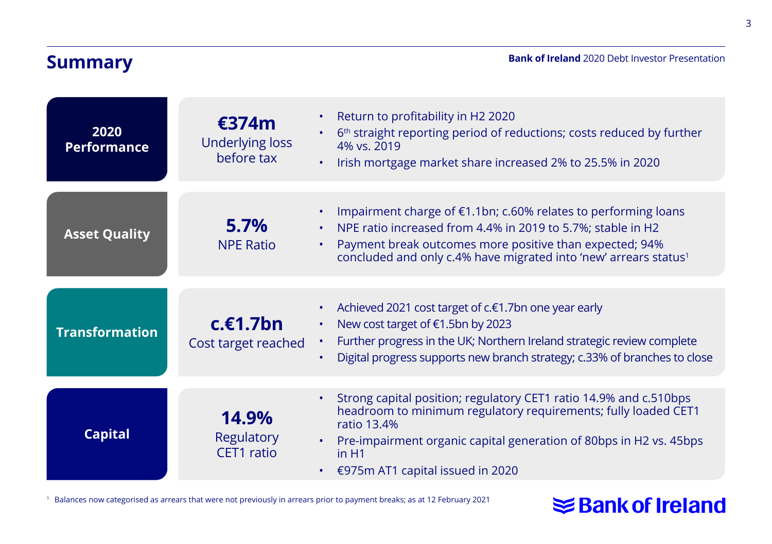# Summary

## 2020 Performance

**€374m**
Underlying loss before tax

- Return to profitability in H2 2020
- 6th straight reporting period of reductions; costs reduced by further 4% vs. 2019
- Irish mortgage market share increased 2% to 25.5% in 2020

## Asset Quality

**5.7%**
NPE Ratio

- Impairment charge of €1.1bn; c.60% relates to performing loans
- NPE ratio increased from 4.4% in 2019 to 5.7%; stable in H2
- Payment break outcomes more positive than expected; 94% concluded and only c.4% have migrated into 'new' arrears status[1]

## Transformation

**c.€1.7bn**
Cost target reached

- Achieved 2021 cost target of c.€1.7bn one year early
- New cost target of €1.5bn by 2023
- Further progress in the UK; Northern Ireland strategic review complete
- Digital progress supports new branch strategy; c.33% of branches to close

## Capital

**14.9%**
Regulatory CET1 ratio

- Strong capital position; regulatory CET1 ratio 14.9% and c.510bps headroom to minimum regulatory requirements; fully loaded CET1 ratio 13.4%
- Pre-impairment organic capital generation of 80bps in H2 vs. 45bps in H1
- €975m AT1 capital issued in 2020

[1] Balances now categorised as arrears that were not previously in arrears prior to payment breaks; as at 12 February 2021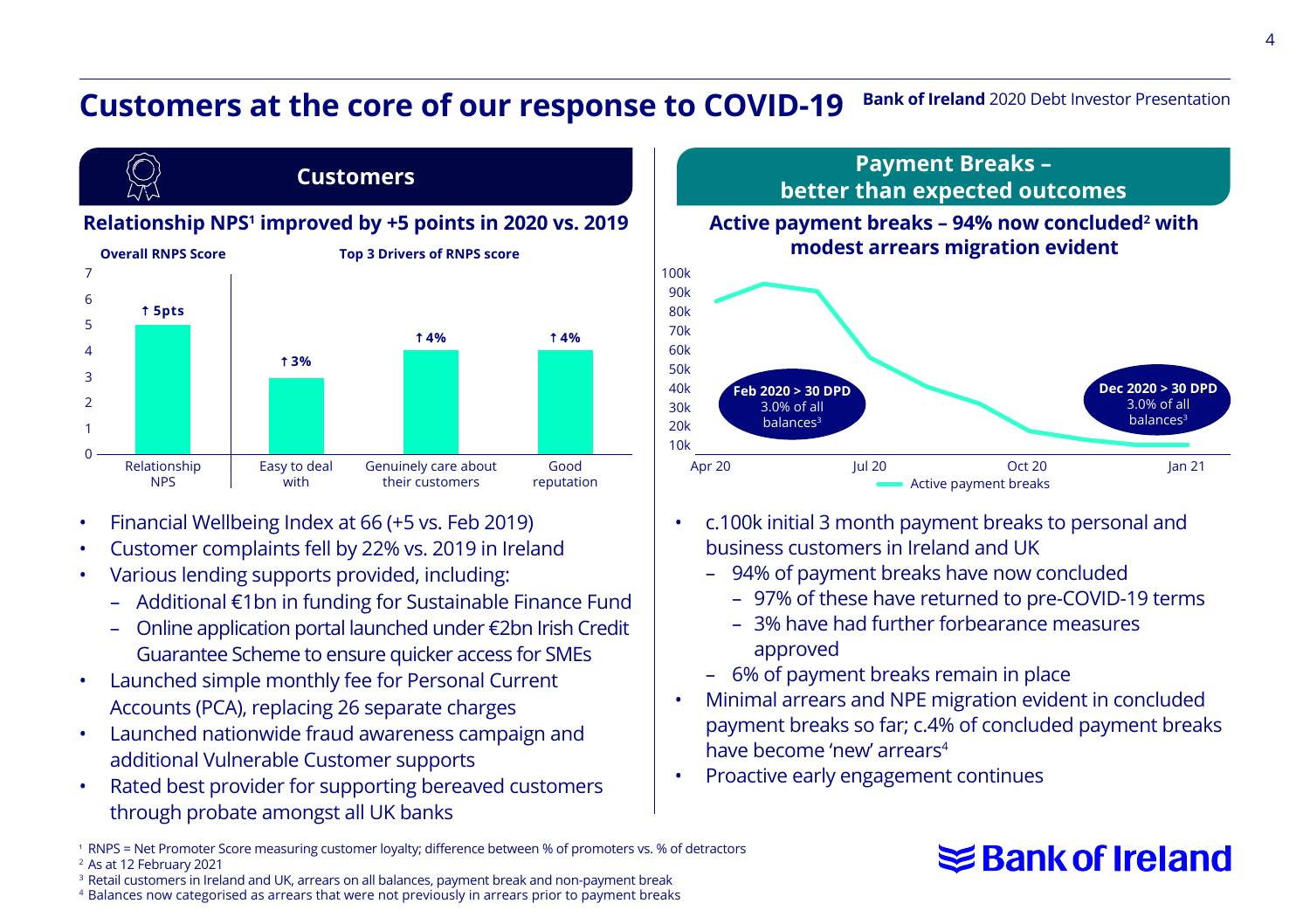# Customers at the core of our response to COVID-19

**Bank of Ireland** 2020 Debt Investor Presentation

## Customers

### Relationship NPS[1] improved by +5 points in 2020 vs. 2019

**Overall RNPS Score** | **Top 3 Drivers of RNPS score**

| | Relationship NPS | Easy to deal with | Genuinely care about their customers | Good reputation |
|---|---|---|---|---|
| Change | ↑ 5pts | ↑ 3% | ↑ 4% | ↑ 4% |

- Financial Wellbeing Index at 66 (+5 vs. Feb 2019)
- Customer complaints fell by 22% vs. 2019 in Ireland
- Various lending supports provided, including:
  - Additional €1bn in funding for Sustainable Finance Fund
  - Online application portal launched under €2bn Irish Credit Guarantee Scheme to ensure quicker access for SMEs
- Launched simple monthly fee for Personal Current Accounts (PCA), replacing 26 separate charges
- Launched nationwide fraud awareness campaign and additional Vulnerable Customer supports
- Rated best provider for supporting bereaved customers through probate amongst all UK banks

## Payment Breaks – better than expected outcomes

### Active payment breaks – 94% now concluded[2] with modest arrears migration evident

Chart: Active payment breaks, Apr 20 – Jan 21

- **Feb 2020 > 30 DPD**: 3.0% of all balances[3]
- **Dec 2020 > 30 DPD**: 3.0% of all balances[3]

- c.100k initial 3 month payment breaks to personal and business customers in Ireland and UK
  - 94% of payment breaks have now concluded
    - 97% of these have returned to pre-COVID-19 terms
    - 3% have had further forbearance measures approved
  - 6% of payment breaks remain in place
- Minimal arrears and NPE migration evident in concluded payment breaks so far; c.4% of concluded payment breaks have become 'new' arrears[4]
- Proactive early engagement continues

[1] RNPS = Net Promoter Score measuring customer loyalty; difference between % of promoters vs. % of detractors
[2] As at 12 February 2021
[3] Retail customers in Ireland and UK, arrears on all balances, payment break and non-payment break
[4] Balances now categorised as arrears that were not previously in arrears prior to payment breaks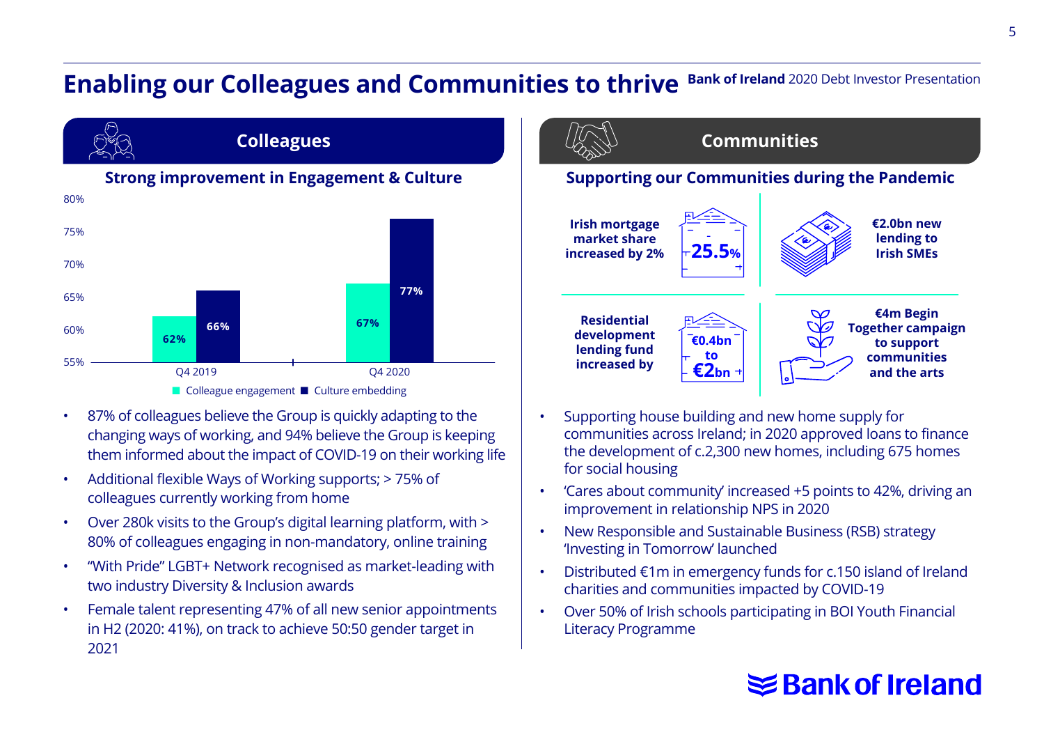# Enabling our Colleagues and Communities to thrive

## Colleagues

### Strong improvement in Engagement & Culture

| | Colleague engagement | Culture embedding |
|---|---|---|
| Q4 2019 | 62% | 66% |
| Q4 2020 | 67% | 77% |

- 87% of colleagues believe the Group is quickly adapting to the changing ways of working, and 94% believe the Group is keeping them informed about the impact of COVID-19 on their working life
- Additional flexible Ways of Working supports; > 75% of colleagues currently working from home
- Over 280k visits to the Group's digital learning platform, with > 80% of colleagues engaging in non-mandatory, online training
- "With Pride" LGBT+ Network recognised as market-leading with two industry Diversity & Inclusion awards
- Female talent representing 47% of all new senior appointments in H2 (2020: 41%), on track to achieve 50:50 gender target in 2021

## Communities

### Supporting our Communities during the Pandemic

- **Irish mortgage market share increased by 2%** – **25.5%**
- **€2.0bn new lending to Irish SMEs**
- **Residential development lending fund increased by** – **€0.4bn to €2bn**
- **€4m Begin Together campaign to support communities and the arts**

- Supporting house building and new home supply for communities across Ireland; in 2020 approved loans to finance the development of c.2,300 new homes, including 675 homes for social housing
- 'Cares about community' increased +5 points to 42%, driving an improvement in relationship NPS in 2020
- New Responsible and Sustainable Business (RSB) strategy 'Investing in Tomorrow' launched
- Distributed €1m in emergency funds for c.150 island of Ireland charities and communities impacted by COVID-19
- Over 50% of Irish schools participating in BOI Youth Financial Literacy Programme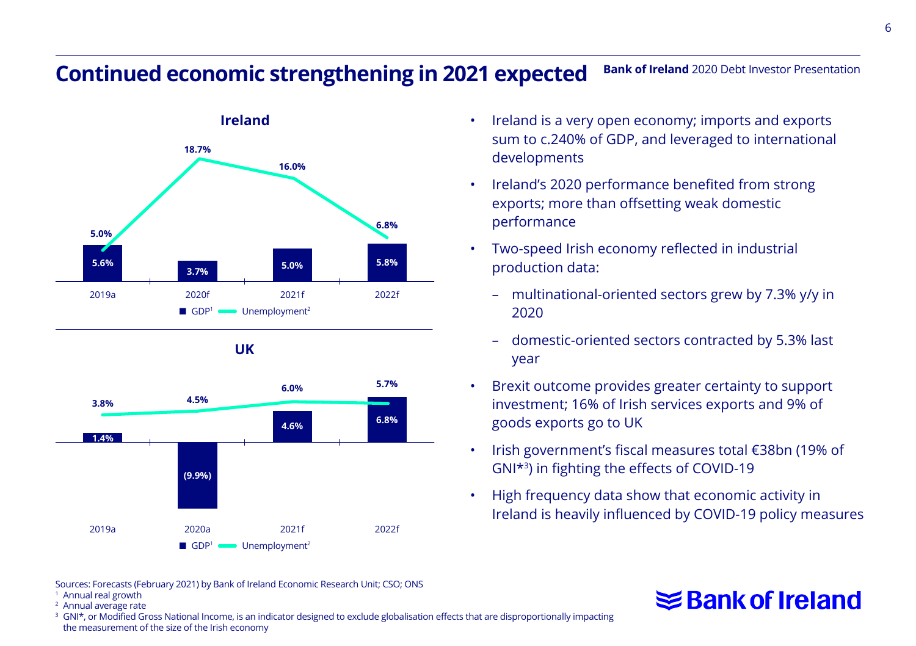# Continued economic strengthening in 2021 expected

**Ireland**

| | 2019a | 2020f | 2021f | 2022f |
|---|---|---|---|---|
| GDP[1] | 5.6% | 3.7% | 5.0% | 5.8% |
| Unemployment[2] | 5.0% | 18.7% | 16.0% | 6.8% |

**UK**

| | 2019a | 2020a | 2021f | 2022f |
|---|---|---|---|---|
| GDP[1] | 1.4% | (9.9%) | 4.6% | 6.8% |
| Unemployment[2] | 3.8% | 4.5% | 6.0% | 5.7% |

- Ireland is a very open economy; imports and exports sum to c.240% of GDP, and leveraged to international developments
- Ireland's 2020 performance benefited from strong exports; more than offsetting weak domestic performance
- Two-speed Irish economy reflected in industrial production data:
  - multinational-oriented sectors grew by 7.3% y/y in 2020
  - domestic-oriented sectors contracted by 5.3% last year
- Brexit outcome provides greater certainty to support investment; 16% of Irish services exports and 9% of goods exports go to UK
- Irish government's fiscal measures total €38bn (19% of GNI*[3]) in fighting the effects of COVID-19
- High frequency data show that economic activity in Ireland is heavily influenced by COVID-19 policy measures

Sources: Forecasts (February 2021) by Bank of Ireland Economic Research Unit; CSO; ONS

[1] Annual real growth
[2] Annual average rate
[3] GNI*, or Modified Gross National Income, is an indicator designed to exclude globalisation effects that are disproportionally impacting the measurement of the size of the Irish economy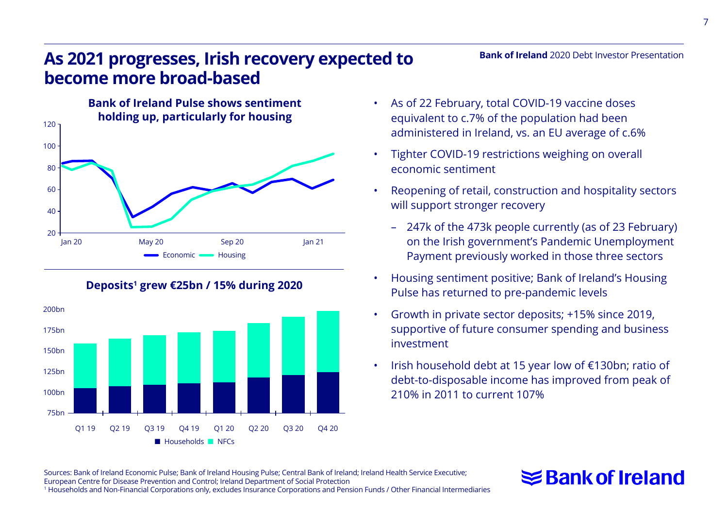# As 2021 progresses, Irish recovery expected to become more broad-based

**Bank of Ireland Pulse shows sentiment holding up, particularly for housing**

Economic — Housing

**Deposits[1] grew €25bn / 15% during 2020**

Households — NFCs

- As of 22 February, total COVID-19 vaccine doses equivalent to c.7% of the population had been administered in Ireland, vs. an EU average of c.6%
- Tighter COVID-19 restrictions weighing on overall economic sentiment
- Reopening of retail, construction and hospitality sectors will support stronger recovery
  - 247k of the 473k people currently (as of 23 February) on the Irish government's Pandemic Unemployment Payment previously worked in those three sectors
- Housing sentiment positive; Bank of Ireland's Housing Pulse has returned to pre-pandemic levels
- Growth in private sector deposits; +15% since 2019, supportive of future consumer spending and business investment
- Irish household debt at 15 year low of €130bn; ratio of debt-to-disposable income has improved from peak of 210% in 2011 to current 107%

Sources: Bank of Ireland Economic Pulse; Bank of Ireland Housing Pulse; Central Bank of Ireland; Ireland Health Service Executive; European Centre for Disease Prevention and Control; Ireland Department of Social Protection

[1] Households and Non-Financial Corporations only, excludes Insurance Corporations and Pension Funds / Other Financial Intermediaries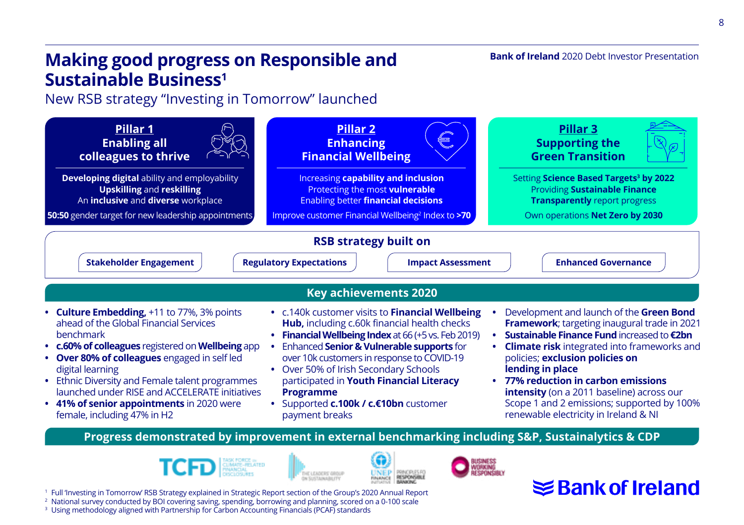# Making good progress on Responsible and Sustainable Business[1]

New RSB strategy "Investing in Tomorrow" launched

## Pillar 1 – Enabling all colleagues to thrive

**Developing digital** ability and employability
**Upskilling** and **reskilling**
An **inclusive** and **diverse** workplace

**50:50** gender target for new leadership appointments

## Pillar 2 – Enhancing Financial Wellbeing

Increasing **capability and inclusion**
Protecting the most **vulnerable**
Enabling better **financial decisions**

Improve customer Financial Wellbeing[2] Index to **>70**

## Pillar 3 – Supporting the Green Transition

Setting **Science Based Targets[3] by 2022**
Providing **Sustainable Finance**
**Transparently** report progress

Own operations **Net Zero by 2030**

## RSB strategy built on

- Stakeholder Engagement
- Regulatory Expectations
- Impact Assessment
- Enhanced Governance

## Key achievements 2020

- **Culture Embedding,** +11 to 77%, 3% points ahead of the Global Financial Services benchmark
- **c.60% of colleagues** registered on **Wellbeing** app
- **Over 80% of colleagues** engaged in self led digital learning
- Ethnic Diversity and Female talent programmes launched under RISE and ACCELERATE initiatives
- **41% of senior appointments** in 2020 were female, including 47% in H2

- c.140k customer visits to **Financial Wellbeing Hub,** including c.60k financial health checks
- **Financial Wellbeing Index** at 66 (+5 vs. Feb 2019)
- Enhanced **Senior & Vulnerable supports** for over 10k customers in response to COVID-19
- Over 50% of Irish Secondary Schools participated in **Youth Financial Literacy Programme**
- Supported **c.100k / c.€10bn** customer payment breaks

- Development and launch of the **Green Bond Framework**; targeting inaugural trade in 2021
- **Sustainable Finance Fund** increased to **€2bn**
- **Climate risk** integrated into frameworks and policies; **exclusion policies on lending in place**
- **77% reduction in carbon emissions intensity** (on a 2011 baseline) across our Scope 1 and 2 emissions; supported by 100% renewable electricity in Ireland & NI

**Progress demonstrated by improvement in external benchmarking including S&P, Sustainalytics & CDP**

TCFD Task Force on Climate-Related Financial Disclosures | The Leaders' Group on Sustainability | UNEP Finance Initiative Principles for Responsible Banking | Business Working Responsibly

[1] Full 'Investing in Tomorrow' RSB Strategy explained in Strategic Report section of the Group's 2020 Annual Report
[2] National survey conducted by BOI covering saving, spending, borrowing and planning, scored on a 0-100 scale
[3] Using methodology aligned with Partnership for Carbon Accounting Financials (PCAF) standards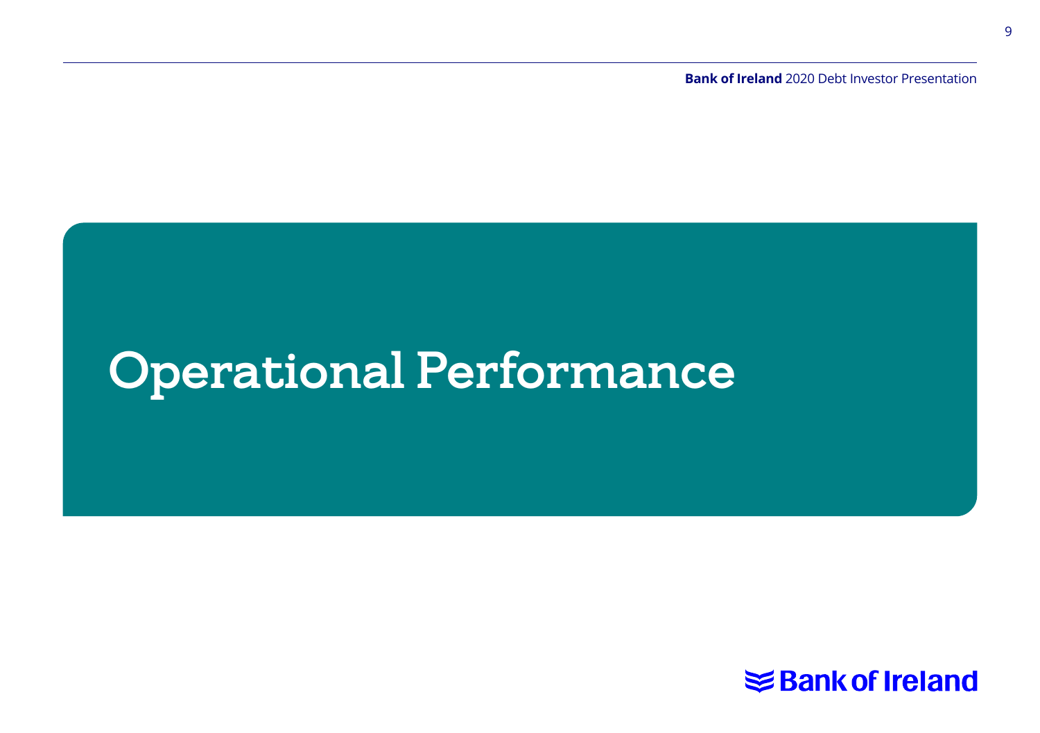# Operational Performance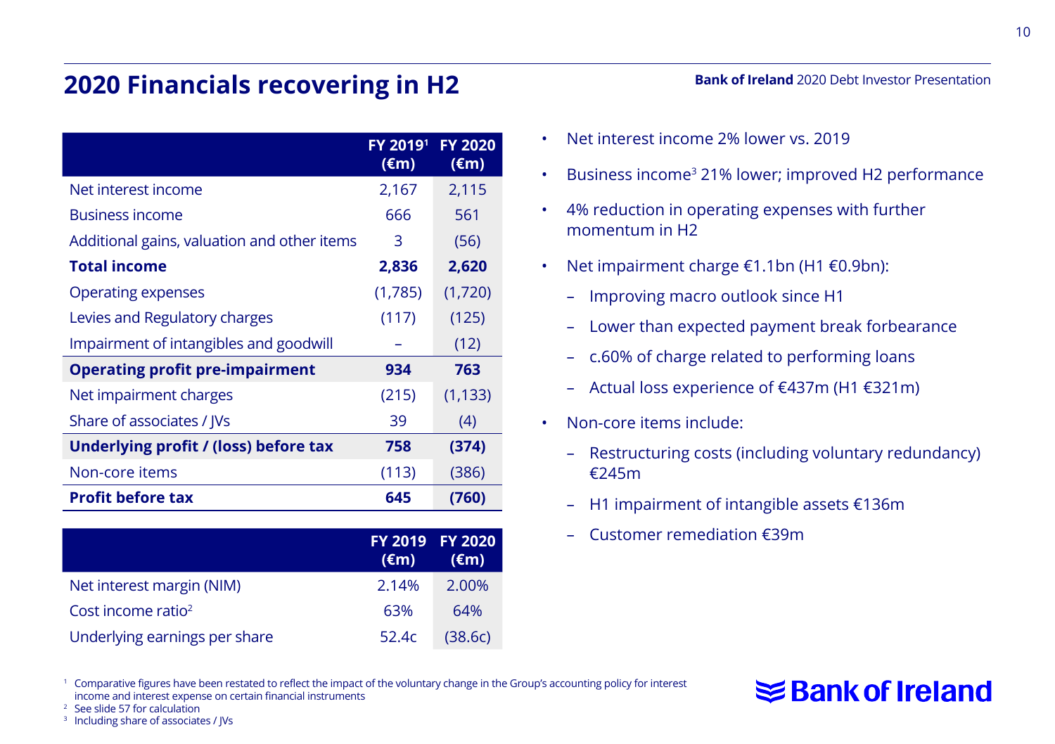# 2020 Financials recovering in H2

| | FY 2019[1] (€m) | FY 2020 (€m) |
|---|---|---|
| Net interest income | 2,167 | 2,115 |
| Business income | 666 | 561 |
| Additional gains, valuation and other items | 3 | (56) |
| **Total income** | **2,836** | **2,620** |
| Operating expenses | (1,785) | (1,720) |
| Levies and Regulatory charges | (117) | (125) |
| Impairment of intangibles and goodwill | – | (12) |
| **Operating profit pre-impairment** | **934** | **763** |
| Net impairment charges | (215) | (1,133) |
| Share of associates / JVs | 39 | (4) |
| **Underlying profit / (loss) before tax** | **758** | **(374)** |
| Non-core items | (113) | (386) |
| **Profit before tax** | **645** | **(760)** |

| | FY 2019 (€m) | FY 2020 (€m) |
|---|---|---|
| Net interest margin (NIM) | 2.14% | 2.00% |
| Cost income ratio[2] | 63% | 64% |
| Underlying earnings per share | 52.4c | (38.6c) |

- Net interest income 2% lower vs. 2019
- Business income[3] 21% lower; improved H2 performance
- 4% reduction in operating expenses with further momentum in H2
- Net impairment charge €1.1bn (H1 €0.9bn):
  - Improving macro outlook since H1
  - Lower than expected payment break forbearance
  - c.60% of charge related to performing loans
  - Actual loss experience of €437m (H1 €321m)
- Non-core items include:
  - Restructuring costs (including voluntary redundancy) €245m
  - H1 impairment of intangible assets €136m
  - Customer remediation €39m

[1] Comparative figures have been restated to reflect the impact of the voluntary change in the Group's accounting policy for interest income and interest expense on certain financial instruments
[2] See slide 57 for calculation
[3] Including share of associates / JVs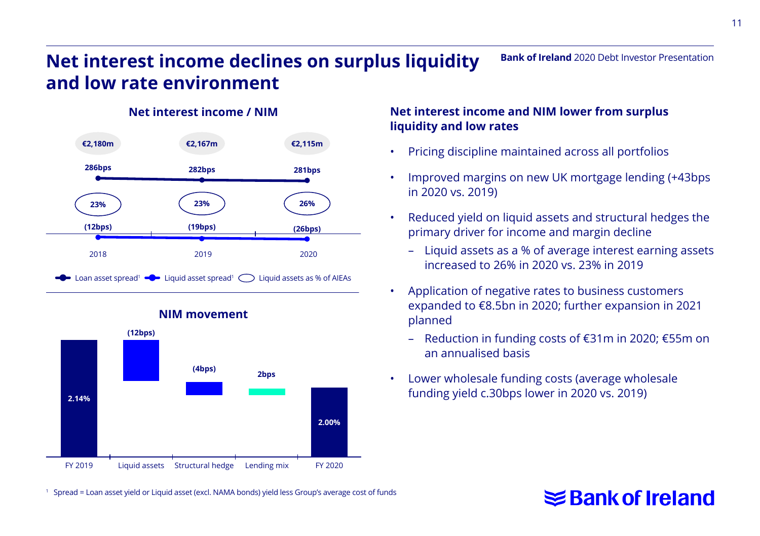# Net interest income declines on surplus liquidity and low rate environment

## Net interest income / NIM

| | 2018 | 2019 | 2020 |
|---|---|---|---|
| Net interest income | €2,180m | €2,167m | €2,115m |
| Loan asset spread[1] | 286bps | 282bps | 281bps |
| Liquid assets as % of AIEAs | 23% | 23% | 26% |
| Liquid asset spread[1] | (12bps) | (19bps) | (26bps) |

## NIM movement

| FY 2019 | Liquid assets | Structural hedge | Lending mix | FY 2020 |
|---|---|---|---|---|
| 2.14% | (12bps) | (4bps) | 2bps | 2.00% |

## Net interest income and NIM lower from surplus liquidity and low rates

- Pricing discipline maintained across all portfolios
- Improved margins on new UK mortgage lending (+43bps in 2020 vs. 2019)
- Reduced yield on liquid assets and structural hedges the primary driver for income and margin decline
  - Liquid assets as a % of average interest earning assets increased to 26% in 2020 vs. 23% in 2019
- Application of negative rates to business customers expanded to €8.5bn in 2020; further expansion in 2021 planned
  - Reduction in funding costs of €31m in 2020; €55m on an annualised basis
- Lower wholesale funding costs (average wholesale funding yield c.30bps lower in 2020 vs. 2019)

[1] Spread = Loan asset yield or Liquid asset (excl. NAMA bonds) yield less Group's average cost of funds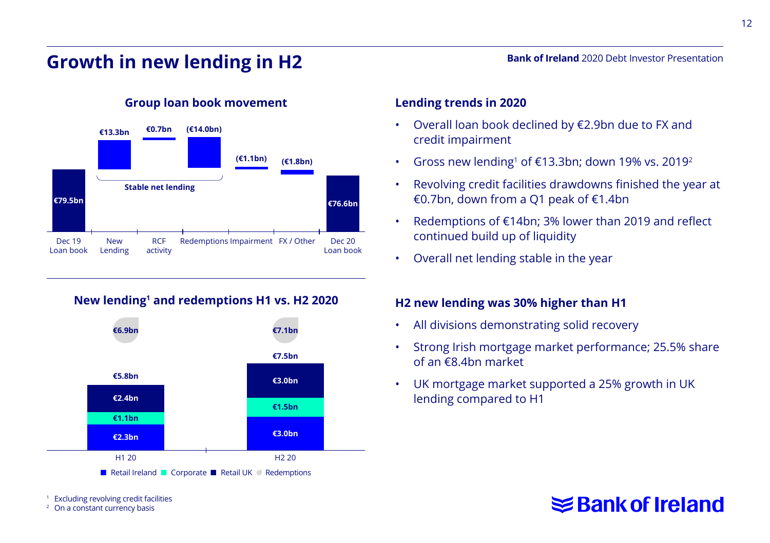# Growth in new lending in H2

### Group loan book movement

| Dec 19 Loan book | New Lending | RCF activity | Redemptions | Impairment | FX / Other | Dec 20 Loan book |
|---|---|---|---|---|---|---|
| €79.5bn | €13.3bn | €0.7bn | (€14.0bn) | (€1.1bn) | (€1.8bn) | €76.6bn |

Stable net lending (New Lending, RCF activity, Redemptions)

### Lending trends in 2020

- Overall loan book declined by €2.9bn due to FX and credit impairment
- Gross new lending[1] of €13.3bn; down 19% vs. 2019[2]
- Revolving credit facilities drawdowns finished the year at €0.7bn, down from a Q1 peak of €1.4bn
- Redemptions of €14bn; 3% lower than 2019 and reflect continued build up of liquidity
- Overall net lending stable in the year

### New lending[1] and redemptions H1 vs. H2 2020

| | H1 20 | H2 20 |
|---|---|---|
| Retail Ireland | €2.3bn | €3.0bn |
| Corporate | €1.1bn | €1.5bn |
| Retail UK | €2.4bn | €3.0bn |
| Total new lending | €5.8bn | €7.5bn |
| Redemptions | €6.9bn | €7.1bn |

### H2 new lending was 30% higher than H1

- All divisions demonstrating solid recovery
- Strong Irish mortgage market performance; 25.5% share of an €8.4bn market
- UK mortgage market supported a 25% growth in UK lending compared to H1

[1] Excluding revolving credit facilities
[2] On a constant currency basis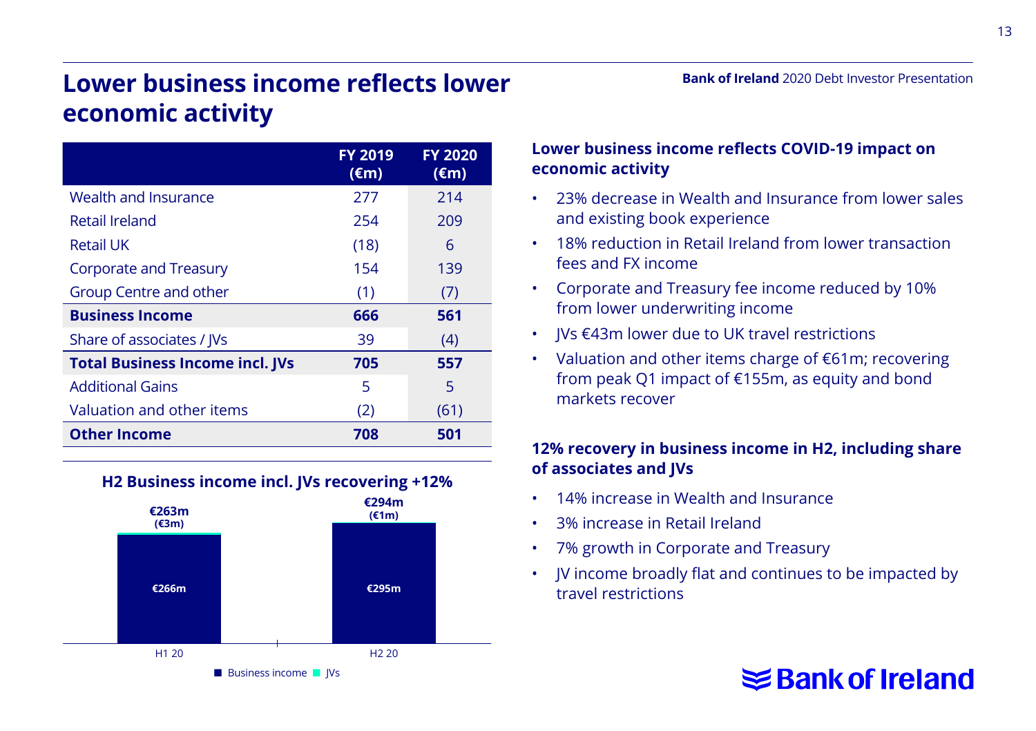# Lower business income reflects lower economic activity

| | FY 2019 (€m) | FY 2020 (€m) |
|---|---|---|
| Wealth and Insurance | 277 | 214 |
| Retail Ireland | 254 | 209 |
| Retail UK | (18) | 6 |
| Corporate and Treasury | 154 | 139 |
| Group Centre and other | (1) | (7) |
| **Business Income** | **666** | **561** |
| Share of associates / JVs | 39 | (4) |
| **Total Business Income incl. JVs** | **705** | **557** |
| Additional Gains | 5 | 5 |
| Valuation and other items | (2) | (61) |
| **Other Income** | **708** | **501** |

**H2 Business income incl. JVs recovering +12%**

| | H1 20 | H2 20 |
|---|---|---|
| Business income | €266m | €295m |
| JVs | (€3m) | (€1m) |
| Total | €263m | €294m |

**Lower business income reflects COVID-19 impact on economic activity**

- 23% decrease in Wealth and Insurance from lower sales and existing book experience
- 18% reduction in Retail Ireland from lower transaction fees and FX income
- Corporate and Treasury fee income reduced by 10% from lower underwriting income
- JVs €43m lower due to UK travel restrictions
- Valuation and other items charge of €61m; recovering from peak Q1 impact of €155m, as equity and bond markets recover

**12% recovery in business income in H2, including share of associates and JVs**

- 14% increase in Wealth and Insurance
- 3% increase in Retail Ireland
- 7% growth in Corporate and Treasury
- JV income broadly flat and continues to be impacted by travel restrictions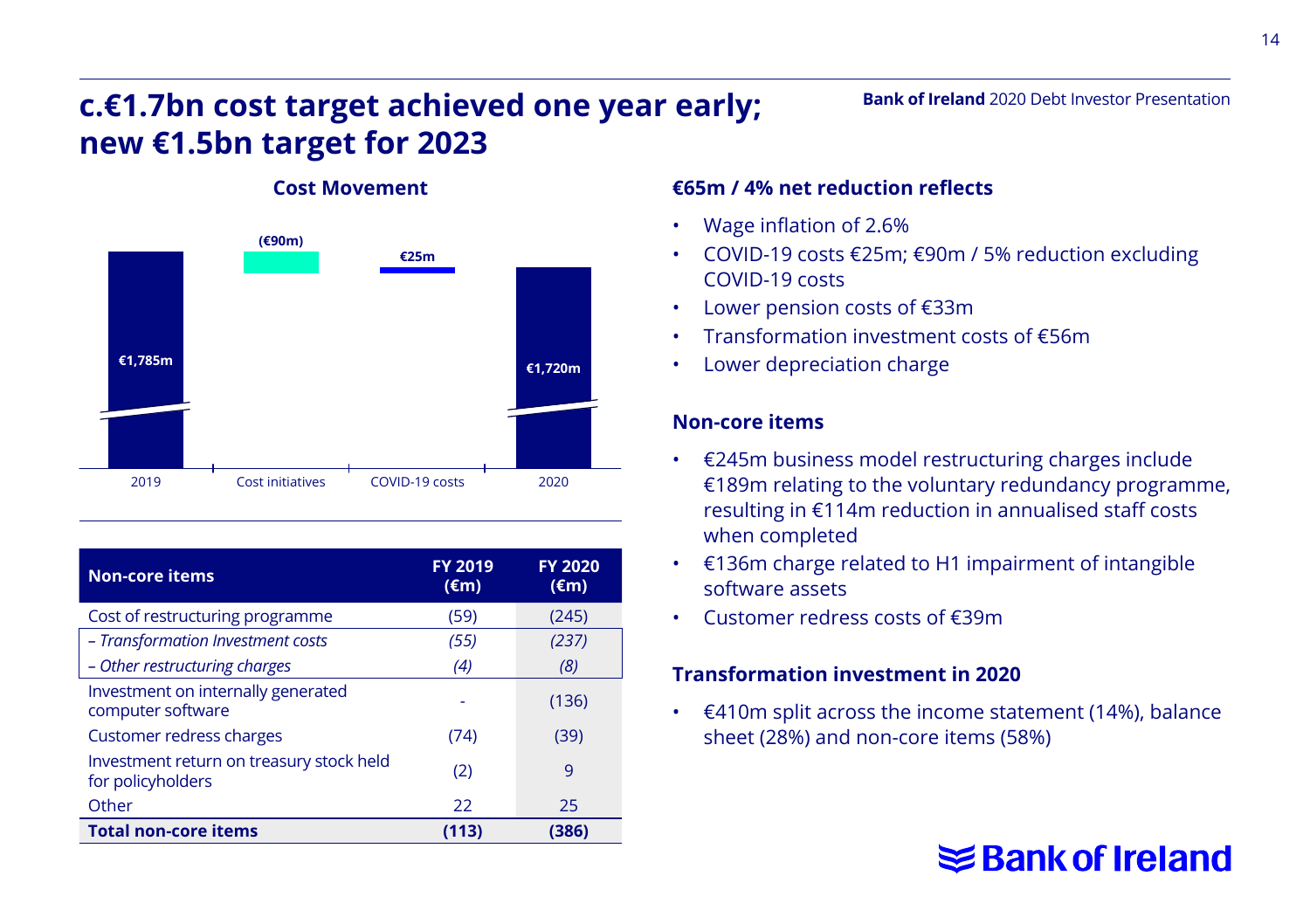# c.€1.7bn cost target achieved one year early; new €1.5bn target for 2023

### Cost Movement

| | 2019 | Cost initiatives | COVID-19 costs | 2020 |
|---|---|---|---|---|
| €m | €1,785m | (€90m) | €25m | €1,720m |

| Non-core items | FY 2019 (€m) | FY 2020 (€m) |
|---|---|---|
| Cost of restructuring programme | (59) | (245) |
| *– Transformation Investment costs* | *(55)* | *(237)* |
| *– Other restructuring charges* | *(4)* | *(8)* |
| Investment on internally generated computer software | - | (136) |
| Customer redress charges | (74) | (39) |
| Investment return on treasury stock held for policyholders | (2) | 9 |
| Other | 22 | 25 |
| **Total non-core items** | **(113)** | **(386)** |

### €65m / 4% net reduction reflects

- Wage inflation of 2.6%
- COVID-19 costs €25m; €90m / 5% reduction excluding COVID-19 costs
- Lower pension costs of €33m
- Transformation investment costs of €56m
- Lower depreciation charge

### Non-core items

- €245m business model restructuring charges include €189m relating to the voluntary redundancy programme, resulting in €114m reduction in annualised staff costs when completed
- €136m charge related to H1 impairment of intangible software assets
- Customer redress costs of €39m

### Transformation investment in 2020

- €410m split across the income statement (14%), balance sheet (28%) and non-core items (58%)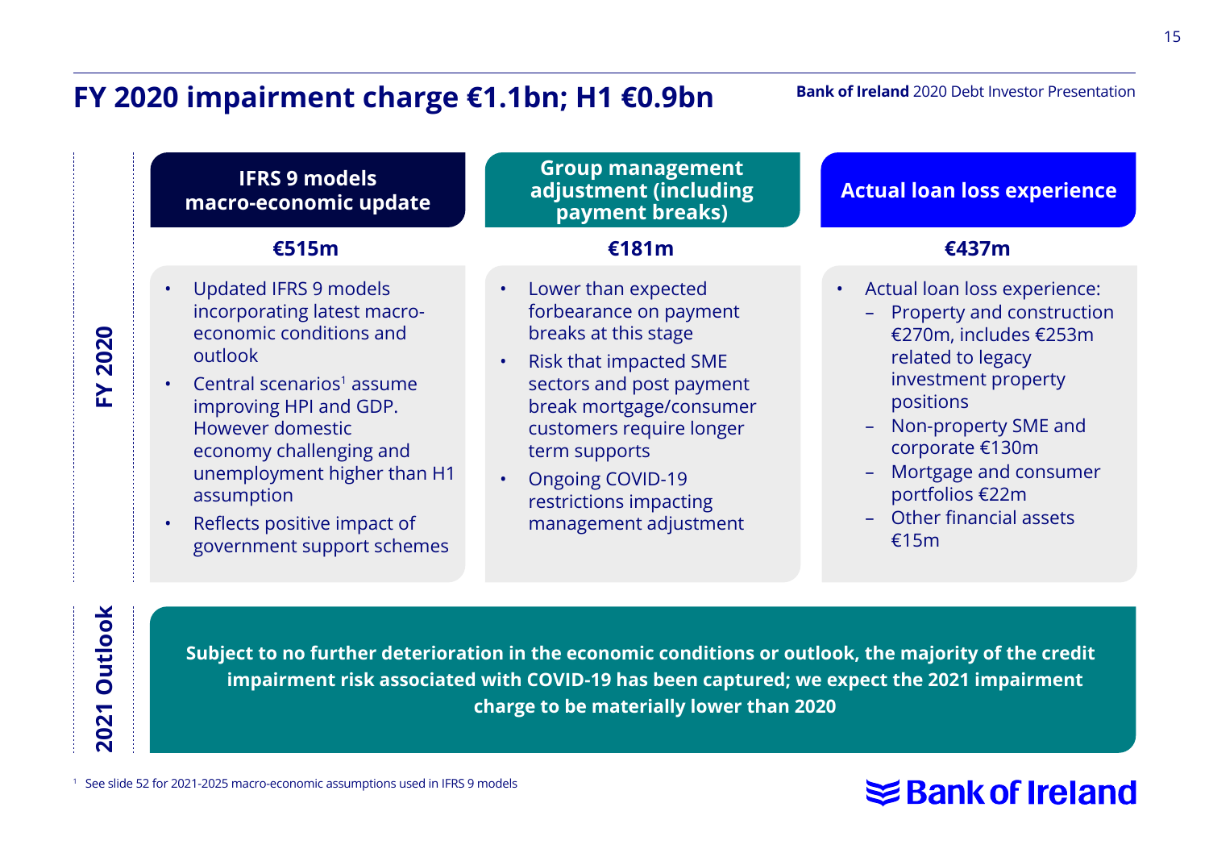# FY 2020 impairment charge €1.1bn; H1 €0.9bn

## FY 2020

### IFRS 9 models macro-economic update

**€515m**

- Updated IFRS 9 models incorporating latest macro-economic conditions and outlook
- Central scenarios[1] assume improving HPI and GDP. However domestic economy challenging and unemployment higher than H1 assumption
- Reflects positive impact of government support schemes

### Group management adjustment (including payment breaks)

**€181m**

- Lower than expected forbearance on payment breaks at this stage
- Risk that impacted SME sectors and post payment break mortgage/consumer customers require longer term supports
- Ongoing COVID-19 restrictions impacting management adjustment

### Actual loan loss experience

**€437m**

- Actual loan loss experience:
  - Property and construction €270m, includes €253m related to legacy investment property positions
  - Non-property SME and corporate €130m
  - Mortgage and consumer portfolios €22m
  - Other financial assets €15m

## 2021 Outlook

**Subject to no further deterioration in the economic conditions or outlook, the majority of the credit impairment risk associated with COVID-19 has been captured; we expect the 2021 impairment charge to be materially lower than 2020**

[1] See slide 52 for 2021-2025 macro-economic assumptions used in IFRS 9 models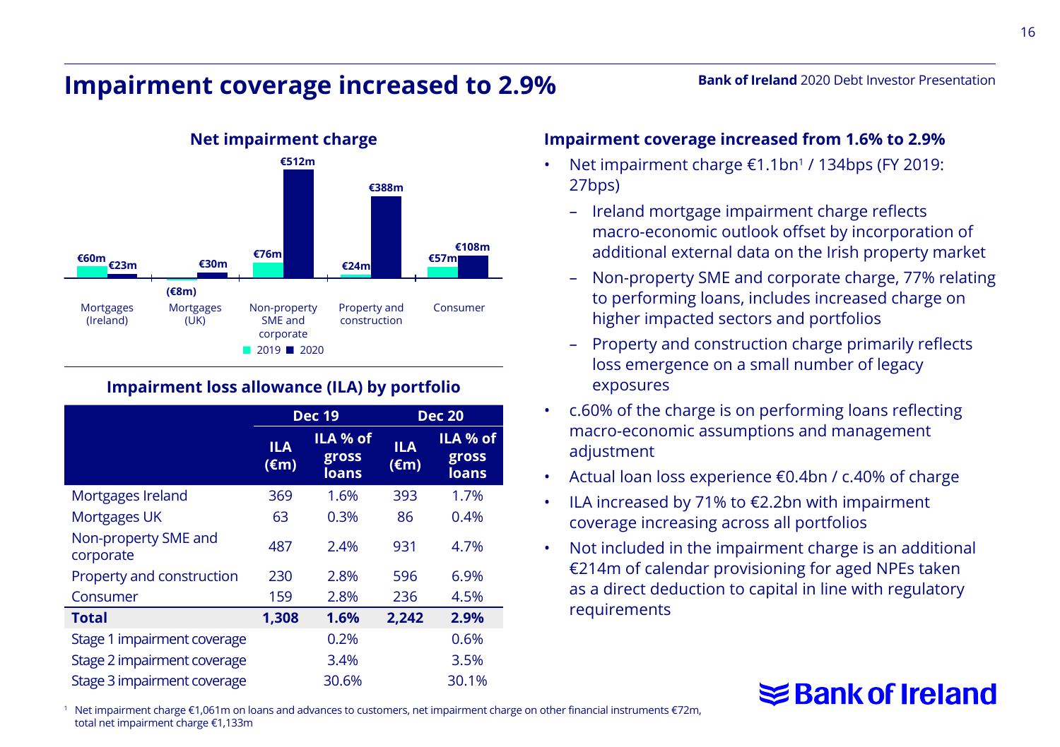# Impairment coverage increased to 2.9%

**Net impairment charge**

| | 2019 | 2020 |
|---|---|---|
| Mortgages (Ireland) | €60m | €23m |
| Mortgages (UK) | (€8m) | €30m |
| Non-property SME and corporate | €76m | €512m |
| Property and construction | €24m | €388m |
| Consumer | €57m | €108m |

**Impairment loss allowance (ILA) by portfolio**

| | Dec 19 | | Dec 20 | |
|---|---|---|---|---|
| | ILA (€m) | ILA % of gross loans | ILA (€m) | ILA % of gross loans |
| Mortgages Ireland | 369 | 1.6% | 393 | 1.7% |
| Mortgages UK | 63 | 0.3% | 86 | 0.4% |
| Non-property SME and corporate | 487 | 2.4% | 931 | 4.7% |
| Property and construction | 230 | 2.8% | 596 | 6.9% |
| Consumer | 159 | 2.8% | 236 | 4.5% |
| **Total** | **1,308** | **1.6%** | **2,242** | **2.9%** |
| Stage 1 impairment coverage | | 0.2% | | 0.6% |
| Stage 2 impairment coverage | | 3.4% | | 3.5% |
| Stage 3 impairment coverage | | 30.6% | | 30.1% |

**Impairment coverage increased from 1.6% to 2.9%**

- Net impairment charge €1.1bn[1] / 134bps (FY 2019: 27bps)
  - Ireland mortgage impairment charge reflects macro-economic outlook offset by incorporation of additional external data on the Irish property market
  - Non-property SME and corporate charge, 77% relating to performing loans, includes increased charge on higher impacted sectors and portfolios
  - Property and construction charge primarily reflects loss emergence on a small number of legacy exposures
- c.60% of the charge is on performing loans reflecting macro-economic assumptions and management adjustment
- Actual loan loss experience €0.4bn / c.40% of charge
- ILA increased by 71% to €2.2bn with impairment coverage increasing across all portfolios
- Not included in the impairment charge is an additional €214m of calendar provisioning for aged NPEs taken as a direct deduction to capital in line with regulatory requirements

[1] Net impairment charge €1,061m on loans and advances to customers, net impairment charge on other financial instruments €72m, total net impairment charge €1,133m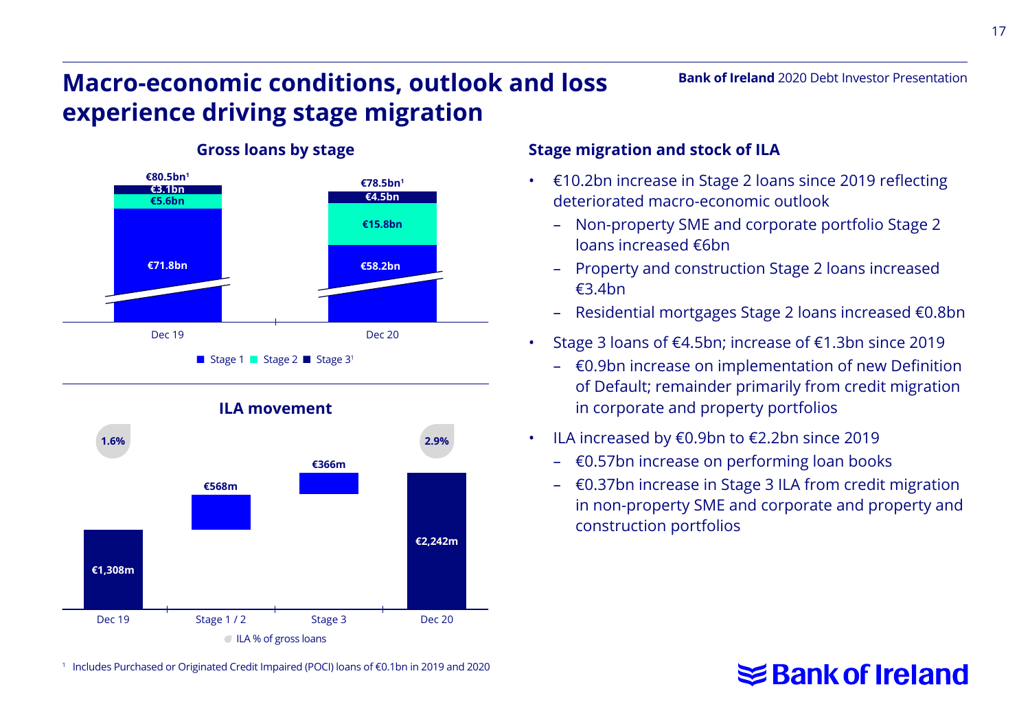# Macro-economic conditions, outlook and loss experience driving stage migration

## Gross loans by stage

| | Dec 19 | Dec 20 |
|---|---|---|
| Stage 1 | €71.8bn | €58.2bn |
| Stage 2 | €5.6bn | €15.8bn |
| Stage 3[1] | €3.1bn | €4.5bn |
| Total | €80.5bn[1] | €78.5bn[1] |

## ILA movement

| Dec 19 | Stage 1 / 2 | Stage 3 | Dec 20 |
|---|---|---|---|
| €1,308m | €568m | €366m | €2,242m |
| 1.6% | | | 2.9% |

ILA % of gross loans

## Stage migration and stock of ILA

- €10.2bn increase in Stage 2 loans since 2019 reflecting deteriorated macro-economic outlook
  - Non-property SME and corporate portfolio Stage 2 loans increased €6bn
  - Property and construction Stage 2 loans increased €3.4bn
  - Residential mortgages Stage 2 loans increased €0.8bn
- Stage 3 loans of €4.5bn; increase of €1.3bn since 2019
  - €0.9bn increase on implementation of new Definition of Default; remainder primarily from credit migration in corporate and property portfolios
- ILA increased by €0.9bn to €2.2bn since 2019
  - €0.57bn increase on performing loan books
  - €0.37bn increase in Stage 3 ILA from credit migration in non-property SME and corporate and property and construction portfolios

[1] Includes Purchased or Originated Credit Impaired (POCI) loans of €0.1bn in 2019 and 2020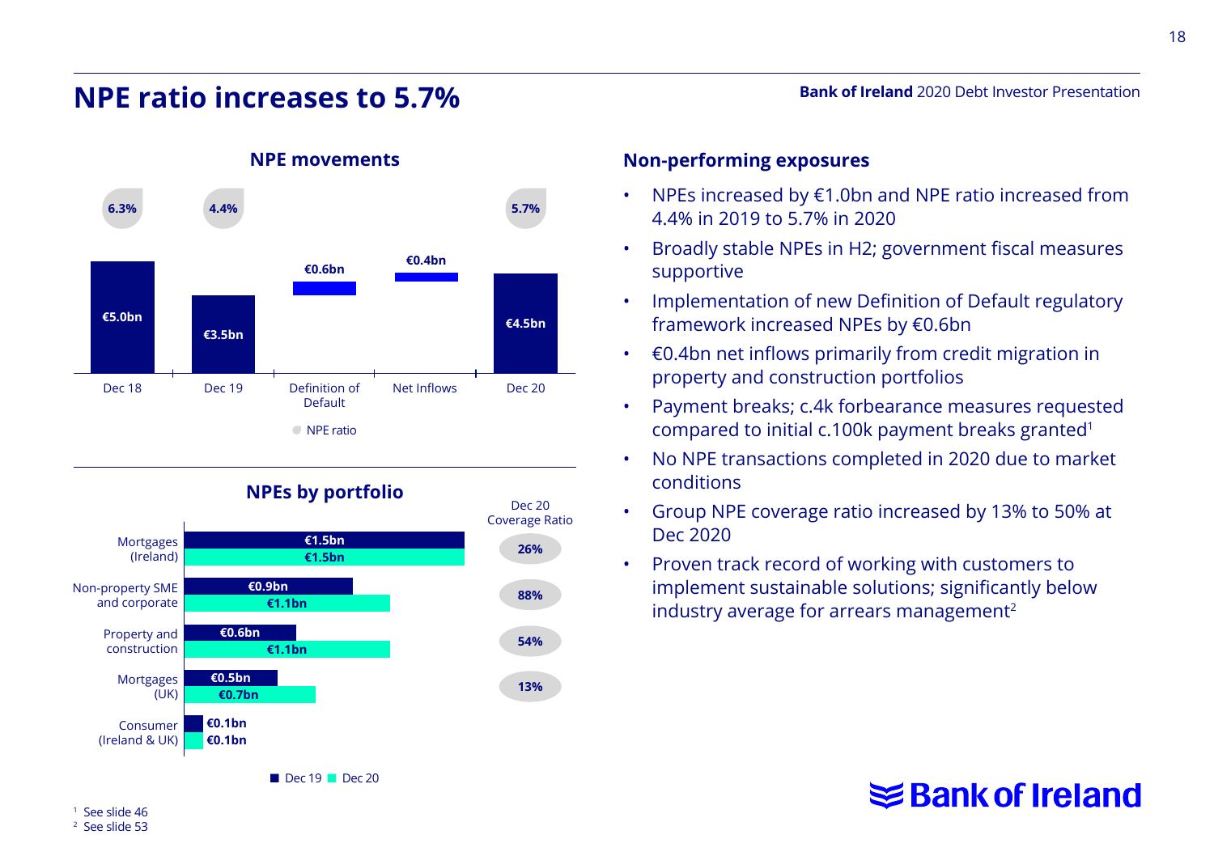# NPE ratio increases to 5.7%

Bank of Ireland 2020 Debt Investor Presentation

## NPE movements

| | Dec 18 | Dec 19 | Definition of Default | Net Inflows | Dec 20 |
|---|---|---|---|---|---|
| NPEs | €5.0bn | €3.5bn | €0.6bn | €0.4bn | €4.5bn |
| NPE ratio | 6.3% | 4.4% | | | 5.7% |

## NPEs by portfolio

| Portfolio | Dec 19 | Dec 20 | Dec 20 Coverage Ratio |
|---|---|---|---|
| Mortgages (Ireland) | €1.5bn | €1.5bn | 26% |
| Non-property SME and corporate | €0.9bn | €1.1bn | 88% |
| Property and construction | €0.6bn | €1.1bn | 54% |
| Mortgages (UK) | €0.5bn | €0.7bn | 13% |
| Consumer (Ireland & UK) | €0.1bn | €0.1bn | |

## Non-performing exposures

- NPEs increased by €1.0bn and NPE ratio increased from 4.4% in 2019 to 5.7% in 2020
- Broadly stable NPEs in H2; government fiscal measures supportive
- Implementation of new Definition of Default regulatory framework increased NPEs by €0.6bn
- €0.4bn net inflows primarily from credit migration in property and construction portfolios
- Payment breaks; c.4k forbearance measures requested compared to initial c.100k payment breaks granted[1]
- No NPE transactions completed in 2020 due to market conditions
- Group NPE coverage ratio increased by 13% to 50% at Dec 2020
- Proven track record of working with customers to implement sustainable solutions; significantly below industry average for arrears management[2]

[1] See slide 46
[2] See slide 53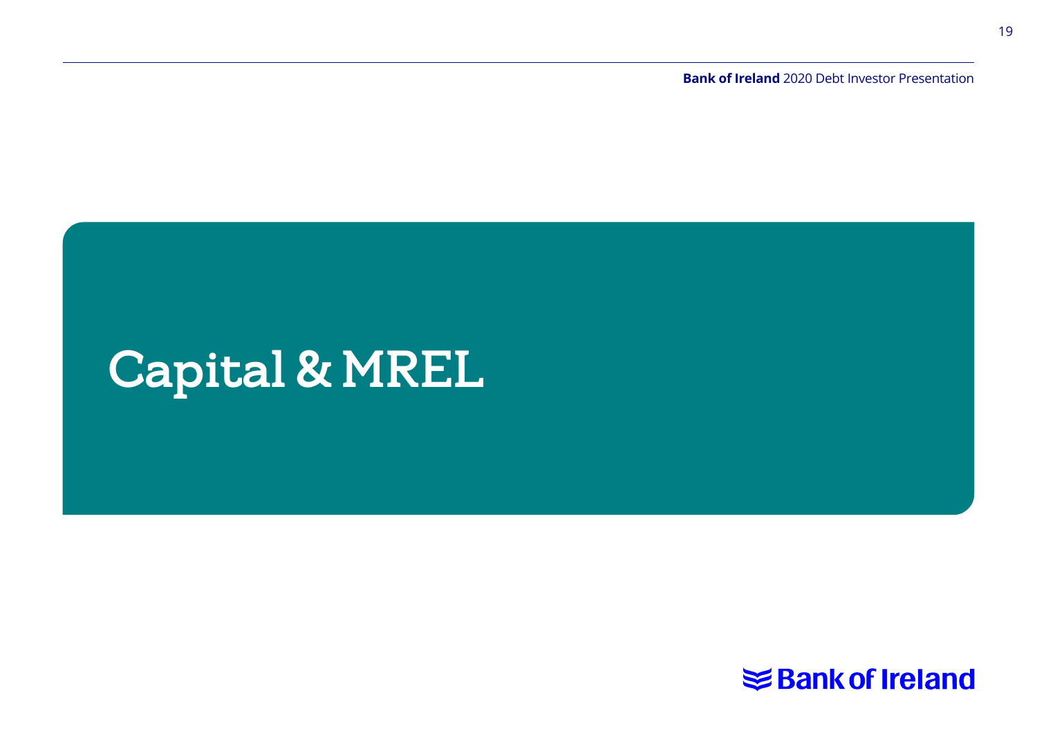# Capital & MREL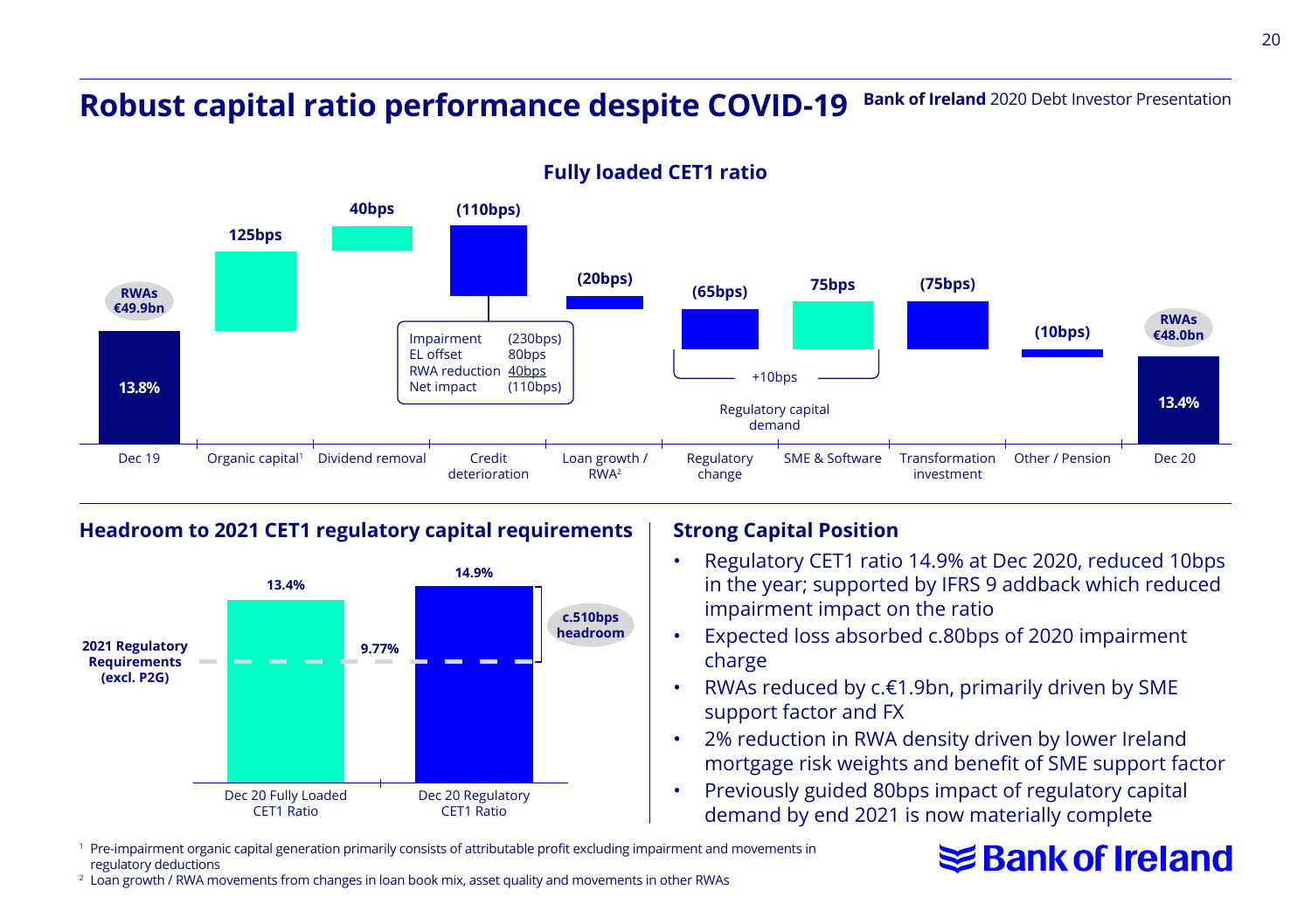# Robust capital ratio performance despite COVID-19

**Bank of Ireland** 2020 Debt Investor Presentation

## Fully loaded CET1 ratio

| Item | Value |
|---|---|
| Dec 19 (RWAs €49.9bn) | 13.8% |
| Organic capital[1] | 125bps |
| Dividend removal | 40bps |
| Credit deterioration | (110bps) |
| Loan growth / RWA[2] | (20bps) |
| Regulatory change | (65bps) |
| SME & Software | 75bps |
| Transformation investment | (75bps) |
| Other / Pension | (10bps) |
| Dec 20 (RWAs €48.0bn) | 13.4% |

Credit deterioration:

| | |
|---|---|
| Impairment | (230bps) |
| EL offset | 80bps |
| RWA reduction | 40bps |
| Net impact | (110bps) |

Regulatory change and SME & Software: +10bps Regulatory capital demand

## Headroom to 2021 CET1 regulatory capital requirements

| | Dec 20 Fully Loaded CET1 Ratio | Dec 20 Regulatory CET1 Ratio |
|---|---|---|
| CET1 ratio | 13.4% | 14.9% |
| 2021 Regulatory Requirements (excl. P2G) | 9.77% | 9.77% |

c.510bps headroom

## Strong Capital Position

- Regulatory CET1 ratio 14.9% at Dec 2020, reduced 10bps in the year; supported by IFRS 9 addback which reduced impairment impact on the ratio
- Expected loss absorbed c.80bps of 2020 impairment charge
- RWAs reduced by c.€1.9bn, primarily driven by SME support factor and FX
- 2% reduction in RWA density driven by lower Ireland mortgage risk weights and benefit of SME support factor
- Previously guided 80bps impact of regulatory capital demand by end 2021 is now materially complete

[1] Pre-impairment organic capital generation primarily consists of attributable profit excluding impairment and movements in regulatory deductions

[2] Loan growth / RWA movements from changes in loan book mix, asset quality and movements in other RWAs

Bank of Ireland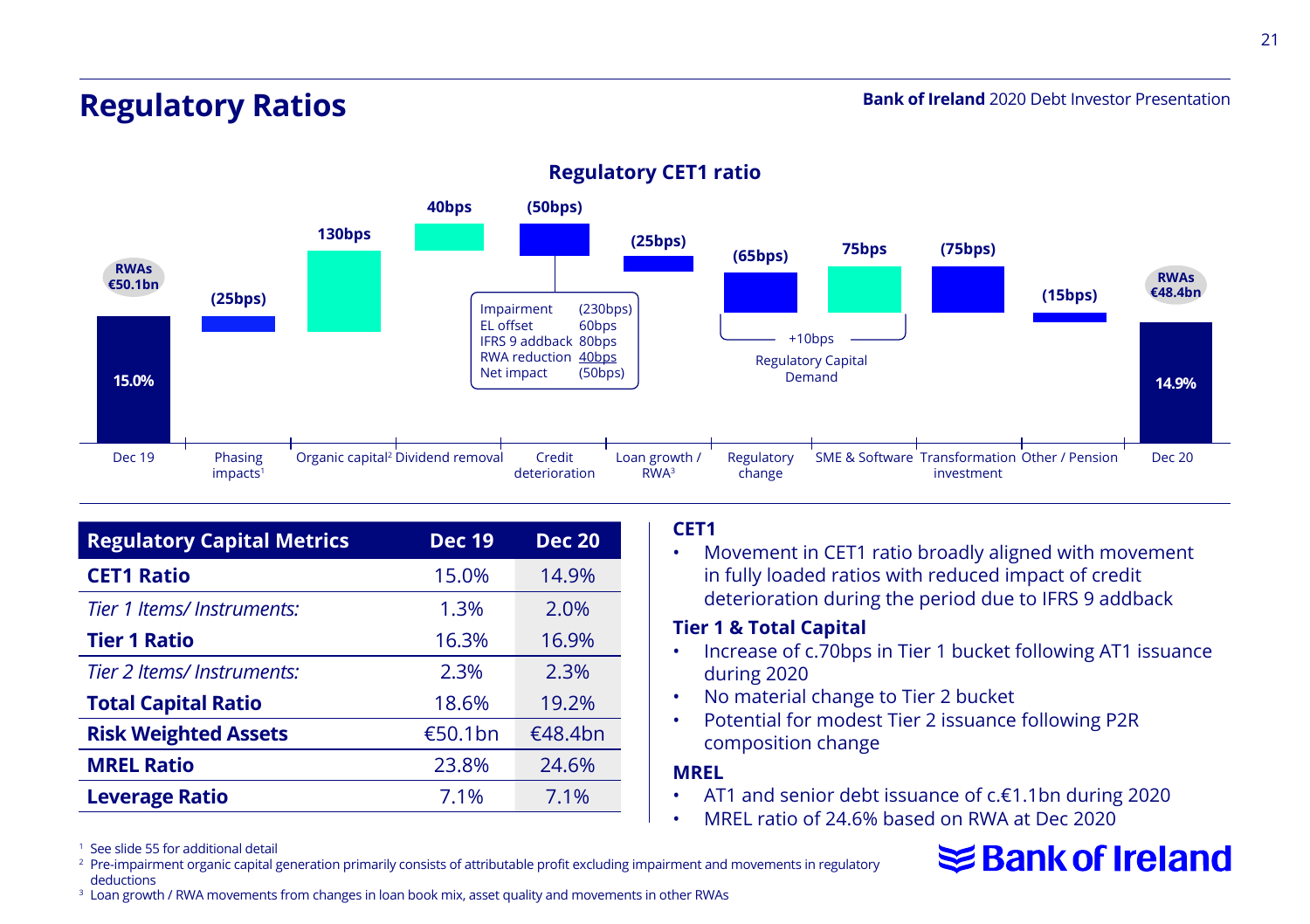# Regulatory Ratios

Bank of Ireland 2020 Debt Investor Presentation

## Regulatory CET1 ratio

| Item | Value |
|---|---|
| Dec 19 (RWAs €50.1bn) | 15.0% |
| Phasing impacts[1] | (25bps) |
| Organic capital[2] | 130bps |
| Dividend removal | 40bps |
| Credit deterioration | (50bps) |
| Loan growth / RWA[3] | (25bps) |
| Regulatory change | (65bps) |
| SME & Software | 75bps |
| Transformation investment | (75bps) |
| Other / Pension | (15bps) |
| Dec 20 (RWAs €48.4bn) | 14.9% |

Credit deterioration breakdown:

| | |
|---|---|
| Impairment | (230bps) |
| EL offset | 60bps |
| IFRS 9 addback | 80bps |
| RWA reduction | 40bps |
| Net impact | (50bps) |

Regulatory change and SME & Software: +10bps Regulatory Capital Demand

| Regulatory Capital Metrics | Dec 19 | Dec 20 |
|---|---|---|
| **CET1 Ratio** | 15.0% | 14.9% |
| *Tier 1 Items/ Instruments:* | 1.3% | 2.0% |
| **Tier 1 Ratio** | 16.3% | 16.9% |
| *Tier 2 Items/ Instruments:* | 2.3% | 2.3% |
| **Total Capital Ratio** | 18.6% | 19.2% |
| **Risk Weighted Assets** | €50.1bn | €48.4bn |
| **MREL Ratio** | 23.8% | 24.6% |
| **Leverage Ratio** | 7.1% | 7.1% |

**CET1**

- Movement in CET1 ratio broadly aligned with movement in fully loaded ratios with reduced impact of credit deterioration during the period due to IFRS 9 addback

**Tier 1 & Total Capital**

- Increase of c.70bps in Tier 1 bucket following AT1 issuance during 2020
- No material change to Tier 2 bucket
- Potential for modest Tier 2 issuance following P2R composition change

**MREL**

- AT1 and senior debt issuance of c.€1.1bn during 2020
- MREL ratio of 24.6% based on RWA at Dec 2020

[1] See slide 55 for additional detail
[2] Pre-impairment organic capital generation primarily consists of attributable profit excluding impairment and movements in regulatory deductions
[3] Loan growth / RWA movements from changes in loan book mix, asset quality and movements in other RWAs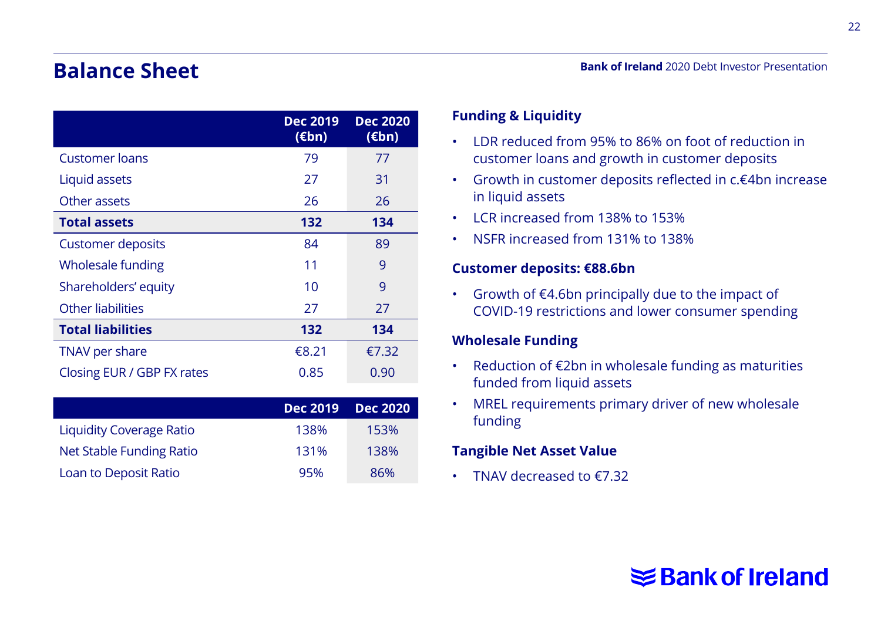# Balance Sheet

| | Dec 2019 (€bn) | Dec 2020 (€bn) |
|---|---|---|
| Customer loans | 79 | 77 |
| Liquid assets | 27 | 31 |
| Other assets | 26 | 26 |
| **Total assets** | **132** | **134** |
| Customer deposits | 84 | 89 |
| Wholesale funding | 11 | 9 |
| Shareholders' equity | 10 | 9 |
| Other liabilities | 27 | 27 |
| **Total liabilities** | **132** | **134** |
| TNAV per share | €8.21 | €7.32 |
| Closing EUR / GBP FX rates | 0.85 | 0.90 |

| | Dec 2019 | Dec 2020 |
|---|---|---|
| Liquidity Coverage Ratio | 138% | 153% |
| Net Stable Funding Ratio | 131% | 138% |
| Loan to Deposit Ratio | 95% | 86% |

### Funding & Liquidity

- LDR reduced from 95% to 86% on foot of reduction in customer loans and growth in customer deposits
- Growth in customer deposits reflected in c.€4bn increase in liquid assets
- LCR increased from 138% to 153%
- NSFR increased from 131% to 138%

### Customer deposits: €88.6bn

- Growth of €4.6bn principally due to the impact of COVID-19 restrictions and lower consumer spending

### Wholesale Funding

- Reduction of €2bn in wholesale funding as maturities funded from liquid assets
- MREL requirements primary driver of new wholesale funding

### Tangible Net Asset Value

- TNAV decreased to €7.32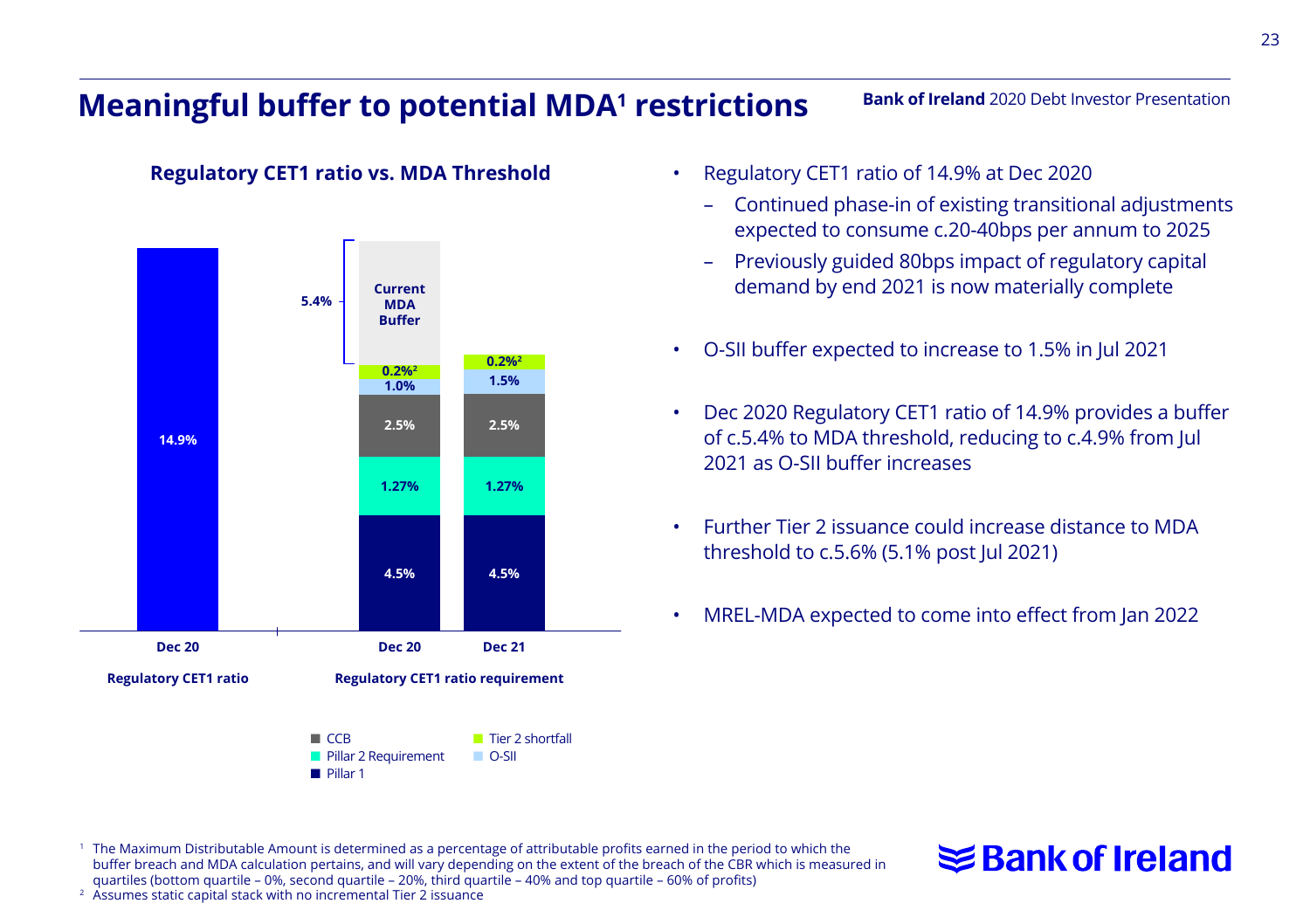# Meaningful buffer to potential MDA[1] restrictions

**Regulatory CET1 ratio vs. MDA Threshold**

| | Regulatory CET1 ratio | Regulatory CET1 ratio requirement | |
|---|---|---|---|
| | Dec 20 | Dec 20 | Dec 21 |
| Regulatory CET1 ratio | 14.9% | | |
| Current MDA Buffer | | 5.4% | |
| Tier 2 shortfall | | 0.2%[2] | 0.2%[2] |
| O-SII | | 1.0% | 1.5% |
| CCB | | 2.5% | 2.5% |
| Pillar 2 Requirement | | 1.27% | 1.27% |
| Pillar 1 | | 4.5% | 4.5% |

- Regulatory CET1 ratio of 14.9% at Dec 2020
  - Continued phase-in of existing transitional adjustments expected to consume c.20-40bps per annum to 2025
  - Previously guided 80bps impact of regulatory capital demand by end 2021 is now materially complete
- O-SII buffer expected to increase to 1.5% in Jul 2021
- Dec 2020 Regulatory CET1 ratio of 14.9% provides a buffer of c.5.4% to MDA threshold, reducing to c.4.9% from Jul 2021 as O-SII buffer increases
- Further Tier 2 issuance could increase distance to MDA threshold to c.5.6% (5.1% post Jul 2021)
- MREL-MDA expected to come into effect from Jan 2022

[1] The Maximum Distributable Amount is determined as a percentage of attributable profits earned in the period to which the buffer breach and MDA calculation pertains, and will vary depending on the extent of the breach of the CBR which is measured in quartiles (bottom quartile – 0%, second quartile – 20%, third quartile – 40% and top quartile – 60% of profits)

[2] Assumes static capital stack with no incremental Tier 2 issuance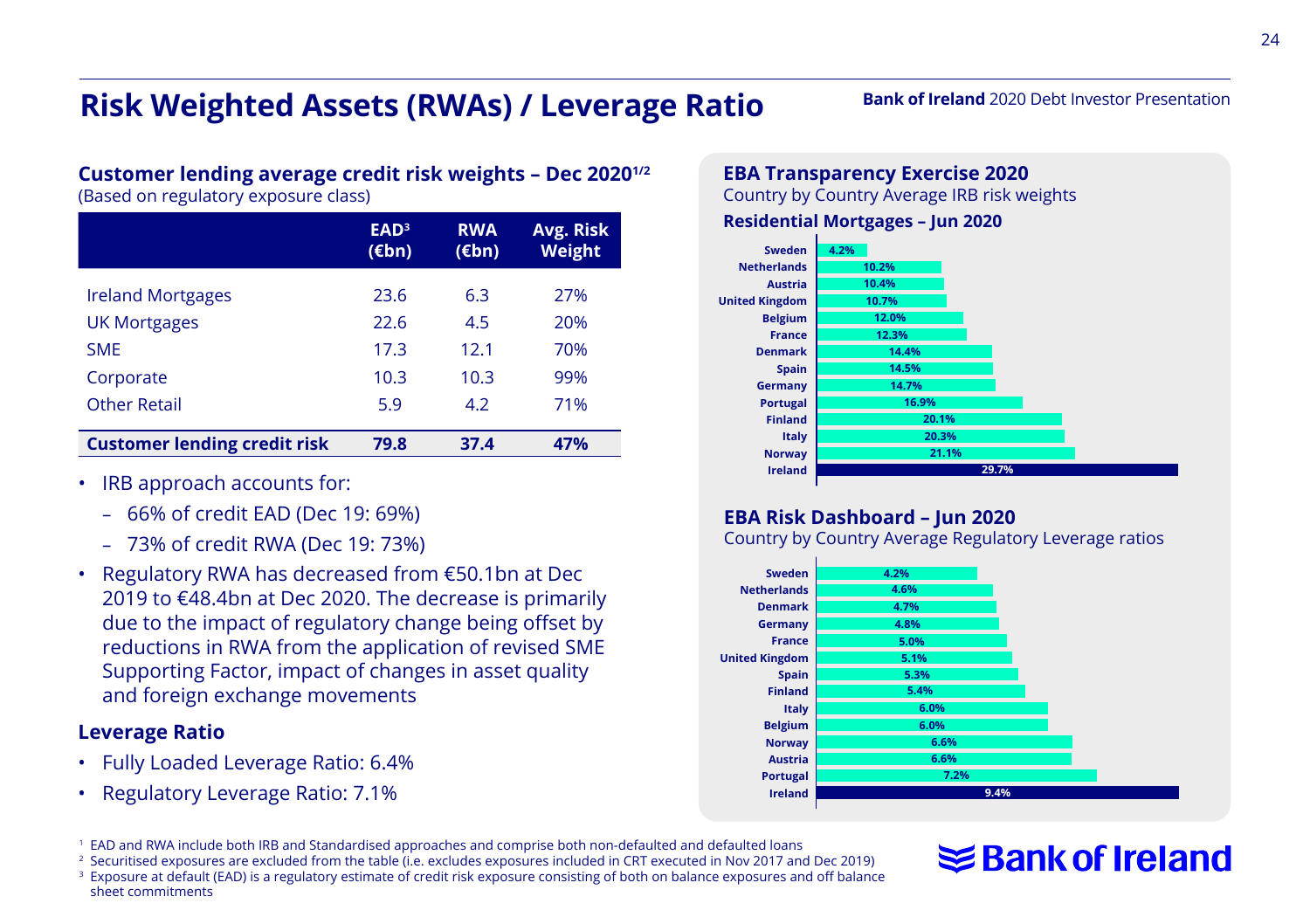# Risk Weighted Assets (RWAs) / Leverage Ratio

**Bank of Ireland** 2020 Debt Investor Presentation

### Customer lending average credit risk weights – Dec 2020[1/2]

(Based on regulatory exposure class)

| | EAD[3] (€bn) | RWA (€bn) | Avg. Risk Weight |
|---|---|---|---|
| Ireland Mortgages | 23.6 | 6.3 | 27% |
| UK Mortgages | 22.6 | 4.5 | 20% |
| SME | 17.3 | 12.1 | 70% |
| Corporate | 10.3 | 10.3 | 99% |
| Other Retail | 5.9 | 4.2 | 71% |
| **Customer lending credit risk** | **79.8** | **37.4** | **47%** |

- IRB approach accounts for:
  - 66% of credit EAD (Dec 19: 69%)
  - 73% of credit RWA (Dec 19: 73%)
- Regulatory RWA has decreased from €50.1bn at Dec 2019 to €48.4bn at Dec 2020. The decrease is primarily due to the impact of regulatory change being offset by reductions in RWA from the application of revised SME Supporting Factor, impact of changes in asset quality and foreign exchange movements

### Leverage Ratio

- Fully Loaded Leverage Ratio: 6.4%
- Regulatory Leverage Ratio: 7.1%

### EBA Transparency Exercise 2020

Country by Country Average IRB risk weights

**Residential Mortgages – Jun 2020**

| Country | Average IRB risk weight |
|---|---|
| Sweden | 4.2% |
| Netherlands | 10.2% |
| Austria | 10.4% |
| United Kingdom | 10.7% |
| Belgium | 12.0% |
| France | 12.3% |
| Denmark | 14.4% |
| Spain | 14.5% |
| Germany | 14.7% |
| Portugal | 16.9% |
| Finland | 20.1% |
| Italy | 20.3% |
| Norway | 21.1% |
| Ireland | 29.7% |

### EBA Risk Dashboard – Jun 2020

Country by Country Average Regulatory Leverage ratios

| Country | Average Regulatory Leverage ratio |
|---|---|
| Sweden | 4.2% |
| Netherlands | 4.6% |
| Denmark | 4.7% |
| Germany | 4.8% |
| France | 5.0% |
| United Kingdom | 5.1% |
| Spain | 5.3% |
| Finland | 5.4% |
| Italy | 6.0% |
| Belgium | 6.0% |
| Norway | 6.6% |
| Austria | 6.6% |
| Portugal | 7.2% |
| Ireland | 9.4% |

[1] EAD and RWA include both IRB and Standardised approaches and comprise both non-defaulted and defaulted loans
[2] Securitised exposures are excluded from the table (i.e. excludes exposures included in CRT executed in Nov 2017 and Dec 2019)
[3] Exposure at default (EAD) is a regulatory estimate of credit risk exposure consisting of both on balance exposures and off balance sheet commitments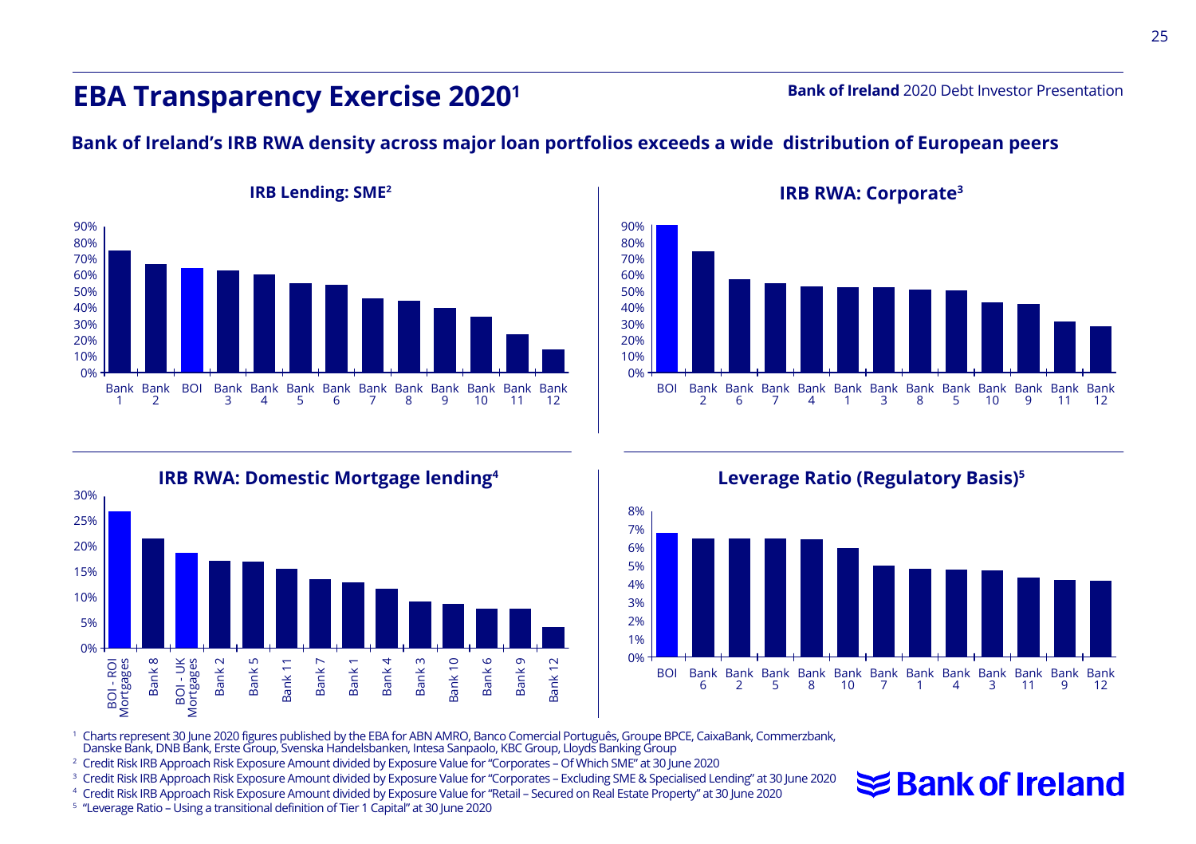# EBA Transparency Exercise 2020[1]

**Bank of Ireland's IRB RWA density across major loan portfolios exceeds a wide distribution of European peers**

### IRB Lending: SME[2]

Bank 1, Bank 2, BOI, Bank 3, Bank 4, Bank 5, Bank 6, Bank 7, Bank 8, Bank 9, Bank 10, Bank 11, Bank 12

### IRB RWA: Corporate[3]

BOI, Bank 2, Bank 6, Bank 7, Bank 4, Bank 1, Bank 3, Bank 8, Bank 5, Bank 10, Bank 9, Bank 11, Bank 12

### IRB RWA: Domestic Mortgage lending[4]

BOI - ROI Mortgages, Bank 8, BOI - UK Mortgages, Bank 2, Bank 5, Bank 11, Bank 7, Bank 1, Bank 4, Bank 3, Bank 10, Bank 6, Bank 9, Bank 12

### Leverage Ratio (Regulatory Basis)[5]

BOI, Bank 6, Bank 2, Bank 5, Bank 8, Bank 10, Bank 7, Bank 1, Bank 4, Bank 3, Bank 11, Bank 9, Bank 12

[1] Charts represent 30 June 2020 figures published by the EBA for ABN AMRO, Banco Comercial Português, Groupe BPCE, CaixaBank, Commerzbank, Danske Bank, DNB Bank, Erste Group, Svenska Handelsbanken, Intesa Sanpaolo, KBC Group, Lloyds Banking Group

[2] Credit Risk IRB Approach Risk Exposure Amount divided by Exposure Value for "Corporates – Of Which SME" at 30 June 2020

[3] Credit Risk IRB Approach Risk Exposure Amount divided by Exposure Value for "Corporates – Excluding SME & Specialised Lending" at 30 June 2020

[4] Credit Risk IRB Approach Risk Exposure Amount divided by Exposure Value for "Retail – Secured on Real Estate Property" at 30 June 2020

[5] "Leverage Ratio – Using a transitional definition of Tier 1 Capital" at 30 June 2020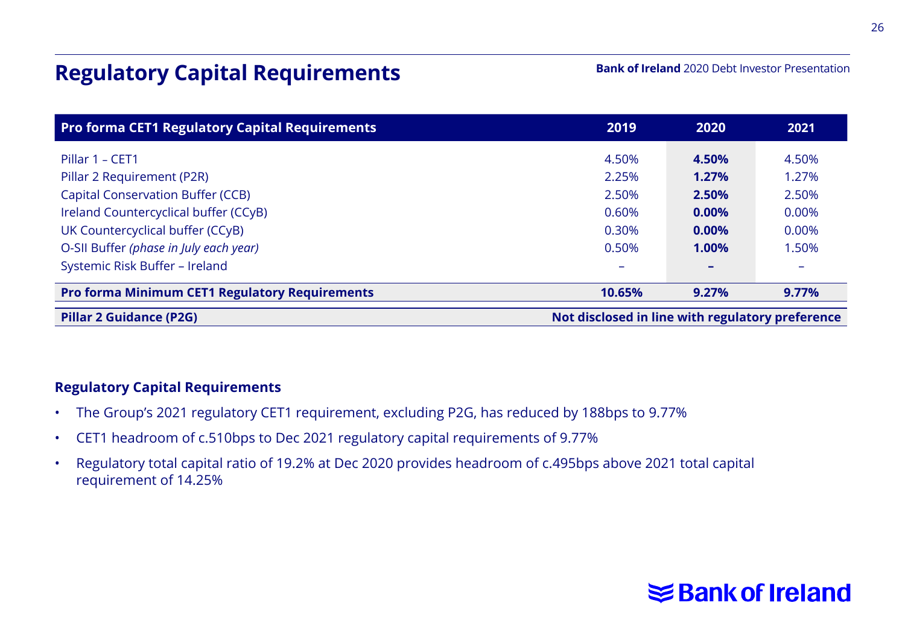# Regulatory Capital Requirements

| Pro forma CET1 Regulatory Capital Requirements | 2019 | 2020 | 2021 |
|---|---|---|---|
| Pillar 1 – CET1 | 4.50% | **4.50%** | 4.50% |
| Pillar 2 Requirement (P2R) | 2.25% | **1.27%** | 1.27% |
| Capital Conservation Buffer (CCB) | 2.50% | **2.50%** | 2.50% |
| Ireland Countercyclical buffer (CCyB) | 0.60% | **0.00%** | 0.00% |
| UK Countercyclical buffer (CCyB) | 0.30% | **0.00%** | 0.00% |
| O-SII Buffer *(phase in July each year)* | 0.50% | **1.00%** | 1.50% |
| Systemic Risk Buffer – Ireland | – | **–** | – |
| **Pro forma Minimum CET1 Regulatory Requirements** | **10.65%** | **9.27%** | **9.77%** |
| **Pillar 2 Guidance (P2G)** | **Not disclosed in line with regulatory preference** | | |

### Regulatory Capital Requirements

- The Group's 2021 regulatory CET1 requirement, excluding P2G, has reduced by 188bps to 9.77%
- CET1 headroom of c.510bps to Dec 2021 regulatory capital requirements of 9.77%
- Regulatory total capital ratio of 19.2% at Dec 2020 provides headroom of c.495bps above 2021 total capital requirement of 14.25%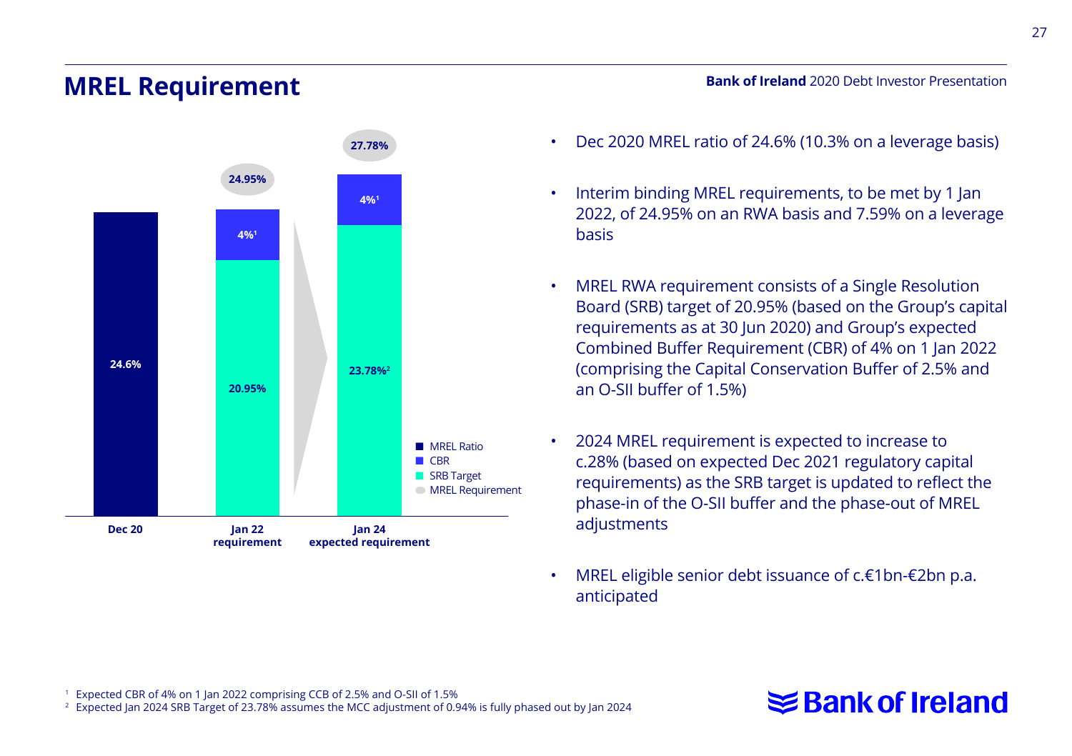## MREL Requirement

| | Dec 20 | Jan 22 requirement | Jan 24 expected requirement |
|---|---|---|---|
| MREL Ratio | 24.6% | | |
| CBR | | 4%[1] | 4%[1] |
| SRB Target | | 20.95% | 23.78%[2] |
| MREL Requirement | | 24.95% | 27.78% |

- Dec 2020 MREL ratio of 24.6% (10.3% on a leverage basis)
- Interim binding MREL requirements, to be met by 1 Jan 2022, of 24.95% on an RWA basis and 7.59% on a leverage basis
- MREL RWA requirement consists of a Single Resolution Board (SRB) target of 20.95% (based on the Group's capital requirements as at 30 Jun 2020) and Group's expected Combined Buffer Requirement (CBR) of 4% on 1 Jan 2022 (comprising the Capital Conservation Buffer of 2.5% and an O-SII buffer of 1.5%)
- 2024 MREL requirement is expected to increase to c.28% (based on expected Dec 2021 regulatory capital requirements) as the SRB target is updated to reflect the phase-in of the O-SII buffer and the phase-out of MREL adjustments
- MREL eligible senior debt issuance of c.€1bn-€2bn p.a. anticipated

[1] Expected CBR of 4% on 1 Jan 2022 comprising CCB of 2.5% and O-SII of 1.5%
[2] Expected Jan 2024 SRB Target of 23.78% assumes the MCC adjustment of 0.94% is fully phased out by Jan 2024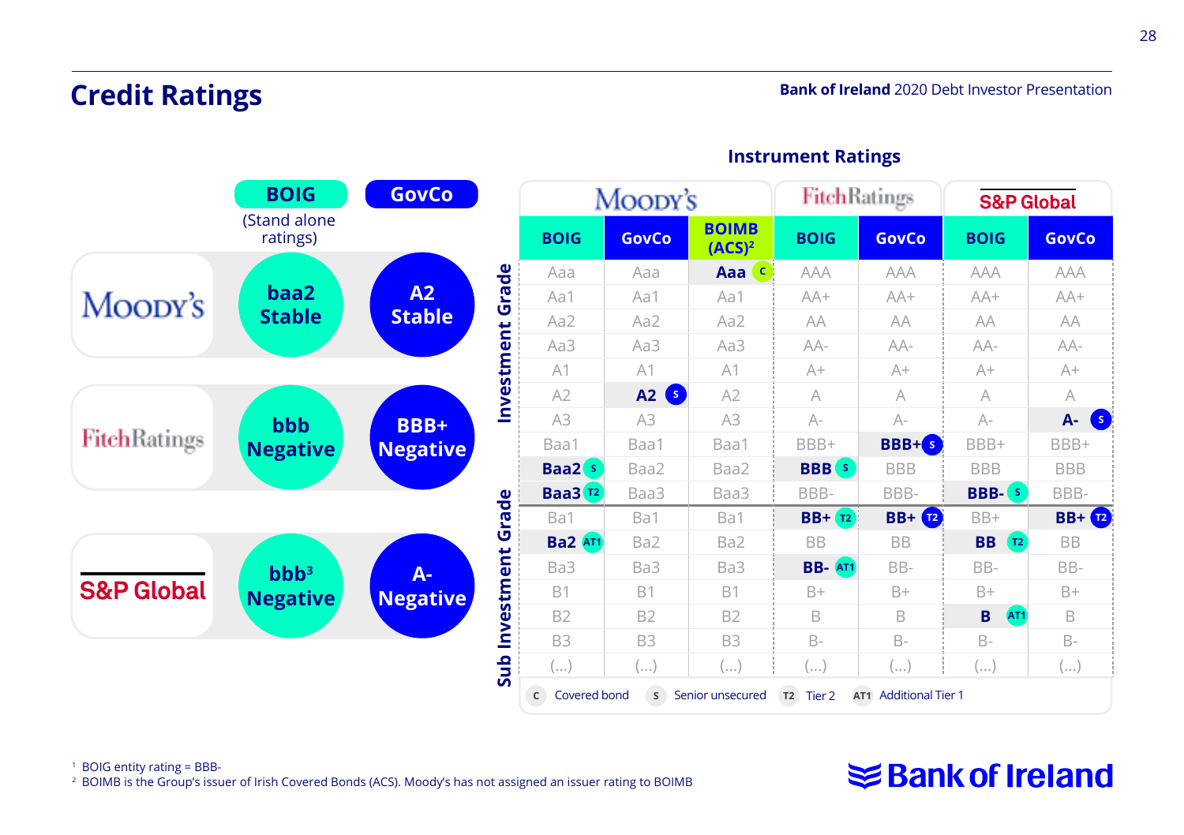# Credit Ratings

| | BOIG (Stand alone ratings) | GovCo |
|---|---|---|
| Moody's | baa2 Stable | A2 Stable |
| Fitch Ratings | bbb Negative | BBB+ Negative |
| S&P Global | bbb[3] Negative | A- Negative |

## Instrument Ratings

| | Moody's | | | Fitch Ratings | | S&P Global | |
|---|---|---|---|---|---|---|---|
| | BOIG | GovCo | BOIMB (ACS)[2] | BOIG | GovCo | BOIG | GovCo |
| Investment Grade | Aaa | Aaa | **Aaa** (C) | AAA | AAA | AAA | AAA |
| | Aa1 | Aa1 | Aa1 | AA+ | AA+ | AA+ | AA+ |
| | Aa2 | Aa2 | Aa2 | AA | AA | AA | AA |
| | Aa3 | Aa3 | Aa3 | AA- | AA- | AA- | AA- |
| | A1 | A1 | A1 | A+ | A+ | A+ | A+ |
| | A2 | **A2** (S) | A2 | A | A | A | A |
| | A3 | A3 | A3 | A- | A- | A- | **A-** (S) |
| | Baa1 | Baa1 | Baa1 | BBB+ | **BBB+** (S) | BBB+ | BBB+ |
| | **Baa2** (S) | Baa2 | Baa2 | **BBB** (S) | BBB | BBB | BBB |
| | **Baa3** (T2) | Baa3 | Baa3 | BBB- | BBB- | **BBB-** (S) | BBB- |
| Sub Investment Grade | Ba1 | Ba1 | Ba1 | **BB+** (T2) | **BB+** (T2) | BB+ | **BB+** (T2) |
| | **Ba2** (AT1) | Ba2 | Ba2 | BB | BB | **BB** (T2) | BB |
| | Ba3 | Ba3 | Ba3 | **BB-** (AT1) | BB- | BB- | BB- |
| | B1 | B1 | B1 | B+ | B+ | B+ | B+ |
| | B2 | B2 | B2 | B | B | **B** (AT1) | B |
| | B3 | B3 | B3 | B- | B- | B- | B- |
| | (…) | (…) | (…) | (…) | (…) | (…) | (…) |

C Covered bond S Senior unsecured T2 Tier 2 AT1 Additional Tier 1

[1] BOIG entity rating = BBB-

[2] BOIMB is the Group's issuer of Irish Covered Bonds (ACS). Moody's has not assigned an issuer rating to BOIMB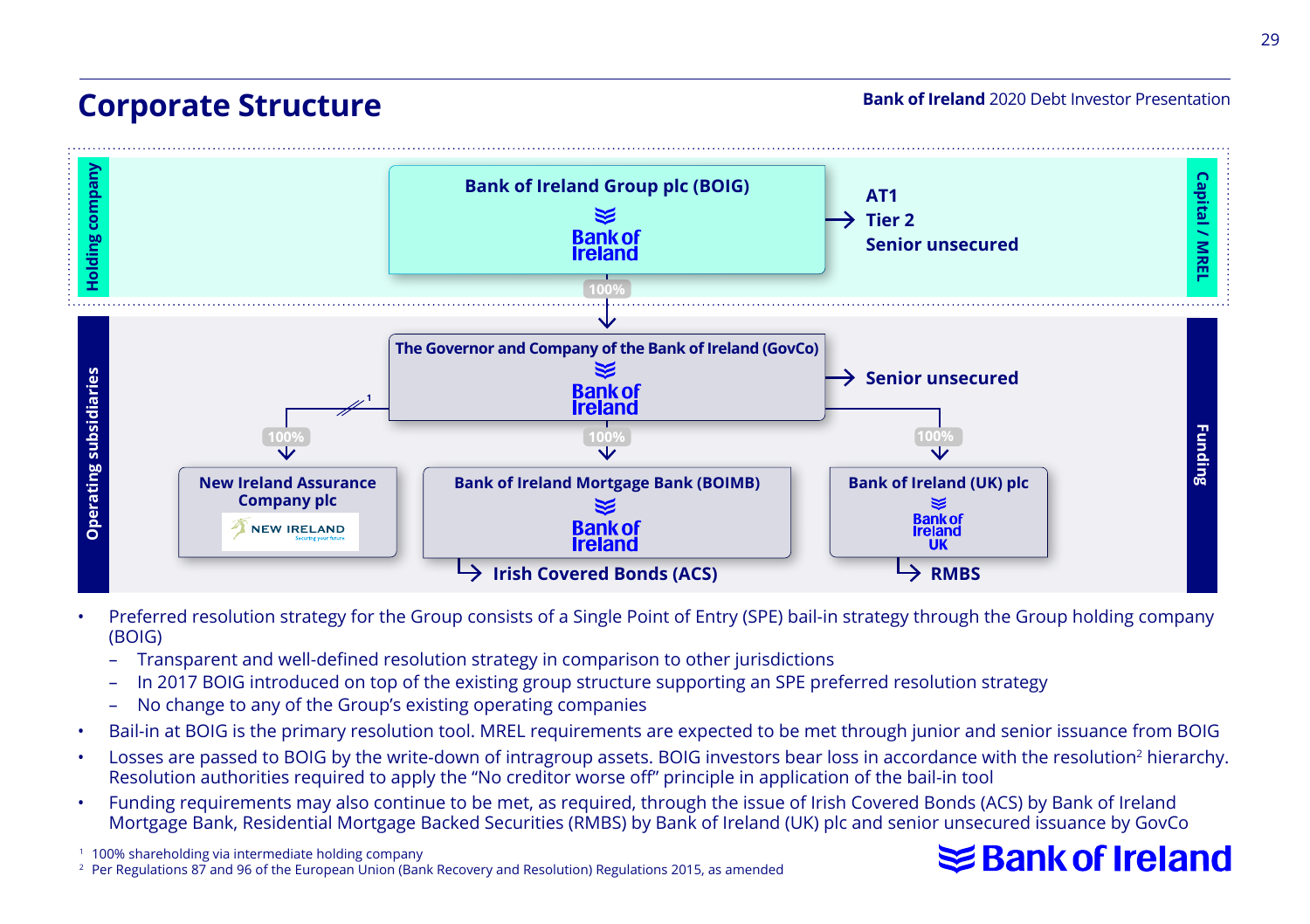# Corporate Structure

**Holding company** | **Capital / MREL**

**Bank of Ireland Group plc (BOIG)** → AT1, Tier 2, Senior unsecured

100% ↓

**Operating subsidiaries** | **Funding**

**The Governor and Company of the Bank of Ireland (GovCo)** → Senior unsecured

- 100%[1] → **New Ireland Assurance Company plc**
- 100% → **Bank of Ireland Mortgage Bank (BOIMB)** → Irish Covered Bonds (ACS)
- 100% → **Bank of Ireland (UK) plc** → RMBS

- Preferred resolution strategy for the Group consists of a Single Point of Entry (SPE) bail-in strategy through the Group holding company (BOIG)
  - Transparent and well-defined resolution strategy in comparison to other jurisdictions
  - In 2017 BOIG introduced on top of the existing group structure supporting an SPE preferred resolution strategy
  - No change to any of the Group's existing operating companies
- Bail-in at BOIG is the primary resolution tool. MREL requirements are expected to be met through junior and senior issuance from BOIG
- Losses are passed to BOIG by the write-down of intragroup assets. BOIG investors bear loss in accordance with the resolution[2] hierarchy. Resolution authorities required to apply the "No creditor worse off" principle in application of the bail-in tool
- Funding requirements may also continue to be met, as required, through the issue of Irish Covered Bonds (ACS) by Bank of Ireland Mortgage Bank, Residential Mortgage Backed Securities (RMBS) by Bank of Ireland (UK) plc and senior unsecured issuance by GovCo

[1] 100% shareholding via intermediate holding company

[2] Per Regulations 87 and 96 of the European Union (Bank Recovery and Resolution) Regulations 2015, as amended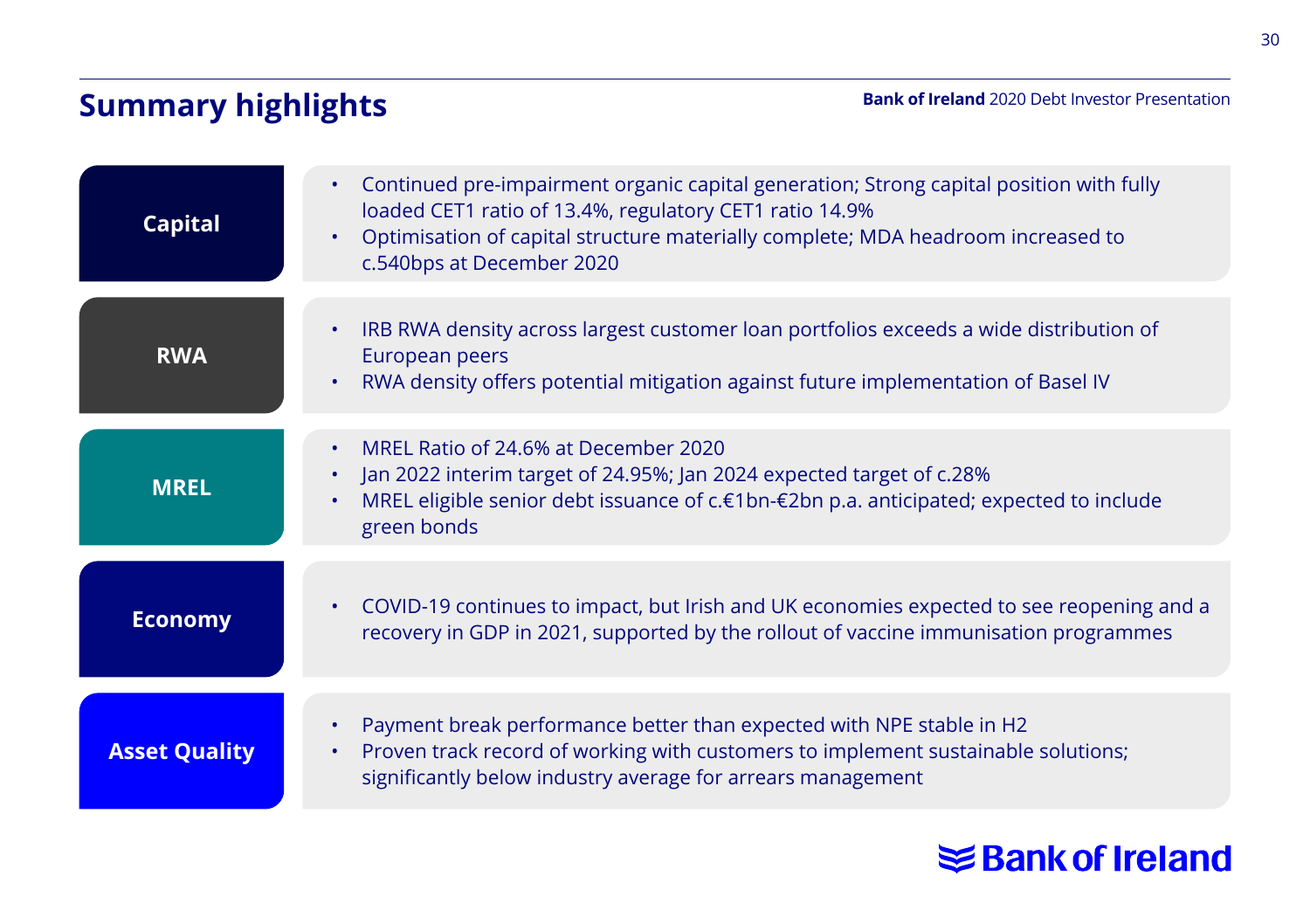# Summary highlights

### Capital

- Continued pre-impairment organic capital generation; Strong capital position with fully loaded CET1 ratio of 13.4%, regulatory CET1 ratio 14.9%
- Optimisation of capital structure materially complete; MDA headroom increased to c.540bps at December 2020

### RWA

- IRB RWA density across largest customer loan portfolios exceeds a wide distribution of European peers
- RWA density offers potential mitigation against future implementation of Basel IV

### MREL

- MREL Ratio of 24.6% at December 2020
- Jan 2022 interim target of 24.95%; Jan 2024 expected target of c.28%
- MREL eligible senior debt issuance of c.€1bn-€2bn p.a. anticipated; expected to include green bonds

### Economy

- COVID-19 continues to impact, but Irish and UK economies expected to see reopening and a recovery in GDP in 2021, supported by the rollout of vaccine immunisation programmes

### Asset Quality

- Payment break performance better than expected with NPE stable in H2
- Proven track record of working with customers to implement sustainable solutions; significantly below industry average for arrears management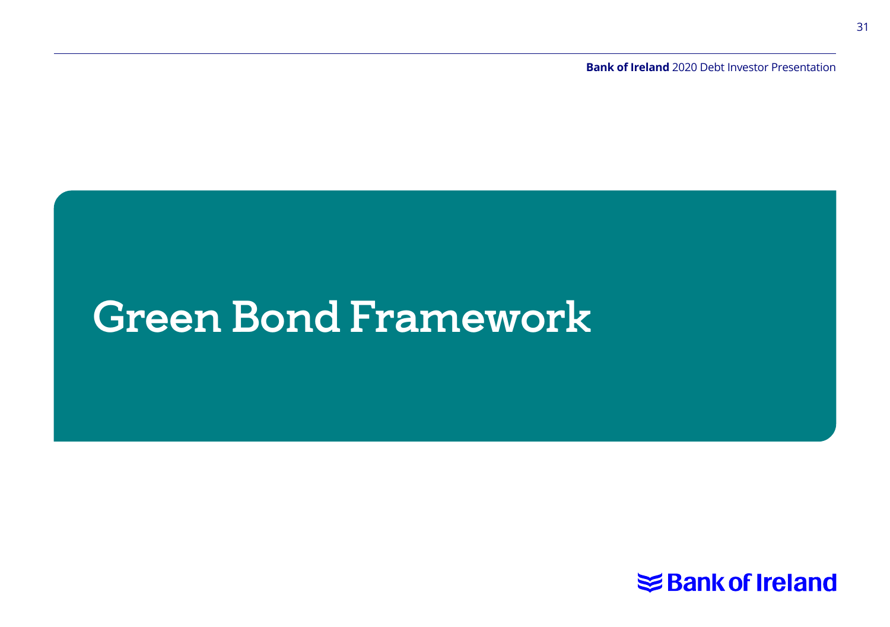# Green Bond Framework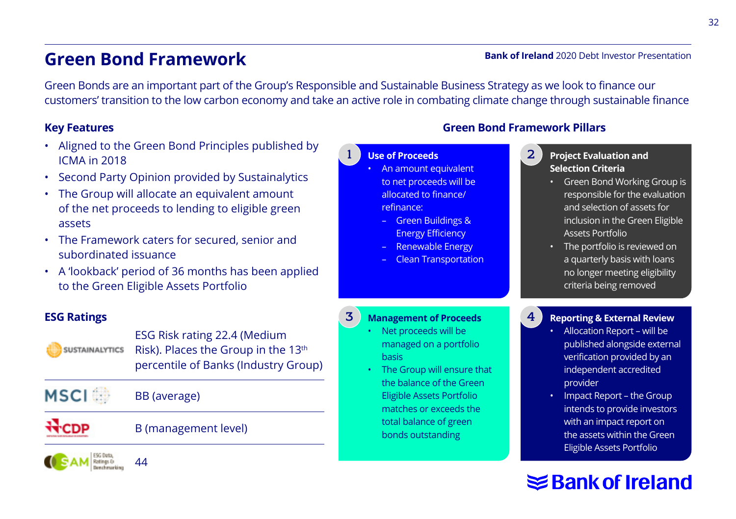# Green Bond Framework

Green Bonds are an important part of the Group's Responsible and Sustainable Business Strategy as we look to finance our customers' transition to the low carbon economy and take an active role in combating climate change through sustainable finance

## Key Features

- Aligned to the Green Bond Principles published by ICMA in 2018
- Second Party Opinion provided by Sustainalytics
- The Group will allocate an equivalent amount of the net proceeds to lending to eligible green assets
- The Framework caters for secured, senior and subordinated issuance
- A 'lookback' period of 36 months has been applied to the Green Eligible Assets Portfolio

## ESG Ratings

| Agency | Rating |
| --- | --- |
| SUSTAINALYTICS | ESG Risk rating 22.4 (Medium Risk). Places the Group in the 13th percentile of Banks (Industry Group) |
| MSCI | BB (average) |
| CDP | B (management level) |
| SAM ESG Data, Ratings & Benchmarking | 44 |

## Green Bond Framework Pillars

**1 Use of Proceeds**

- An amount equivalent to net proceeds will be allocated to finance/ refinance:
  - Green Buildings & Energy Efficiency
  - Renewable Energy
  - Clean Transportation

**2 Project Evaluation and Selection Criteria**

- Green Bond Working Group is responsible for the evaluation and selection of assets for inclusion in the Green Eligible Assets Portfolio
- The portfolio is reviewed on a quarterly basis with loans no longer meeting eligibility criteria being removed

**3 Management of Proceeds**

- Net proceeds will be managed on a portfolio basis
- The Group will ensure that the balance of the Green Eligible Assets Portfolio matches or exceeds the total balance of green bonds outstanding

**4 Reporting & External Review**

- Allocation Report – will be published alongside external verification provided by an independent accredited provider
- Impact Report – the Group intends to provide investors with an impact report on the assets within the Green Eligible Assets Portfolio

Bank of Ireland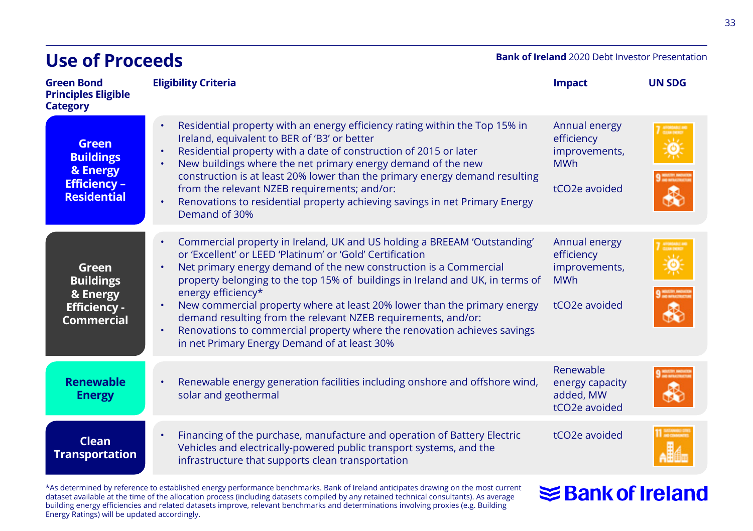# Use of Proceeds

**Bank of Ireland** 2020 Debt Investor Presentation

| Green Bond Principles Eligible Category | Eligibility Criteria | Impact | UN SDG |
|---|---|---|---|
| **Green Buildings & Energy Efficiency – Residential** | • Residential property with an energy efficiency rating within the Top 15% in Ireland, equivalent to BER of 'B3' or better<br>• Residential property with a date of construction of 2015 or later<br>• New buildings where the net primary energy demand of the new construction is at least 20% lower than the primary energy demand resulting from the relevant NZEB requirements; and/or:<br>• Renovations to residential property achieving savings in net Primary Energy Demand of 30% | Annual energy efficiency improvements, MWh<br><br>tCO2e avoided | 7, 9 |
| **Green Buildings & Energy Efficiency - Commercial** | • Commercial property in Ireland, UK and US holding a BREEAM 'Outstanding' or 'Excellent' or LEED 'Platinum' or 'Gold' Certification<br>• Net primary energy demand of the new construction is a Commercial property belonging to the top 15% of buildings in Ireland and UK, in terms of energy efficiency*<br>• New commercial property where at least 20% lower than the primary energy demand resulting from the relevant NZEB requirements, and/or:<br>• Renovations to commercial property where the renovation achieves savings in net Primary Energy Demand of at least 30% | Annual energy efficiency improvements, MWh<br><br>tCO2e avoided | 7, 9 |
| **Renewable Energy** | • Renewable energy generation facilities including onshore and offshore wind, solar and geothermal | Renewable energy capacity added, MW<br>tCO2e avoided | 9 |
| **Clean Transportation** | • Financing of the purchase, manufacture and operation of Battery Electric Vehicles and electrically-powered public transport systems, and the infrastructure that supports clean transportation | tCO2e avoided | 11 |

*As determined by reference to established energy performance benchmarks. Bank of Ireland anticipates drawing on the most current dataset available at the time of the allocation process (including datasets compiled by any retained technical consultants). As average building energy efficiencies and related datasets improve, relevant benchmarks and determinations involving proxies (e.g. Building Energy Ratings) will be updated accordingly.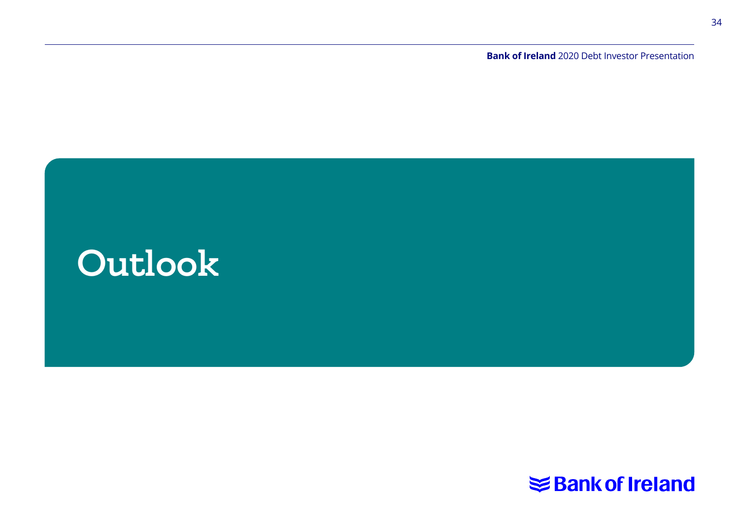# Outlook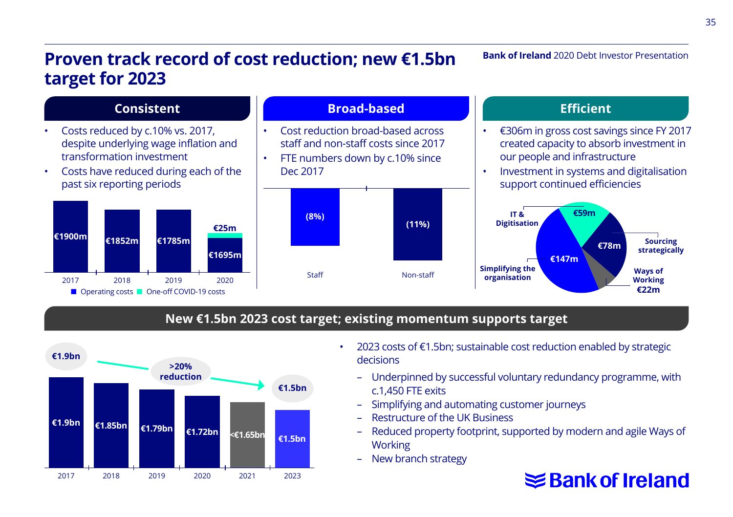# Proven track record of cost reduction; new €1.5bn target for 2023

## Consistent

- Costs reduced by c.10% vs. 2017, despite underlying wage inflation and transformation investment
- Costs have reduced during each of the past six reporting periods

| Year | Operating costs | One-off COVID-19 costs |
|---|---|---|
| 2017 | €1900m | |
| 2018 | €1852m | |
| 2019 | €1785m | |
| 2020 | €1695m | €25m |

## Broad-based

- Cost reduction broad-based across staff and non-staff costs since 2017
- FTE numbers down by c.10% since Dec 2017

| Staff | Non-staff |
|---|---|
| (8%) | (11%) |

## Efficient

- €306m in gross cost savings since FY 2017 created capacity to absorb investment in our people and infrastructure
- Investment in systems and digitalisation support continued efficiencies

| Category | Savings |
|---|---|
| IT & Digitisation | €59m |
| Sourcing strategically | €78m |
| Ways of Working | €22m |
| Simplifying the organisation | €147m |

## New €1.5bn 2023 cost target; existing momentum supports target

| Year | Costs |
|---|---|
| 2017 | €1.9bn |
| 2018 | €1.85bn |
| 2019 | €1.79bn |
| 2020 | €1.72bn |
| 2021 | <€1.65bn |
| 2023 | €1.5bn |

€1.9bn → €1.5bn: >20% reduction

- 2023 costs of €1.5bn; sustainable cost reduction enabled by strategic decisions
  - Underpinned by successful voluntary redundancy programme, with c.1,450 FTE exits
  - Simplifying and automating customer journeys
  - Restructure of the UK Business
  - Reduced property footprint, supported by modern and agile Ways of Working
  - New branch strategy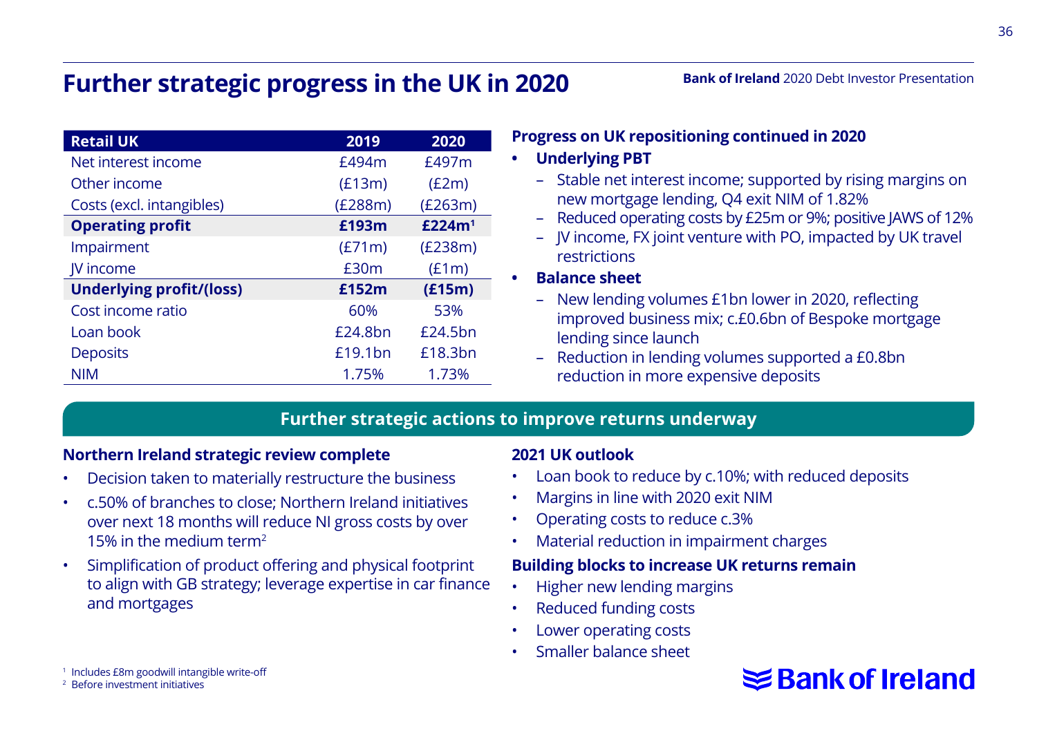# Further strategic progress in the UK in 2020

| Retail UK | 2019 | 2020 |
|---|---|---|
| Net interest income | £494m | £497m |
| Other income | (£13m) | (£2m) |
| Costs (excl. intangibles) | (£288m) | (£263m) |
| **Operating profit** | **£193m** | **£224m[1]** |
| Impairment | (£71m) | (£238m) |
| JV income | £30m | (£1m) |
| **Underlying profit/(loss)** | **£152m** | **(£15m)** |
| Cost income ratio | 60% | 53% |
| Loan book | £24.8bn | £24.5bn |
| Deposits | £19.1bn | £18.3bn |
| NIM | 1.75% | 1.73% |

## Progress on UK repositioning continued in 2020

- **Underlying PBT**
  - Stable net interest income; supported by rising margins on new mortgage lending, Q4 exit NIM of 1.82%
  - Reduced operating costs by £25m or 9%; positive JAWS of 12%
  - JV income, FX joint venture with PO, impacted by UK travel restrictions
- **Balance sheet**
  - New lending volumes £1bn lower in 2020, reflecting improved business mix; c.£0.6bn of Bespoke mortgage lending since launch
  - Reduction in lending volumes supported a £0.8bn reduction in more expensive deposits

## Further strategic actions to improve returns underway

### Northern Ireland strategic review complete

- Decision taken to materially restructure the business
- c.50% of branches to close; Northern Ireland initiatives over next 18 months will reduce NI gross costs by over 15% in the medium term[2]
- Simplification of product offering and physical footprint to align with GB strategy; leverage expertise in car finance and mortgages

### 2021 UK outlook

- Loan book to reduce by c.10%; with reduced deposits
- Margins in line with 2020 exit NIM
- Operating costs to reduce c.3%
- Material reduction in impairment charges

### Building blocks to increase UK returns remain

- Higher new lending margins
- Reduced funding costs
- Lower operating costs
- Smaller balance sheet

[1] Includes £8m goodwill intangible write-off
[2] Before investment initiatives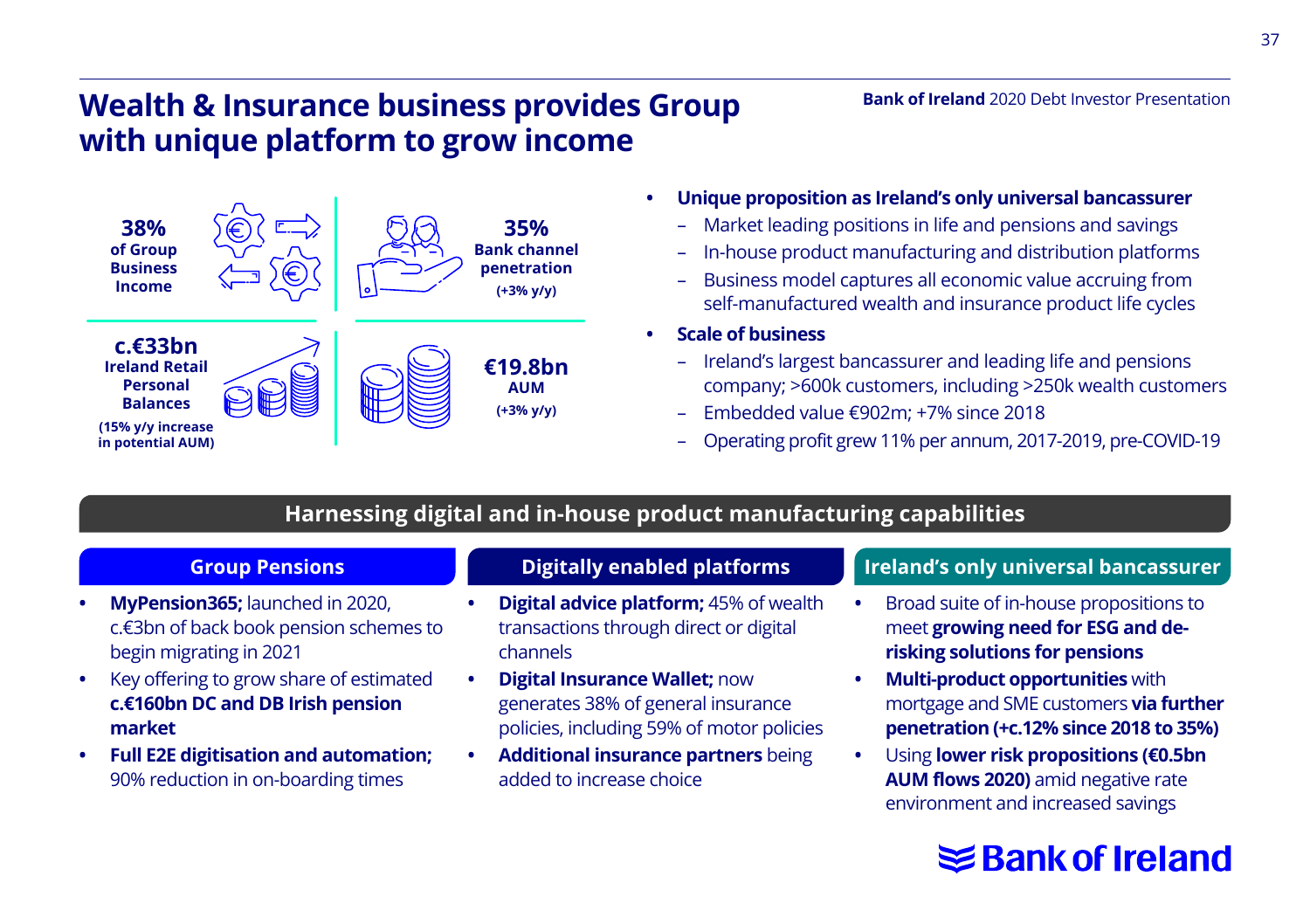# Wealth & Insurance business provides Group with unique platform to grow income

**38%** of Group Business Income

**35%** Bank channel penetration (+3% y/y)

**c.€33bn** Ireland Retail Personal Balances (15% y/y increase in potential AUM)

**€19.8bn** AUM (+3% y/y)

- **Unique proposition as Ireland's only universal bancassurer**
  - Market leading positions in life and pensions and savings
  - In-house product manufacturing and distribution platforms
  - Business model captures all economic value accruing from self-manufactured wealth and insurance product life cycles
- **Scale of business**
  - Ireland's largest bancassurer and leading life and pensions company; >600k customers, including >250k wealth customers
  - Embedded value €902m; +7% since 2018
  - Operating profit grew 11% per annum, 2017-2019, pre-COVID-19

## Harnessing digital and in-house product manufacturing capabilities

### Group Pensions

- **MyPension365;** launched in 2020, c.€3bn of back book pension schemes to begin migrating in 2021
- Key offering to grow share of estimated **c.€160bn DC and DB Irish pension market**
- **Full E2E digitisation and automation;** 90% reduction in on-boarding times

### Digitally enabled platforms

- **Digital advice platform;** 45% of wealth transactions through direct or digital channels
- **Digital Insurance Wallet;** now generates 38% of general insurance policies, including 59% of motor policies
- **Additional insurance partners** being added to increase choice

### Ireland's only universal bancassurer

- Broad suite of in-house propositions to meet **growing need for ESG and de-risking solutions for pensions**
- **Multi-product opportunities** with mortgage and SME customers **via further penetration (+c.12% since 2018 to 35%)**
- Using **lower risk propositions (€0.5bn AUM flows 2020)** amid negative rate environment and increased savings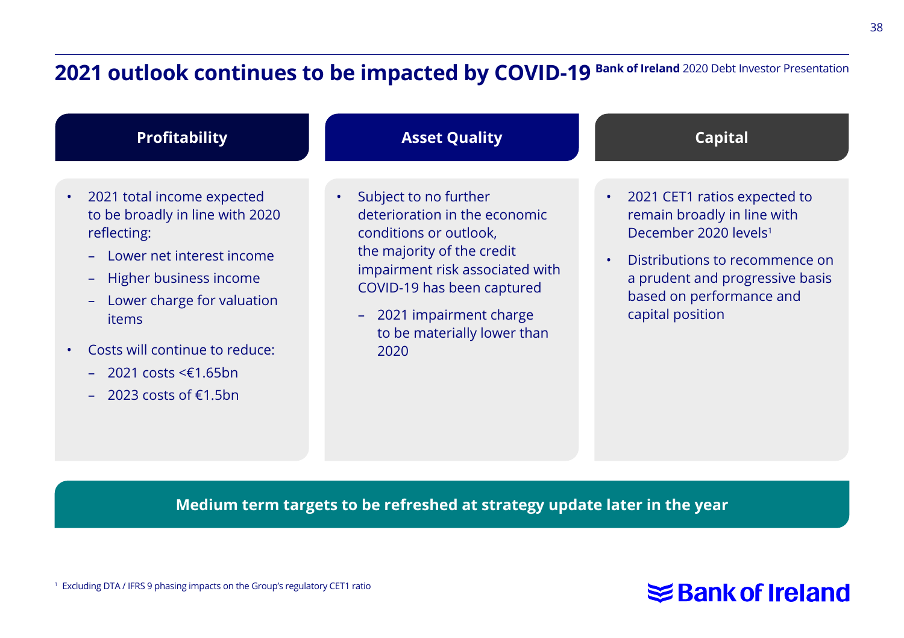# 2021 outlook continues to be impacted by COVID-19

## Profitability

- 2021 total income expected to be broadly in line with 2020 reflecting:
  - Lower net interest income
  - Higher business income
  - Lower charge for valuation items
- Costs will continue to reduce:
  - 2021 costs <€1.65bn
  - 2023 costs of €1.5bn

## Asset Quality

- Subject to no further deterioration in the economic conditions or outlook, the majority of the credit impairment risk associated with COVID-19 has been captured
  - 2021 impairment charge to be materially lower than 2020

## Capital

- 2021 CET1 ratios expected to remain broadly in line with December 2020 levels[1]
- Distributions to recommence on a prudent and progressive basis based on performance and capital position

**Medium term targets to be refreshed at strategy update later in the year**

[1] Excluding DTA / IFRS 9 phasing impacts on the Group's regulatory CET1 ratio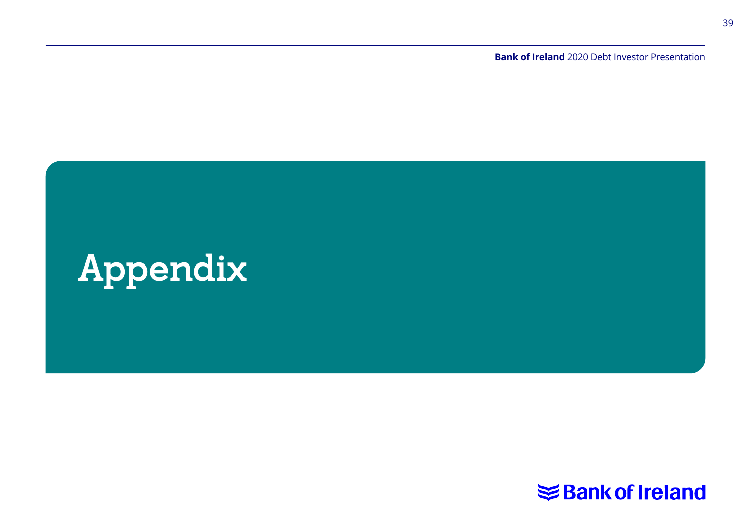# Appendix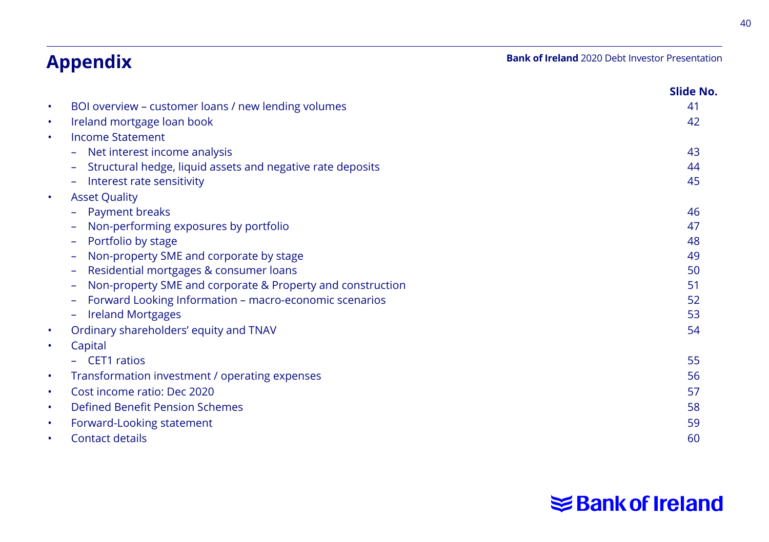# Appendix

| | Slide No. |
|---|---|
| • BOI overview – customer loans / new lending volumes | 41 |
| • Ireland mortgage loan book | 42 |
| • Income Statement | |
| – Net interest income analysis | 43 |
| – Structural hedge, liquid assets and negative rate deposits | 44 |
| – Interest rate sensitivity | 45 |
| • Asset Quality | |
| – Payment breaks | 46 |
| – Non-performing exposures by portfolio | 47 |
| – Portfolio by stage | 48 |
| – Non-property SME and corporate by stage | 49 |
| – Residential mortgages & consumer loans | 50 |
| – Non-property SME and corporate & Property and construction | 51 |
| – Forward Looking Information – macro-economic scenarios | 52 |
| – Ireland Mortgages | 53 |
| • Ordinary shareholders' equity and TNAV | 54 |
| • Capital | |
| – CET1 ratios | 55 |
| • Transformation investment / operating expenses | 56 |
| • Cost income ratio: Dec 2020 | 57 |
| • Defined Benefit Pension Schemes | 58 |
| • Forward-Looking statement | 59 |
| • Contact details | 60 |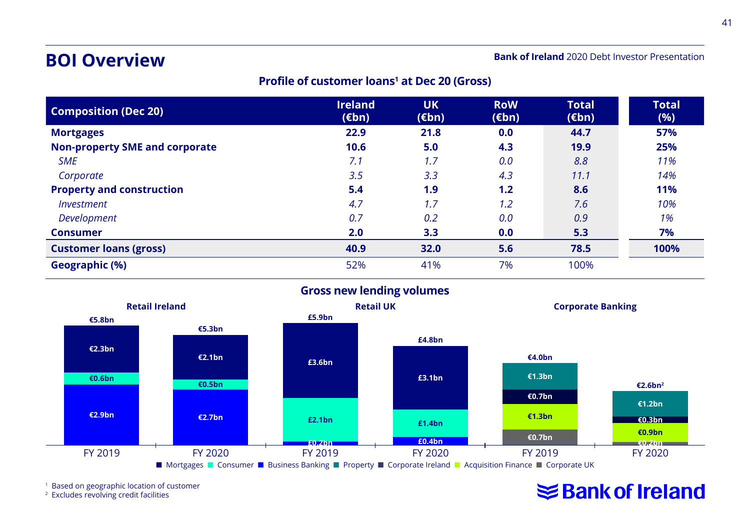# BOI Overview

## Profile of customer loans[1] at Dec 20 (Gross)

| Composition (Dec 20) | Ireland (€bn) | UK (€bn) | RoW (€bn) | Total (€bn) | Total (%) |
|---|---|---|---|---|---|
| **Mortgages** | **22.9** | **21.8** | **0.0** | **44.7** | **57%** |
| **Non-property SME and corporate** | **10.6** | **5.0** | **4.3** | **19.9** | **25%** |
| *SME* | *7.1* | *1.7* | *0.0* | *8.8* | *11%* |
| *Corporate* | *3.5* | *3.3* | *4.3* | *11.1* | *14%* |
| **Property and construction** | **5.4** | **1.9** | **1.2** | **8.6** | **11%** |
| *Investment* | *4.7* | *1.7* | *1.2* | *7.6* | *10%* |
| *Development* | *0.7* | *0.2* | *0.0* | *0.9* | *1%* |
| **Consumer** | **2.0** | **3.3** | **0.0** | **5.3** | **7%** |
| **Customer loans (gross)** | **40.9** | **32.0** | **5.6** | **78.5** | **100%** |
| **Geographic (%)** | 52% | 41% | 7% | 100% | |

## Gross new lending volumes

**Retail Ireland**

| | FY 2019 | FY 2020 |
|---|---|---|
| Mortgages | €2.3bn | €2.1bn |
| Consumer | €0.6bn | €0.5bn |
| Business Banking | €2.9bn | €2.7bn |
| Total | €5.8bn | €5.3bn |

**Retail UK**

| | FY 2019 | FY 2020 |
|---|---|---|
| Mortgages | £3.6bn | £3.1bn |
| Consumer | £2.1bn | £1.4bn |
| Business Banking | £0.2bn | £0.4bn |
| Total | £5.9bn | £4.8bn |

**Corporate Banking**

| | FY 2019 | FY 2020 |
|---|---|---|
| Property | €1.3bn | €1.2bn |
| Corporate Ireland | €0.7bn | €0.3bn |
| Acquisition Finance | €1.3bn | €0.9bn |
| Corporate UK | €0.7bn | €0.2bn |
| Total | €4.0bn | €2.6bn[2] |

■ Mortgages ■ Consumer ■ Business Banking ■ Property ■ Corporate Ireland ■ Acquisition Finance ■ Corporate UK

[1] Based on geographic location of customer
[2] Excludes revolving credit facilities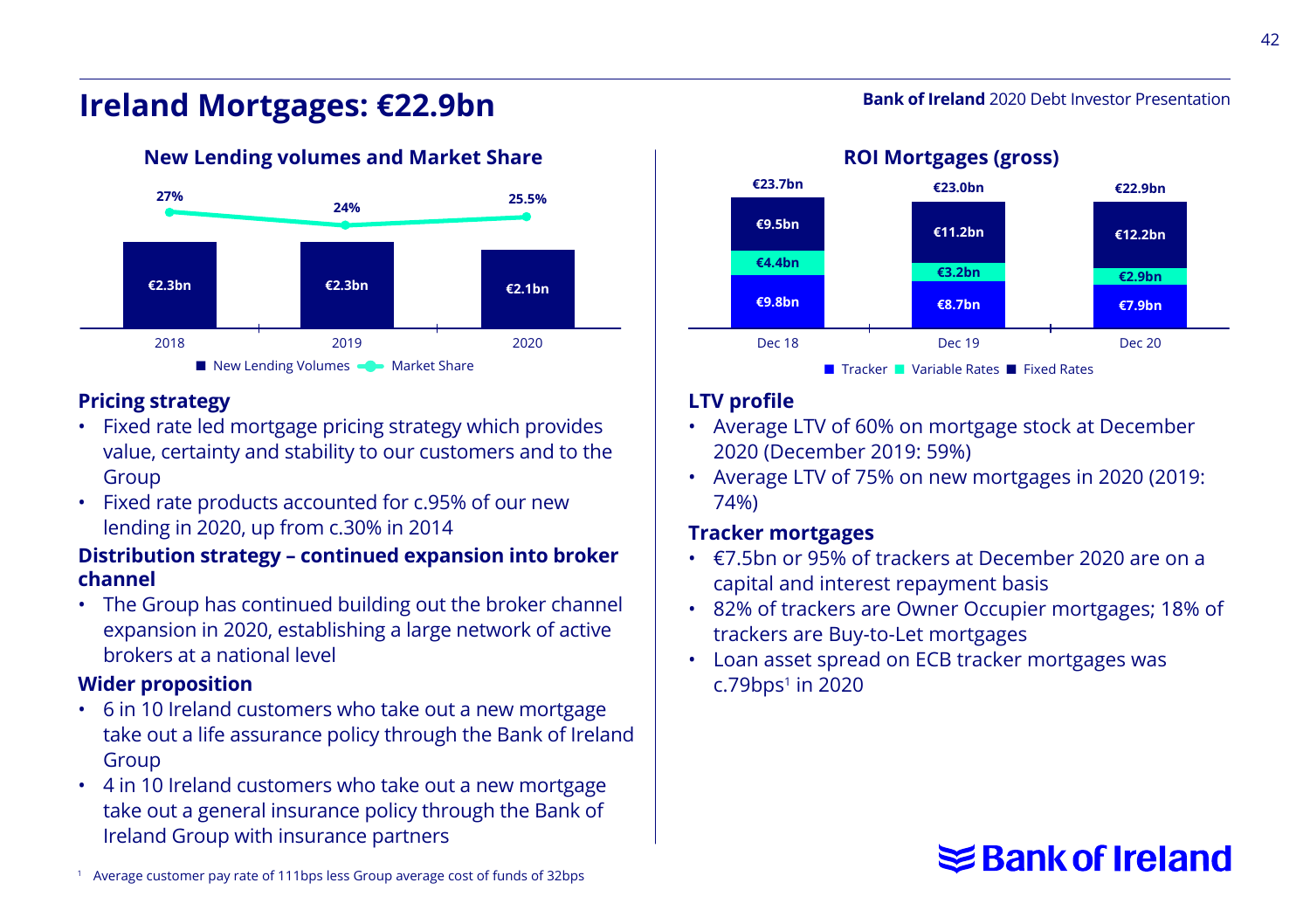# Ireland Mortgages: €22.9bn

**New Lending volumes and Market Share**

| | 2018 | 2019 | 2020 |
|---|---|---|---|
| New Lending Volumes | €2.3bn | €2.3bn | €2.1bn |
| Market Share | 27% | 24% | 25.5% |

### Pricing strategy

- Fixed rate led mortgage pricing strategy which provides value, certainty and stability to our customers and to the Group
- Fixed rate products accounted for c.95% of our new lending in 2020, up from c.30% in 2014

### Distribution strategy – continued expansion into broker channel

- The Group has continued building out the broker channel expansion in 2020, establishing a large network of active brokers at a national level

### Wider proposition

- 6 in 10 Ireland customers who take out a new mortgage take out a life assurance policy through the Bank of Ireland Group
- 4 in 10 Ireland customers who take out a new mortgage take out a general insurance policy through the Bank of Ireland Group with insurance partners

**ROI Mortgages (gross)**

| | Dec 18 | Dec 19 | Dec 20 |
|---|---|---|---|
| Tracker | €9.8bn | €8.7bn | €7.9bn |
| Variable Rates | €4.4bn | €3.2bn | €2.9bn |
| Fixed Rates | €9.5bn | €11.2bn | €12.2bn |
| Total | €23.7bn | €23.0bn | €22.9bn |

### LTV profile

- Average LTV of 60% on mortgage stock at December 2020 (December 2019: 59%)
- Average LTV of 75% on new mortgages in 2020 (2019: 74%)

### Tracker mortgages

- €7.5bn or 95% of trackers at December 2020 are on a capital and interest repayment basis
- 82% of trackers are Owner Occupier mortgages; 18% of trackers are Buy-to-Let mortgages
- Loan asset spread on ECB tracker mortgages was c.79bps[1] in 2020

[1] Average customer pay rate of 111bps less Group average cost of funds of 32bps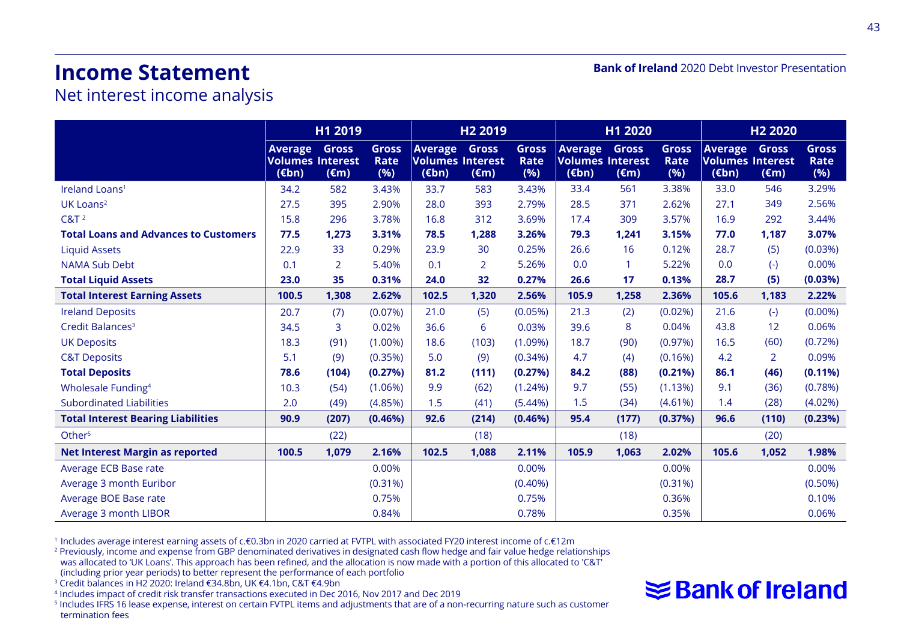# Income Statement

## Net interest income analysis

| | H1 2019 | | | H2 2019 | | | H1 2020 | | | H2 2020 | | |
|---|---|---|---|---|---|---|---|---|---|---|---|---|
| | Average Volumes (€bn) | Gross Interest (€m) | Gross Rate (%) | Average Volumes (€bn) | Gross Interest (€m) | Gross Rate (%) | Average Volumes (€bn) | Gross Interest (€m) | Gross Rate (%) | Average Volumes (€bn) | Gross Interest (€m) | Gross Rate (%) |
| Ireland Loans[1] | 34.2 | 582 | 3.43% | 33.7 | 583 | 3.43% | 33.4 | 561 | 3.38% | 33.0 | 546 | 3.29% |
| UK Loans[2] | 27.5 | 395 | 2.90% | 28.0 | 393 | 2.79% | 28.5 | 371 | 2.62% | 27.1 | 349 | 2.56% |
| C&T [2] | 15.8 | 296 | 3.78% | 16.8 | 312 | 3.69% | 17.4 | 309 | 3.57% | 16.9 | 292 | 3.44% |
| **Total Loans and Advances to Customers** | **77.5** | **1,273** | **3.31%** | **78.5** | **1,288** | **3.26%** | **79.3** | **1,241** | **3.15%** | **77.0** | **1,187** | **3.07%** |
| Liquid Assets | 22.9 | 33 | 0.29% | 23.9 | 30 | 0.25% | 26.6 | 16 | 0.12% | 28.7 | (5) | (0.03%) |
| NAMA Sub Debt | 0.1 | 2 | 5.40% | 0.1 | 2 | 5.26% | 0.0 | 1 | 5.22% | 0.0 | (-) | 0.00% |
| **Total Liquid Assets** | **23.0** | **35** | **0.31%** | **24.0** | **32** | **0.27%** | **26.6** | **17** | **0.13%** | **28.7** | **(5)** | **(0.03%)** |
| **Total Interest Earning Assets** | **100.5** | **1,308** | **2.62%** | **102.5** | **1,320** | **2.56%** | **105.9** | **1,258** | **2.36%** | **105.6** | **1,183** | **2.22%** |
| Ireland Deposits | 20.7 | (7) | (0.07%) | 21.0 | (5) | (0.05%) | 21.3 | (2) | (0.02%) | 21.6 | (-) | (0.00%) |
| Credit Balances[3] | 34.5 | 3 | 0.02% | 36.6 | 6 | 0.03% | 39.6 | 8 | 0.04% | 43.8 | 12 | 0.06% |
| UK Deposits | 18.3 | (91) | (1.00%) | 18.6 | (103) | (1.09%) | 18.7 | (90) | (0.97%) | 16.5 | (60) | (0.72%) |
| C&T Deposits | 5.1 | (9) | (0.35%) | 5.0 | (9) | (0.34%) | 4.7 | (4) | (0.16%) | 4.2 | 2 | 0.09% |
| **Total Deposits** | **78.6** | **(104)** | **(0.27%)** | **81.2** | **(111)** | **(0.27%)** | **84.2** | **(88)** | **(0.21%)** | **86.1** | **(46)** | **(0.11%)** |
| Wholesale Funding[4] | 10.3 | (54) | (1.06%) | 9.9 | (62) | (1.24%) | 9.7 | (55) | (1.13%) | 9.1 | (36) | (0.78%) |
| Subordinated Liabilities | 2.0 | (49) | (4.85%) | 1.5 | (41) | (5.44%) | 1.5 | (34) | (4.61%) | 1.4 | (28) | (4.02%) |
| **Total Interest Bearing Liabilities** | **90.9** | **(207)** | **(0.46%)** | **92.6** | **(214)** | **(0.46%)** | **95.4** | **(177)** | **(0.37%)** | **96.6** | **(110)** | **(0.23%)** |
| Other[5] | | (22) | | | (18) | | | (18) | | | (20) | |
| **Net Interest Margin as reported** | **100.5** | **1,079** | **2.16%** | **102.5** | **1,088** | **2.11%** | **105.9** | **1,063** | **2.02%** | **105.6** | **1,052** | **1.98%** |
| Average ECB Base rate | | | 0.00% | | | 0.00% | | | 0.00% | | | 0.00% |
| Average 3 month Euribor | | | (0.31%) | | | (0.40%) | | | (0.31%) | | | (0.50%) |
| Average BOE Base rate | | | 0.75% | | | 0.75% | | | 0.36% | | | 0.10% |
| Average 3 month LIBOR | | | 0.84% | | | 0.78% | | | 0.35% | | | 0.06% |

[1] Includes average interest earning assets of c.€0.3bn in 2020 carried at FVTPL with associated FY20 interest income of c.€12m

[2] Previously, income and expense from GBP denominated derivatives in designated cash flow hedge and fair value hedge relationships was allocated to 'UK Loans'. This approach has been refined, and the allocation is now made with a portion of this allocated to 'C&T' (including prior year periods) to better represent the performance of each portfolio

[3] Credit balances in H2 2020: Ireland €34.8bn, UK €4.1bn, C&T €4.9bn

[4] Includes impact of credit risk transfer transactions executed in Dec 2016, Nov 2017 and Dec 2019

[5] Includes IFRS 16 lease expense, interest on certain FVTPL items and adjustments that are of a non-recurring nature such as customer termination fees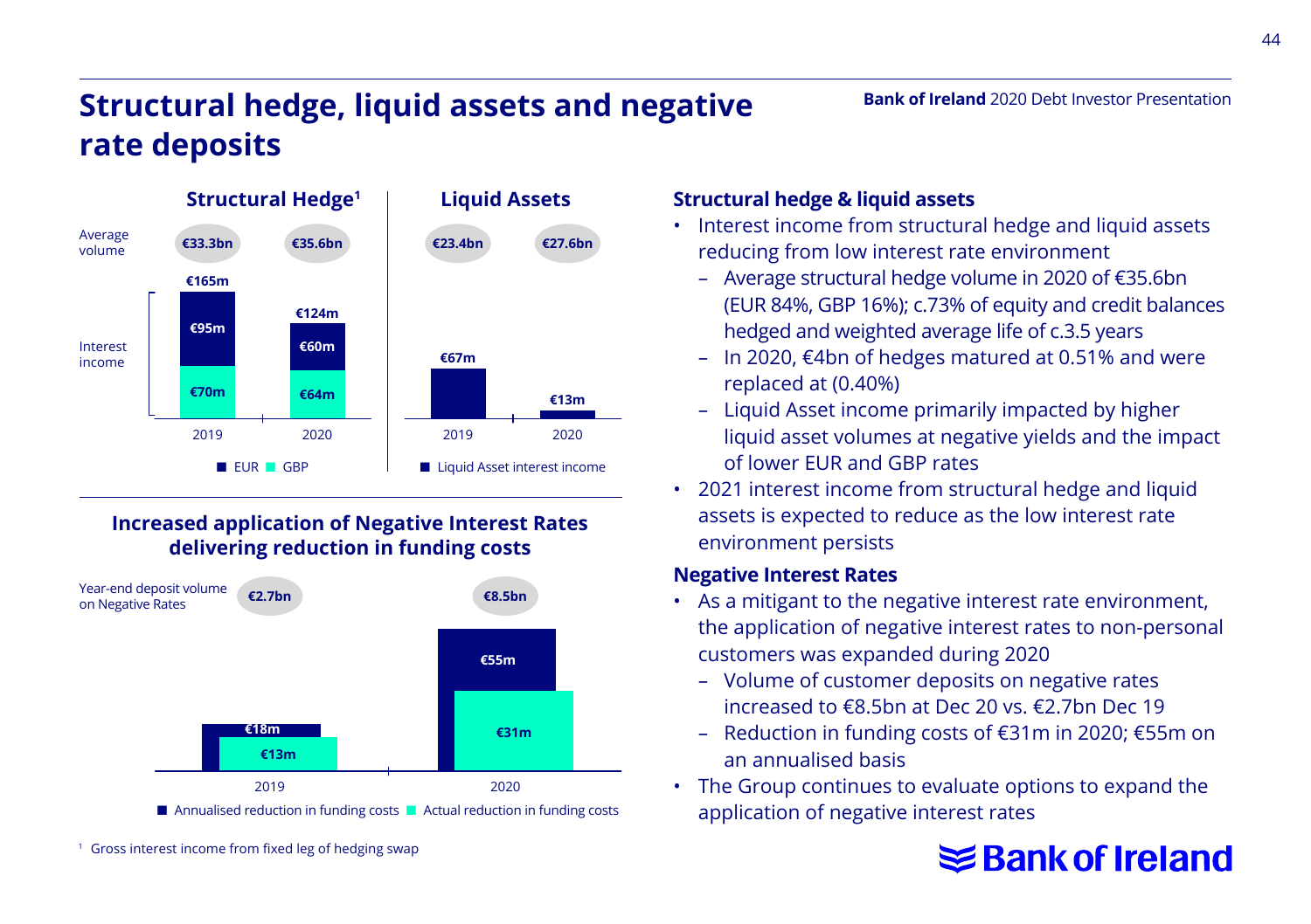# Structural hedge, liquid assets and negative rate deposits

### Structural Hedge[1]

| | 2019 | 2020 |
|---|---|---|
| Average volume | €33.3bn | €35.6bn |
| Interest income (total) | €165m | €124m |
| EUR | €95m | €60m |
| GBP | €70m | €64m |

### Liquid Assets

| | 2019 | 2020 |
|---|---|---|
| Average volume | €23.4bn | €27.6bn |
| Liquid Asset interest income | €67m | €13m |

### Increased application of Negative Interest Rates delivering reduction in funding costs

| | 2019 | 2020 |
|---|---|---|
| Year-end deposit volume on Negative Rates | €2.7bn | €8.5bn |
| Annualised reduction in funding costs | €18m | €55m |
| Actual reduction in funding costs | €13m | €31m |

**Structural hedge & liquid assets**

- Interest income from structural hedge and liquid assets reducing from low interest rate environment
  - Average structural hedge volume in 2020 of €35.6bn (EUR 84%, GBP 16%); c.73% of equity and credit balances hedged and weighted average life of c.3.5 years
  - In 2020, €4bn of hedges matured at 0.51% and were replaced at (0.40%)
  - Liquid Asset income primarily impacted by higher liquid asset volumes at negative yields and the impact of lower EUR and GBP rates
- 2021 interest income from structural hedge and liquid assets is expected to reduce as the low interest rate environment persists

**Negative Interest Rates**

- As a mitigant to the negative interest rate environment, the application of negative interest rates to non-personal customers was expanded during 2020
  - Volume of customer deposits on negative rates increased to €8.5bn at Dec 20 vs. €2.7bn Dec 19
  - Reduction in funding costs of €31m in 2020; €55m on an annualised basis
- The Group continues to evaluate options to expand the application of negative interest rates

[1] Gross interest income from fixed leg of hedging swap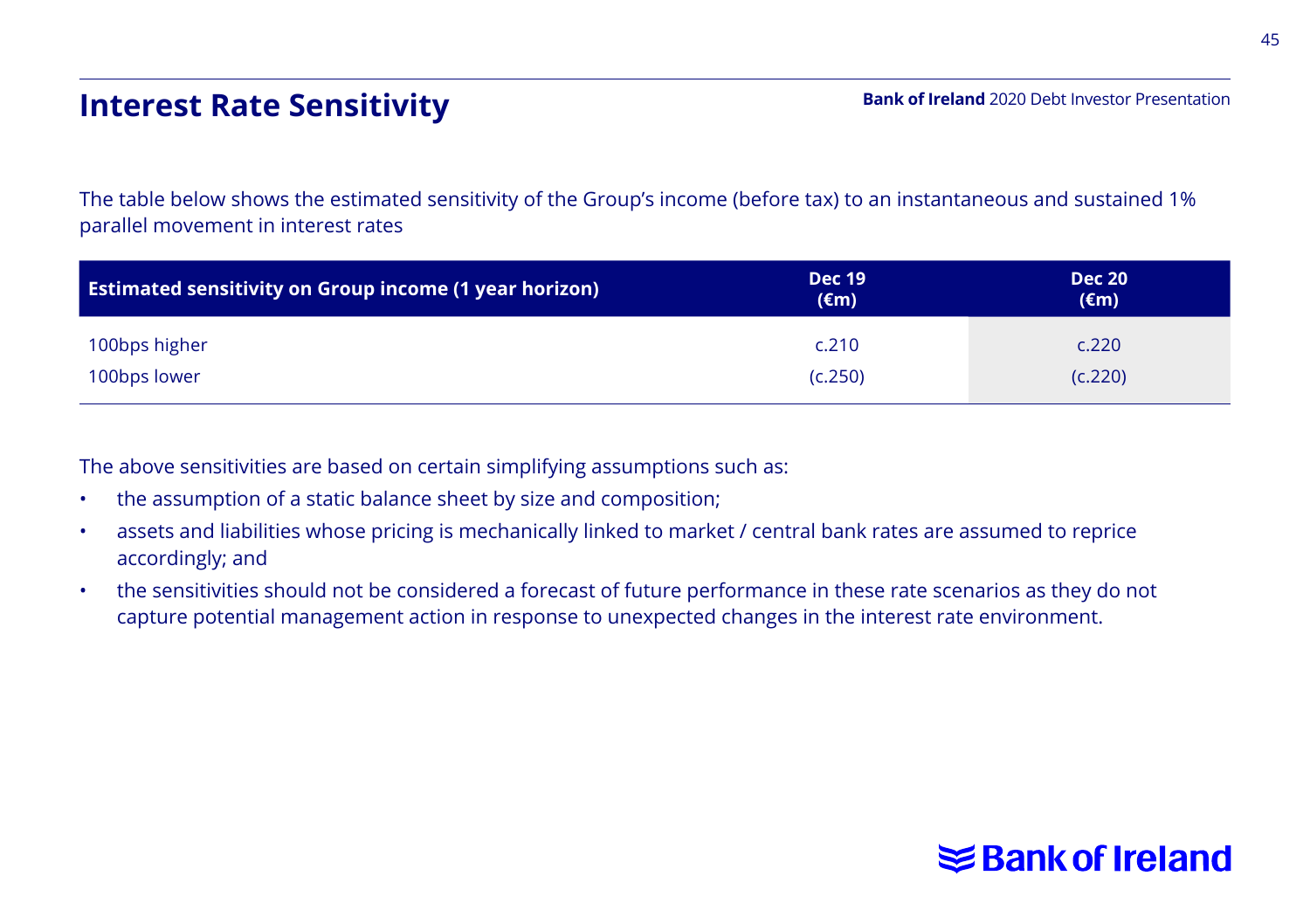# Interest Rate Sensitivity

The table below shows the estimated sensitivity of the Group's income (before tax) to an instantaneous and sustained 1% parallel movement in interest rates

| Estimated sensitivity on Group income (1 year horizon) | Dec 19 (€m) | Dec 20 (€m) |
|---|---|---|
| 100bps higher | c.210 | c.220 |
| 100bps lower | (c.250) | (c.220) |

The above sensitivities are based on certain simplifying assumptions such as:

- the assumption of a static balance sheet by size and composition;
- assets and liabilities whose pricing is mechanically linked to market / central bank rates are assumed to reprice accordingly; and
- the sensitivities should not be considered a forecast of future performance in these rate scenarios as they do not capture potential management action in response to unexpected changes in the interest rate environment.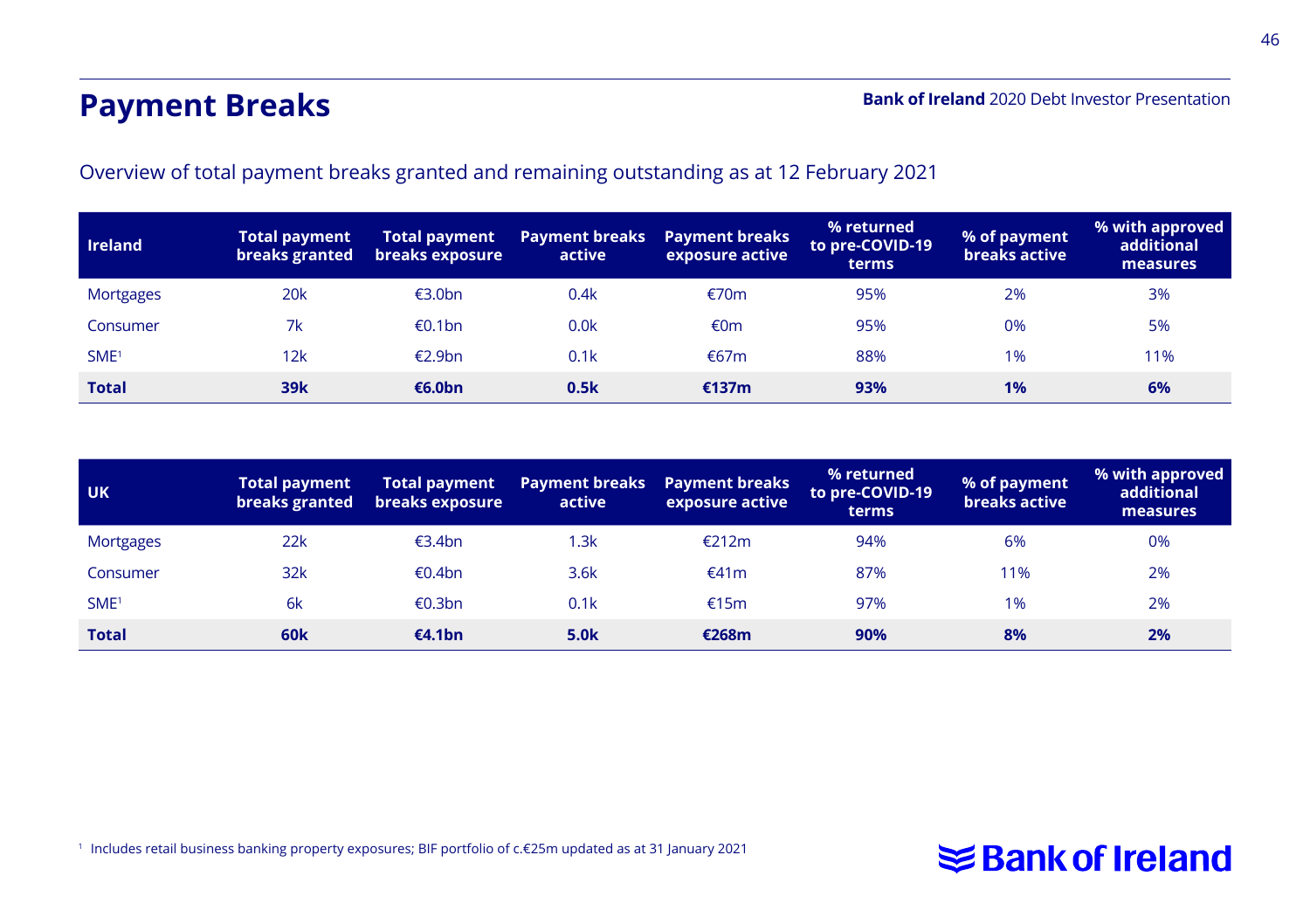# Payment Breaks

Overview of total payment breaks granted and remaining outstanding as at 12 February 2021

| Ireland | Total payment breaks granted | Total payment breaks exposure | Payment breaks active | Payment breaks exposure active | % returned to pre-COVID-19 terms | % of payment breaks active | % with approved additional measures |
|---|---|---|---|---|---|---|---|
| Mortgages | 20k | €3.0bn | 0.4k | €70m | 95% | 2% | 3% |
| Consumer | 7k | €0.1bn | 0.0k | €0m | 95% | 0% | 5% |
| SME[1] | 12k | €2.9bn | 0.1k | €67m | 88% | 1% | 11% |
| **Total** | **39k** | **€6.0bn** | **0.5k** | **€137m** | **93%** | **1%** | **6%** |

| UK | Total payment breaks granted | Total payment breaks exposure | Payment breaks active | Payment breaks exposure active | % returned to pre-COVID-19 terms | % of payment breaks active | % with approved additional measures |
|---|---|---|---|---|---|---|---|
| Mortgages | 22k | €3.4bn | 1.3k | €212m | 94% | 6% | 0% |
| Consumer | 32k | €0.4bn | 3.6k | €41m | 87% | 11% | 2% |
| SME[1] | 6k | €0.3bn | 0.1k | €15m | 97% | 1% | 2% |
| **Total** | **60k** | **€4.1bn** | **5.0k** | **€268m** | **90%** | **8%** | **2%** |

[1] Includes retail business banking property exposures; BIF portfolio of c.€25m updated as at 31 January 2021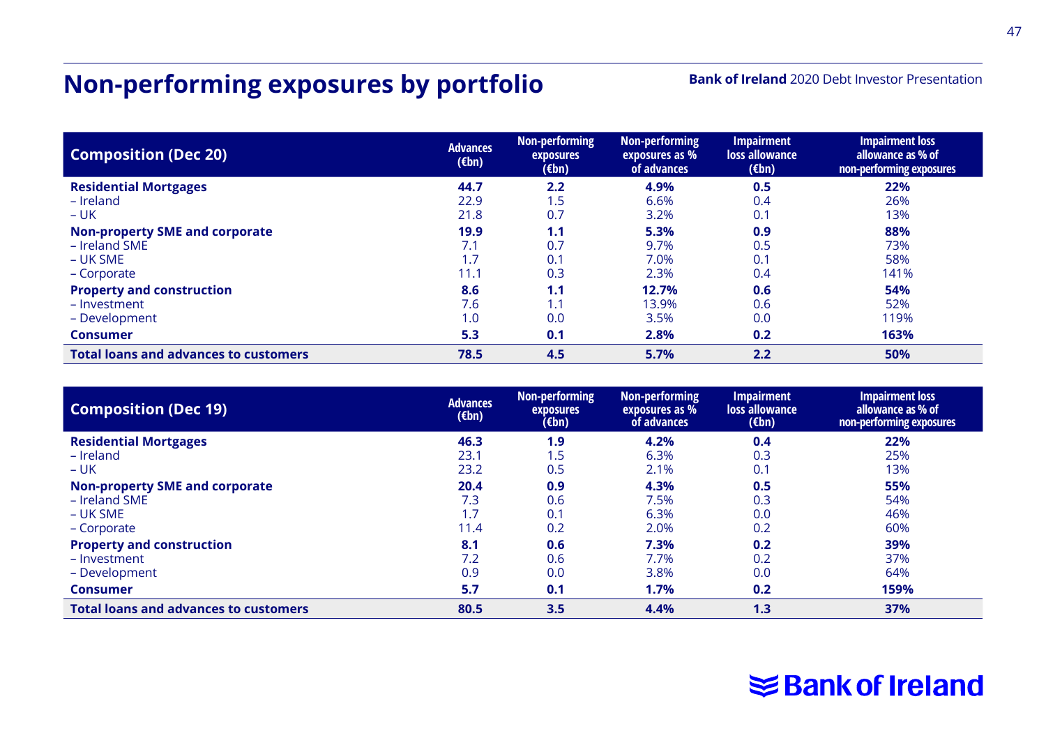# Non-performing exposures by portfolio

**Bank of Ireland** 2020 Debt Investor Presentation

| Composition (Dec 20) | Advances (€bn) | Non-performing exposures (€bn) | Non-performing exposures as % of advances | Impairment loss allowance (€bn) | Impairment loss allowance as % of non-performing exposures |
|---|---|---|---|---|---|
| **Residential Mortgages** | **44.7** | **2.2** | **4.9%** | **0.5** | **22%** |
| – Ireland | 22.9 | 1.5 | 6.6% | 0.4 | 26% |
| – UK | 21.8 | 0.7 | 3.2% | 0.1 | 13% |
| **Non-property SME and corporate** | **19.9** | **1.1** | **5.3%** | **0.9** | **88%** |
| – Ireland SME | 7.1 | 0.7 | 9.7% | 0.5 | 73% |
| – UK SME | 1.7 | 0.1 | 7.0% | 0.1 | 58% |
| – Corporate | 11.1 | 0.3 | 2.3% | 0.4 | 141% |
| **Property and construction** | **8.6** | **1.1** | **12.7%** | **0.6** | **54%** |
| – Investment | 7.6 | 1.1 | 13.9% | 0.6 | 52% |
| – Development | 1.0 | 0.0 | 3.5% | 0.0 | 119% |
| **Consumer** | **5.3** | **0.1** | **2.8%** | **0.2** | **163%** |
| **Total loans and advances to customers** | **78.5** | **4.5** | **5.7%** | **2.2** | **50%** |

| Composition (Dec 19) | Advances (€bn) | Non-performing exposures (€bn) | Non-performing exposures as % of advances | Impairment loss allowance (€bn) | Impairment loss allowance as % of non-performing exposures |
|---|---|---|---|---|---|
| **Residential Mortgages** | **46.3** | **1.9** | **4.2%** | **0.4** | **22%** |
| – Ireland | 23.1 | 1.5 | 6.3% | 0.3 | 25% |
| – UK | 23.2 | 0.5 | 2.1% | 0.1 | 13% |
| **Non-property SME and corporate** | **20.4** | **0.9** | **4.3%** | **0.5** | **55%** |
| – Ireland SME | 7.3 | 0.6 | 7.5% | 0.3 | 54% |
| – UK SME | 1.7 | 0.1 | 6.3% | 0.0 | 46% |
| – Corporate | 11.4 | 0.2 | 2.0% | 0.2 | 60% |
| **Property and construction** | **8.1** | **0.6** | **7.3%** | **0.2** | **39%** |
| – Investment | 7.2 | 0.6 | 7.7% | 0.2 | 37% |
| – Development | 0.9 | 0.0 | 3.8% | 0.0 | 64% |
| **Consumer** | **5.7** | **0.1** | **1.7%** | **0.2** | **159%** |
| **Total loans and advances to customers** | **80.5** | **3.5** | **4.4%** | **1.3** | **37%** |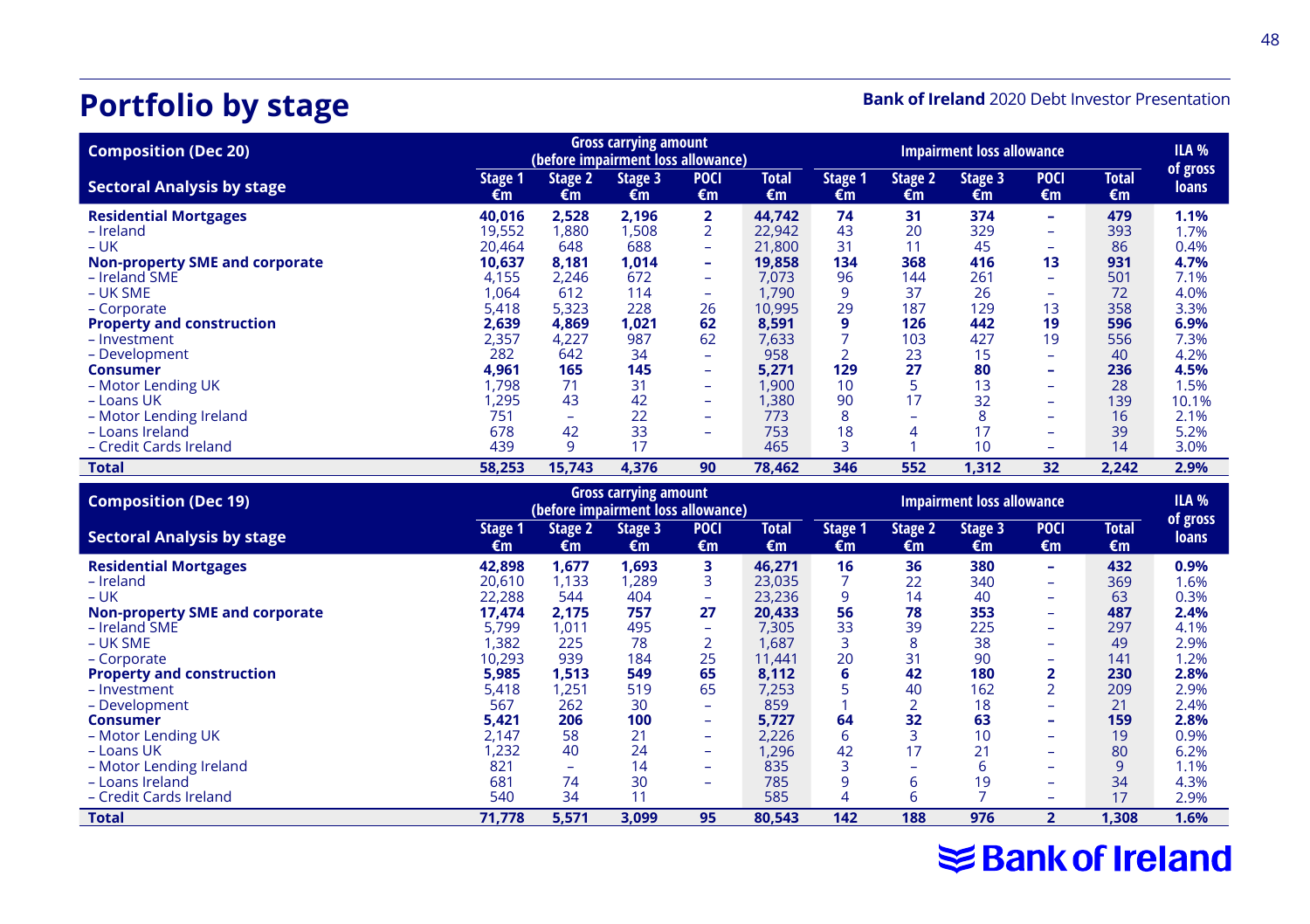# Portfolio by stage

Bank of Ireland 2020 Debt Investor Presentation

| Composition (Dec 20) | Gross carrying amount (before impairment loss allowance) | | | | | Impairment loss allowance | | | | | ILA % of gross loans |
|---|---|---|---|---|---|---|---|---|---|---|---|
| Sectoral Analysis by stage | Stage 1 €m | Stage 2 €m | Stage 3 €m | POCI €m | Total €m | Stage 1 €m | Stage 2 €m | Stage 3 €m | POCI €m | Total €m | |
| **Residential Mortgages** | **40,016** | **2,528** | **2,196** | **2** | **44,742** | **74** | **31** | **374** | **–** | **479** | **1.1%** |
| – Ireland | 19,552 | 1,880 | 1,508 | 2 | 22,942 | 43 | 20 | 329 | – | 393 | 1.7% |
| – UK | 20,464 | 648 | 688 | – | 21,800 | 31 | 11 | 45 | – | 86 | 0.4% |
| **Non-property SME and corporate** | **10,637** | **8,181** | **1,014** | **–** | **19,858** | **134** | **368** | **416** | **13** | **931** | **4.7%** |
| – Ireland SME | 4,155 | 2,246 | 672 | – | 7,073 | 96 | 144 | 261 | – | 501 | 7.1% |
| – UK SME | 1,064 | 612 | 114 | – | 1,790 | 9 | 37 | 26 | – | 72 | 4.0% |
| – Corporate | 5,418 | 5,323 | 228 | 26 | 10,995 | 29 | 187 | 129 | 13 | 358 | 3.3% |
| **Property and construction** | **2,639** | **4,869** | **1,021** | **62** | **8,591** | **9** | **126** | **442** | **19** | **596** | **6.9%** |
| – Investment | 2,357 | 4,227 | 987 | 62 | 7,633 | 7 | 103 | 427 | 19 | 556 | 7.3% |
| – Development | 282 | 642 | 34 | – | 958 | 2 | 23 | 15 | – | 40 | 4.2% |
| **Consumer** | **4,961** | **165** | **145** | **–** | **5,271** | **129** | **27** | **80** | **–** | **236** | **4.5%** |
| – Motor Lending UK | 1,798 | 71 | 31 | – | 1,900 | 10 | 5 | 13 | – | 28 | 1.5% |
| – Loans UK | 1,295 | 43 | 42 | – | 1,380 | 90 | 17 | 32 | – | 139 | 10.1% |
| – Motor Lending Ireland | 751 | – | 22 | – | 773 | 8 | – | 8 | – | 16 | 2.1% |
| – Loans Ireland | 678 | 42 | 33 | – | 753 | 18 | 4 | 17 | – | 39 | 5.2% |
| – Credit Cards Ireland | 439 | 9 | 17 | | 465 | 3 | 1 | 10 | – | 14 | 3.0% |
| **Total** | **58,253** | **15,743** | **4,376** | **90** | **78,462** | **346** | **552** | **1,312** | **32** | **2,242** | **2.9%** |

| Composition (Dec 19) | Gross carrying amount (before impairment loss allowance) | | | | | Impairment loss allowance | | | | | ILA % of gross loans |
|---|---|---|---|---|---|---|---|---|---|---|---|
| Sectoral Analysis by stage | Stage 1 €m | Stage 2 €m | Stage 3 €m | POCI €m | Total €m | Stage 1 €m | Stage 2 €m | Stage 3 €m | POCI €m | Total €m | |
| **Residential Mortgages** | **42,898** | **1,677** | **1,693** | **3** | **46,271** | **16** | **36** | **380** | **–** | **432** | **0.9%** |
| – Ireland | 20,610 | 1,133 | 1,289 | 3 | 23,035 | 7 | 22 | 340 | – | 369 | 1.6% |
| – UK | 22,288 | 544 | 404 | – | 23,236 | 9 | 14 | 40 | – | 63 | 0.3% |
| **Non-property SME and corporate** | **17,474** | **2,175** | **757** | **27** | **20,433** | **56** | **78** | **353** | **–** | **487** | **2.4%** |
| – Ireland SME | 5,799 | 1,011 | 495 | – | 7,305 | 33 | 39 | 225 | – | 297 | 4.1% |
| – UK SME | 1,382 | 225 | 78 | 2 | 1,687 | 3 | 8 | 38 | – | 49 | 2.9% |
| – Corporate | 10,293 | 939 | 184 | 25 | 11,441 | 20 | 31 | 90 | – | 141 | 1.2% |
| **Property and construction** | **5,985** | **1,513** | **549** | **65** | **8,112** | **6** | **42** | **180** | **2** | **230** | **2.8%** |
| – Investment | 5,418 | 1,251 | 519 | 65 | 7,253 | 5 | 40 | 162 | 2 | 209 | 2.9% |
| – Development | 567 | 262 | 30 | – | 859 | 1 | 2 | 18 | – | 21 | 2.4% |
| **Consumer** | **5,421** | **206** | **100** | **–** | **5,727** | **64** | **32** | **63** | **–** | **159** | **2.8%** |
| – Motor Lending UK | 2,147 | 58 | 21 | – | 2,226 | 6 | 3 | 10 | – | 19 | 0.9% |
| – Loans UK | 1,232 | 40 | 24 | – | 1,296 | 42 | 17 | 21 | – | 80 | 6.2% |
| – Motor Lending Ireland | 821 | – | 14 | – | 835 | 3 | – | 6 | – | 9 | 1.1% |
| – Loans Ireland | 681 | 74 | 30 | – | 785 | 9 | 6 | 19 | – | 34 | 4.3% |
| – Credit Cards Ireland | 540 | 34 | 11 | | 585 | 4 | 6 | 7 | – | 17 | 2.9% |
| **Total** | **71,778** | **5,571** | **3,099** | **95** | **80,543** | **142** | **188** | **976** | **2** | **1,308** | **1.6%** |

Bank of Ireland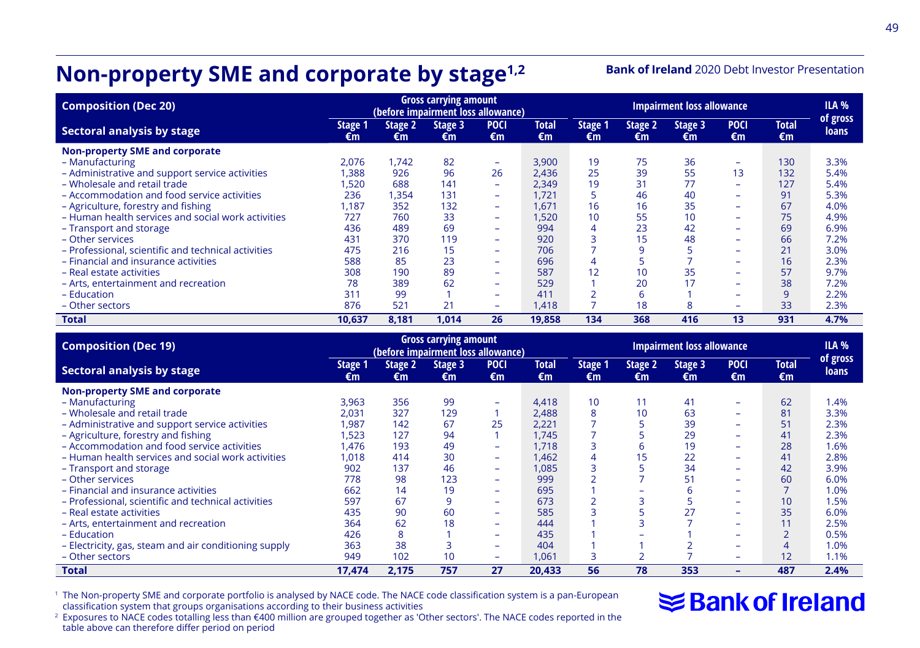# Non-property SME and corporate by stage[1,2]

Bank of Ireland 2020 Debt Investor Presentation

| Composition (Dec 20) | Gross carrying amount (before impairment loss allowance) | | | | | Impairment loss allowance | | | | | ILA % of gross loans |
|---|---|---|---|---|---|---|---|---|---|---|---|
| Sectoral analysis by stage | Stage 1 €m | Stage 2 €m | Stage 3 €m | POCI €m | Total €m | Stage 1 €m | Stage 2 €m | Stage 3 €m | POCI €m | Total €m | |
| **Non-property SME and corporate** | | | | | | | | | | | |
| – Manufacturing | 2,076 | 1,742 | 82 | – | 3,900 | 19 | 75 | 36 | – | 130 | 3.3% |
| – Administrative and support service activities | 1,388 | 926 | 96 | 26 | 2,436 | 25 | 39 | 55 | 13 | 132 | 5.4% |
| – Wholesale and retail trade | 1,520 | 688 | 141 | – | 2,349 | 19 | 31 | 77 | – | 127 | 5.4% |
| – Accommodation and food service activities | 236 | 1,354 | 131 | – | 1,721 | 5 | 46 | 40 | – | 91 | 5.3% |
| – Agriculture, forestry and fishing | 1,187 | 352 | 132 | – | 1,671 | 16 | 16 | 35 | – | 67 | 4.0% |
| – Human health services and social work activities | 727 | 760 | 33 | – | 1,520 | 10 | 55 | 10 | – | 75 | 4.9% |
| – Transport and storage | 436 | 489 | 69 | – | 994 | 4 | 23 | 42 | – | 69 | 6.9% |
| – Other services | 431 | 370 | 119 | – | 920 | 3 | 15 | 48 | – | 66 | 7.2% |
| – Professional, scientific and technical activities | 475 | 216 | 15 | – | 706 | 7 | 9 | 5 | – | 21 | 3.0% |
| – Financial and insurance activities | 588 | 85 | 23 | – | 696 | 4 | 5 | 7 | – | 16 | 2.3% |
| – Real estate activities | 308 | 190 | 89 | – | 587 | 12 | 10 | 35 | – | 57 | 9.7% |
| – Arts, entertainment and recreation | 78 | 389 | 62 | – | 529 | 1 | 20 | 17 | – | 38 | 7.2% |
| – Education | 311 | 99 | 1 | – | 411 | 2 | 6 | 1 | – | 9 | 2.2% |
| – Other sectors | 876 | 521 | 21 | – | 1,418 | 7 | 18 | 8 | – | 33 | 2.3% |
| **Total** | **10,637** | **8,181** | **1,014** | **26** | **19,858** | **134** | **368** | **416** | **13** | **931** | **4.7%** |

| Composition (Dec 19) | Gross carrying amount (before impairment loss allowance) | | | | | Impairment loss allowance | | | | | ILA % of gross loans |
|---|---|---|---|---|---|---|---|---|---|---|---|
| Sectoral analysis by stage | Stage 1 €m | Stage 2 €m | Stage 3 €m | POCI €m | Total €m | Stage 1 €m | Stage 2 €m | Stage 3 €m | POCI €m | Total €m | |
| **Non-property SME and corporate** | | | | | | | | | | | |
| – Manufacturing | 3,963 | 356 | 99 | – | 4,418 | 10 | 11 | 41 | – | 62 | 1.4% |
| – Wholesale and retail trade | 2,031 | 327 | 129 | 1 | 2,488 | 8 | 10 | 63 | – | 81 | 3.3% |
| – Administrative and support service activities | 1,987 | 142 | 67 | 25 | 2,221 | 7 | 5 | 39 | – | 51 | 2.3% |
| – Agriculture, forestry and fishing | 1,523 | 127 | 94 | 1 | 1,745 | 7 | 5 | 29 | – | 41 | 2.3% |
| – Accommodation and food service activities | 1,476 | 193 | 49 | – | 1,718 | 3 | 6 | 19 | – | 28 | 1.6% |
| – Human health services and social work activities | 1,018 | 414 | 30 | – | 1,462 | 4 | 15 | 22 | – | 41 | 2.8% |
| – Transport and storage | 902 | 137 | 46 | – | 1,085 | 3 | 5 | 34 | – | 42 | 3.9% |
| – Other services | 778 | 98 | 123 | – | 999 | 2 | 7 | 51 | – | 60 | 6.0% |
| – Financial and insurance activities | 662 | 14 | 19 | – | 695 | 1 | – | 6 | – | 7 | 1.0% |
| – Professional, scientific and technical activities | 597 | 67 | 9 | – | 673 | 2 | 3 | 5 | – | 10 | 1.5% |
| – Real estate activities | 435 | 90 | 60 | – | 585 | 3 | 5 | 27 | – | 35 | 6.0% |
| – Arts, entertainment and recreation | 364 | 62 | 18 | – | 444 | 1 | 3 | 7 | – | 11 | 2.5% |
| – Education | 426 | 8 | 1 | – | 435 | 1 | – | 1 | – | 2 | 0.5% |
| – Electricity, gas, steam and air conditioning supply | 363 | 38 | 3 | – | 404 | 1 | 1 | 2 | – | 4 | 1.0% |
| – Other sectors | 949 | 102 | 10 | – | 1,061 | 3 | 2 | 7 | – | 12 | 1.1% |
| **Total** | **17,474** | **2,175** | **757** | **27** | **20,433** | **56** | **78** | **353** | **–** | **487** | **2.4%** |

[1] The Non-property SME and corporate portfolio is analysed by NACE code. The NACE code classification system is a pan-European classification system that groups organisations according to their business activities

[2] Exposures to NACE codes totalling less than €400 million are grouped together as 'Other sectors'. The NACE codes reported in the table above can therefore differ period on period

Bank of Ireland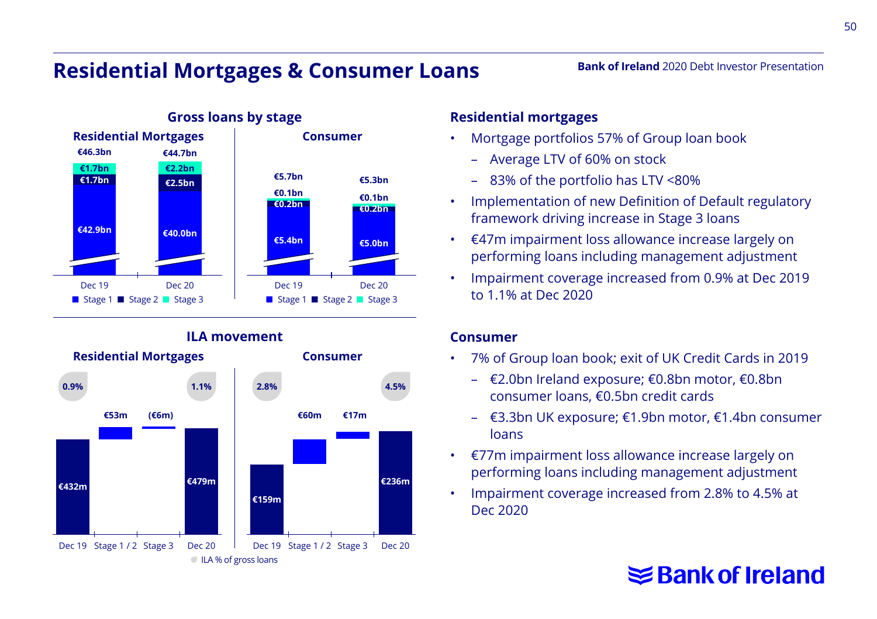# Residential Mortgages & Consumer Loans

## Gross loans by stage

### Residential Mortgages

| | Dec 19 | Dec 20 |
|---|---|---|
| Total | €46.3bn | €44.7bn |
| Stage 3 | €1.7bn | €2.2bn |
| Stage 2 | €1.7bn | €2.5bn |
| Stage 1 | €42.9bn | €40.0bn |

### Consumer

| | Dec 19 | Dec 20 |
|---|---|---|
| Total | €5.7bn | €5.3bn |
| Stage 3 | €0.1bn | €0.1bn |
| Stage 2 | €0.2bn | €0.2bn |
| Stage 1 | €5.4bn | €5.0bn |

## ILA movement

### Residential Mortgages

| Dec 19 | Stage 1 / 2 | Stage 3 | Dec 20 |
|---|---|---|---|
| €432m | €53m | (€6m) | €479m |
| 0.9% | | | 1.1% |

### Consumer

| Dec 19 | Stage 1 / 2 | Stage 3 | Dec 20 |
|---|---|---|---|
| €159m | €60m | €17m | €236m |
| 2.8% | | | 4.5% |

ILA % of gross loans

## Residential mortgages

- Mortgage portfolios 57% of Group loan book
  - Average LTV of 60% on stock
  - 83% of the portfolio has LTV <80%
- Implementation of new Definition of Default regulatory framework driving increase in Stage 3 loans
- €47m impairment loss allowance increase largely on performing loans including management adjustment
- Impairment coverage increased from 0.9% at Dec 2019 to 1.1% at Dec 2020

## Consumer

- 7% of Group loan book; exit of UK Credit Cards in 2019
  - €2.0bn Ireland exposure; €0.8bn motor, €0.8bn consumer loans, €0.5bn credit cards
  - €3.3bn UK exposure; €1.9bn motor, €1.4bn consumer loans
- €77m impairment loss allowance increase largely on performing loans including management adjustment
- Impairment coverage increased from 2.8% to 4.5% at Dec 2020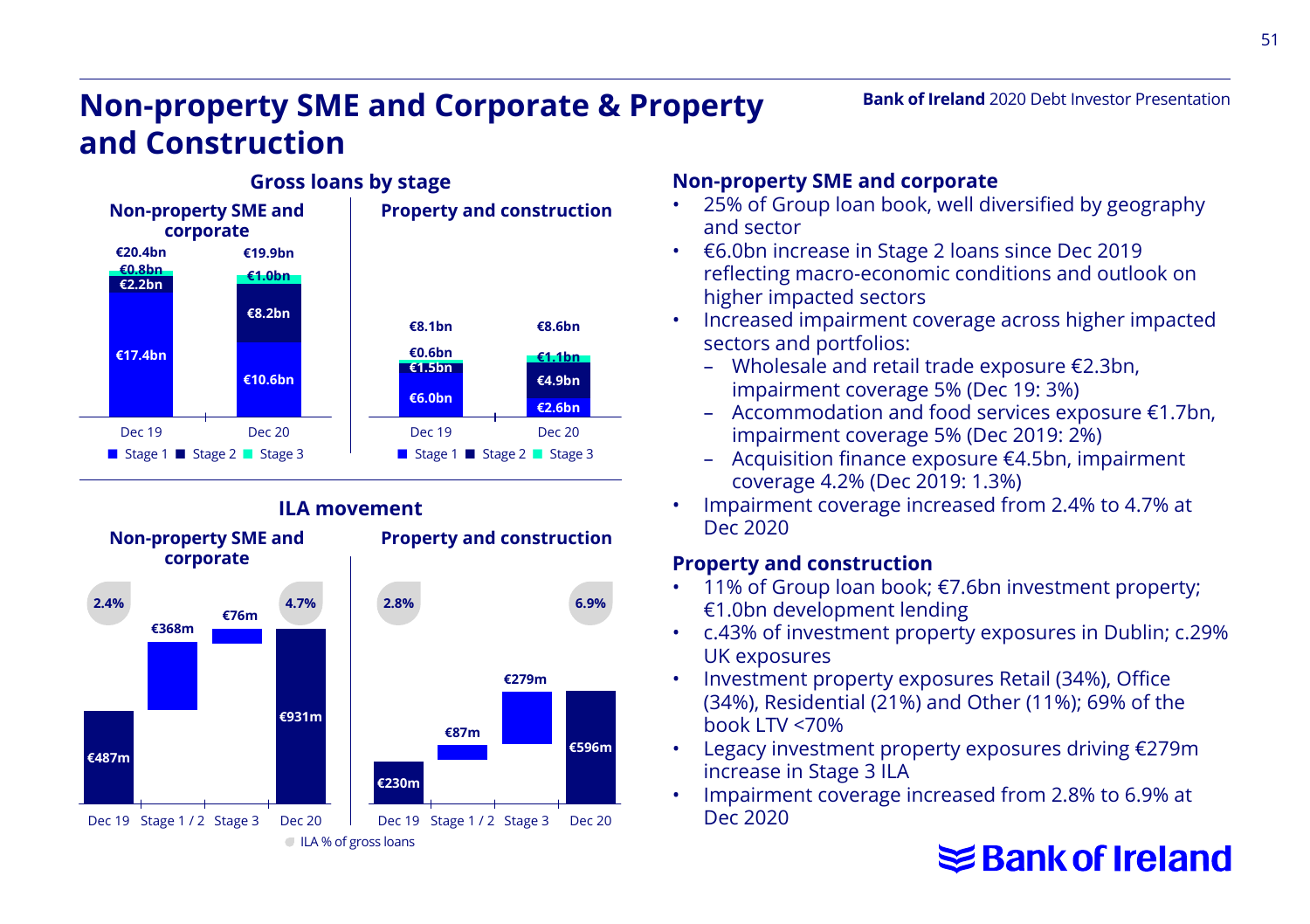# Non-property SME and Corporate & Property and Construction

## Gross loans by stage

**Non-property SME and corporate**

| | Dec 19 | Dec 20 |
|---|---|---|
| Stage 1 | €17.4bn | €10.6bn |
| Stage 2 | €2.2bn | €8.2bn |
| Stage 3 | €0.8bn | €1.0bn |
| Total | €20.4bn | €19.9bn |

**Property and construction**

| | Dec 19 | Dec 20 |
|---|---|---|
| Stage 1 | €6.0bn | €2.6bn |
| Stage 2 | €1.5bn | €4.9bn |
| Stage 3 | €0.6bn | €1.1bn |
| Total | €8.1bn | €8.6bn |

## ILA movement

**Non-property SME and corporate**

| Dec 19 | Stage 1 / 2 | Stage 3 | Dec 20 |
|---|---|---|---|
| €487m | €368m | €76m | €931m |
| 2.4% | | | 4.7% |

**Property and construction**

| Dec 19 | Stage 1 / 2 | Stage 3 | Dec 20 |
|---|---|---|---|
| €230m | €87m | €279m | €596m |
| 2.8% | | | 6.9% |

ILA % of gross loans

### Non-property SME and corporate

- 25% of Group loan book, well diversified by geography and sector
- €6.0bn increase in Stage 2 loans since Dec 2019 reflecting macro-economic conditions and outlook on higher impacted sectors
- Increased impairment coverage across higher impacted sectors and portfolios:
  - Wholesale and retail trade exposure €2.3bn, impairment coverage 5% (Dec 19: 3%)
  - Accommodation and food services exposure €1.7bn, impairment coverage 5% (Dec 2019: 2%)
  - Acquisition finance exposure €4.5bn, impairment coverage 4.2% (Dec 2019: 1.3%)
- Impairment coverage increased from 2.4% to 4.7% at Dec 2020

### Property and construction

- 11% of Group loan book; €7.6bn investment property; €1.0bn development lending
- c.43% of investment property exposures in Dublin; c.29% UK exposures
- Investment property exposures Retail (34%), Office (34%), Residential (21%) and Other (11%); 69% of the book LTV <70%
- Legacy investment property exposures driving €279m increase in Stage 3 ILA
- Impairment coverage increased from 2.8% to 6.9% at Dec 2020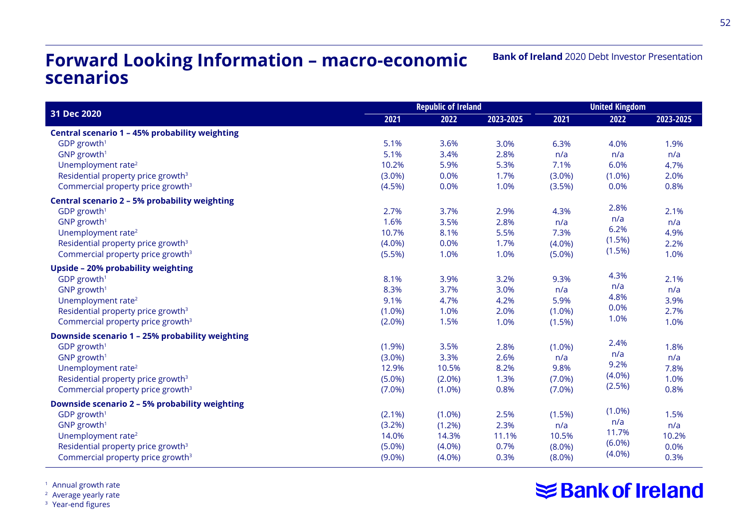# Forward Looking Information – macro-economic scenarios

| 31 Dec 2020 | Republic of Ireland | | | United Kingdom | | |
|---|---|---|---|---|---|---|
| | 2021 | 2022 | 2023-2025 | 2021 | 2022 | 2023-2025 |
| **Central scenario 1 – 45% probability weighting** | | | | | | |
| GDP growth[1] | 5.1% | 3.6% | 3.0% | 6.3% | 4.0% | 1.9% |
| GNP growth[1] | 5.1% | 3.4% | 2.8% | n/a | n/a | n/a |
| Unemployment rate[2] | 10.2% | 5.9% | 5.3% | 7.1% | 6.0% | 4.7% |
| Residential property price growth[3] | (3.0%) | 0.0% | 1.7% | (3.0%) | (1.0%) | 2.0% |
| Commercial property price growth[3] | (4.5%) | 0.0% | 1.0% | (3.5%) | 0.0% | 0.8% |
| **Central scenario 2 – 5% probability weighting** | | | | | | |
| GDP growth[1] | 2.7% | 3.7% | 2.9% | 4.3% | 2.8% | 2.1% |
| GNP growth[1] | 1.6% | 3.5% | 2.8% | n/a | n/a | n/a |
| Unemployment rate[2] | 10.7% | 8.1% | 5.5% | 7.3% | 6.2% | 4.9% |
| Residential property price growth[3] | (4.0%) | 0.0% | 1.7% | (4.0%) | (1.5%) | 2.2% |
| Commercial property price growth[3] | (5.5%) | 1.0% | 1.0% | (5.0%) | (1.5%) | 1.0% |
| **Upside – 20% probability weighting** | | | | | | |
| GDP growth[1] | 8.1% | 3.9% | 3.2% | 9.3% | 4.3% | 2.1% |
| GNP growth[1] | 8.3% | 3.7% | 3.0% | n/a | n/a | n/a |
| Unemployment rate[2] | 9.1% | 4.7% | 4.2% | 5.9% | 4.8% | 3.9% |
| Residential property price growth[3] | (1.0%) | 1.0% | 2.0% | (1.0%) | 0.0% | 2.7% |
| Commercial property price growth[3] | (2.0%) | 1.5% | 1.0% | (1.5%) | 1.0% | 1.0% |
| **Downside scenario 1 – 25% probability weighting** | | | | | | |
| GDP growth[1] | (1.9%) | 3.5% | 2.8% | (1.0%) | 2.4% | 1.8% |
| GNP growth[1] | (3.0%) | 3.3% | 2.6% | n/a | n/a | n/a |
| Unemployment rate[2] | 12.9% | 10.5% | 8.2% | 9.8% | 9.2% | 7.8% |
| Residential property price growth[3] | (5.0%) | (2.0%) | 1.3% | (7.0%) | (4.0%) | 1.0% |
| Commercial property price growth[3] | (7.0%) | (1.0%) | 0.8% | (7.0%) | (2.5%) | 0.8% |
| **Downside scenario 2 – 5% probability weighting** | | | | | | |
| GDP growth[1] | (2.1%) | (1.0%) | 2.5% | (1.5%) | (1.0%) | 1.5% |
| GNP growth[1] | (3.2%) | (1.2%) | 2.3% | n/a | n/a | n/a |
| Unemployment rate[2] | 14.0% | 14.3% | 11.1% | 10.5% | 11.7% | 10.2% |
| Residential property price growth[3] | (5.0%) | (4.0%) | 0.7% | (8.0%) | (6.0%) | 0.0% |
| Commercial property price growth[3] | (9.0%) | (4.0%) | 0.3% | (8.0%) | (4.0%) | 0.3% |

[1] Annual growth rate
[2] Average yearly rate
[3] Year-end figures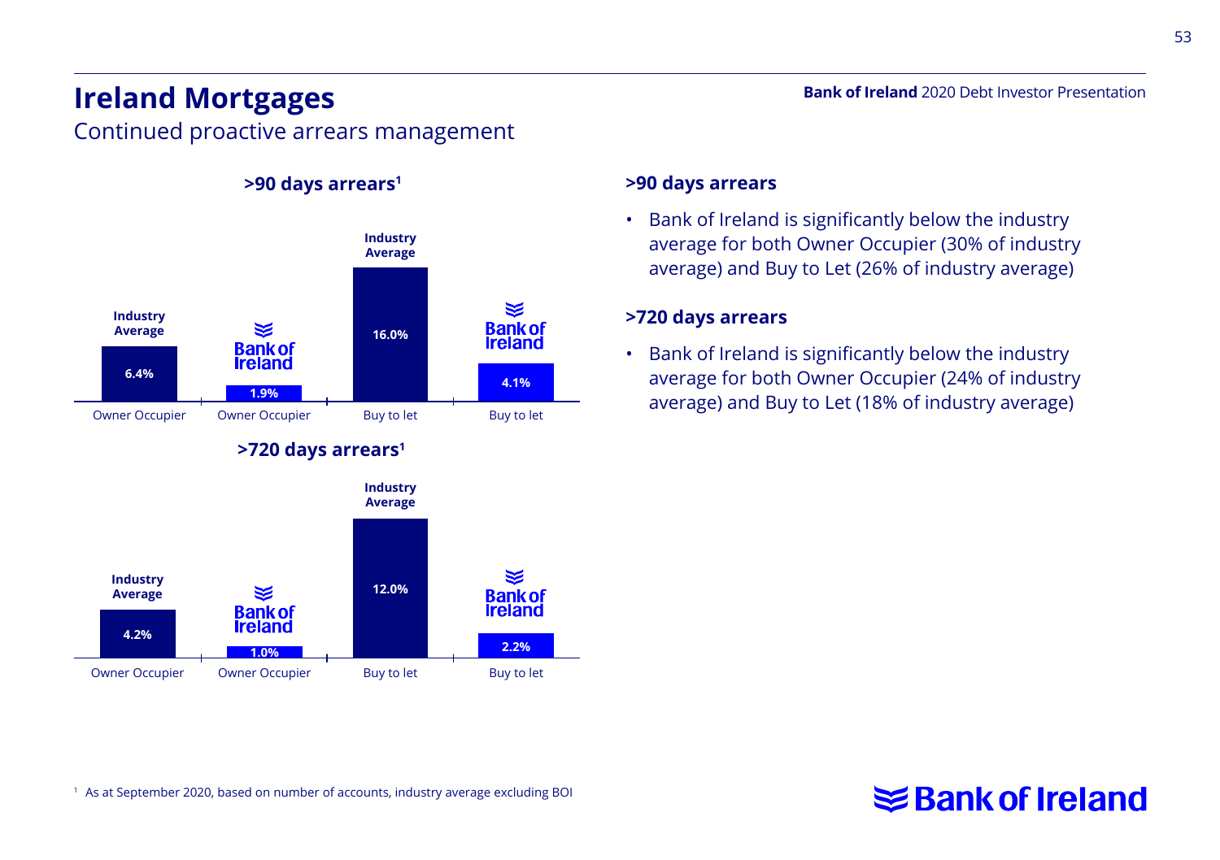# Ireland Mortgages

## Continued proactive arrears management

### >90 days arrears[1]

| | Owner Occupier | Buy to let |
|---|---|---|
| Industry Average | 6.4% | 16.0% |
| Bank of Ireland | 1.9% | 4.1% |

### >720 days arrears[1]

| | Owner Occupier | Buy to let |
|---|---|---|
| Industry Average | 4.2% | 12.0% |
| Bank of Ireland | 1.0% | 2.2% |

### >90 days arrears

- Bank of Ireland is significantly below the industry average for both Owner Occupier (30% of industry average) and Buy to Let (26% of industry average)

### >720 days arrears

- Bank of Ireland is significantly below the industry average for both Owner Occupier (24% of industry average) and Buy to Let (18% of industry average)

[1] As at September 2020, based on number of accounts, industry average excluding BOI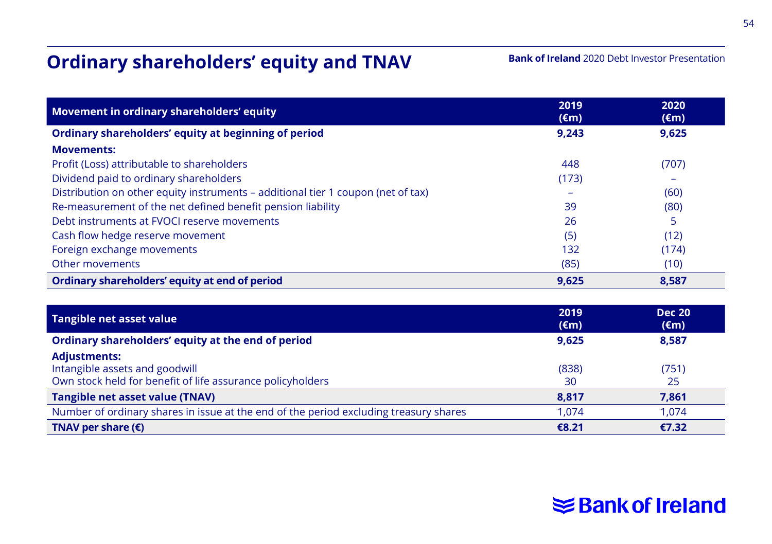# Ordinary shareholders' equity and TNAV

| Movement in ordinary shareholders' equity | 2019 (€m) | 2020 (€m) |
|---|---|---|
| **Ordinary shareholders' equity at beginning of period** | **9,243** | **9,625** |
| **Movements:** | | |
| Profit (Loss) attributable to shareholders | 448 | (707) |
| Dividend paid to ordinary shareholders | (173) | – |
| Distribution on other equity instruments – additional tier 1 coupon (net of tax) | – | (60) |
| Re-measurement of the net defined benefit pension liability | 39 | (80) |
| Debt instruments at FVOCI reserve movements | 26 | 5 |
| Cash flow hedge reserve movement | (5) | (12) |
| Foreign exchange movements | 132 | (174) |
| Other movements | (85) | (10) |
| **Ordinary shareholders' equity at end of period** | **9,625** | **8,587** |

| Tangible net asset value | 2019 (€m) | Dec 20 (€m) |
|---|---|---|
| **Ordinary shareholders' equity at the end of period** | **9,625** | **8,587** |
| **Adjustments:** | | |
| Intangible assets and goodwill | (838) | (751) |
| Own stock held for benefit of life assurance policyholders | 30 | 25 |
| **Tangible net asset value (TNAV)** | **8,817** | **7,861** |
| Number of ordinary shares in issue at the end of the period excluding treasury shares | 1,074 | 1,074 |
| **TNAV per share (€)** | **€8.21** | **€7.32** |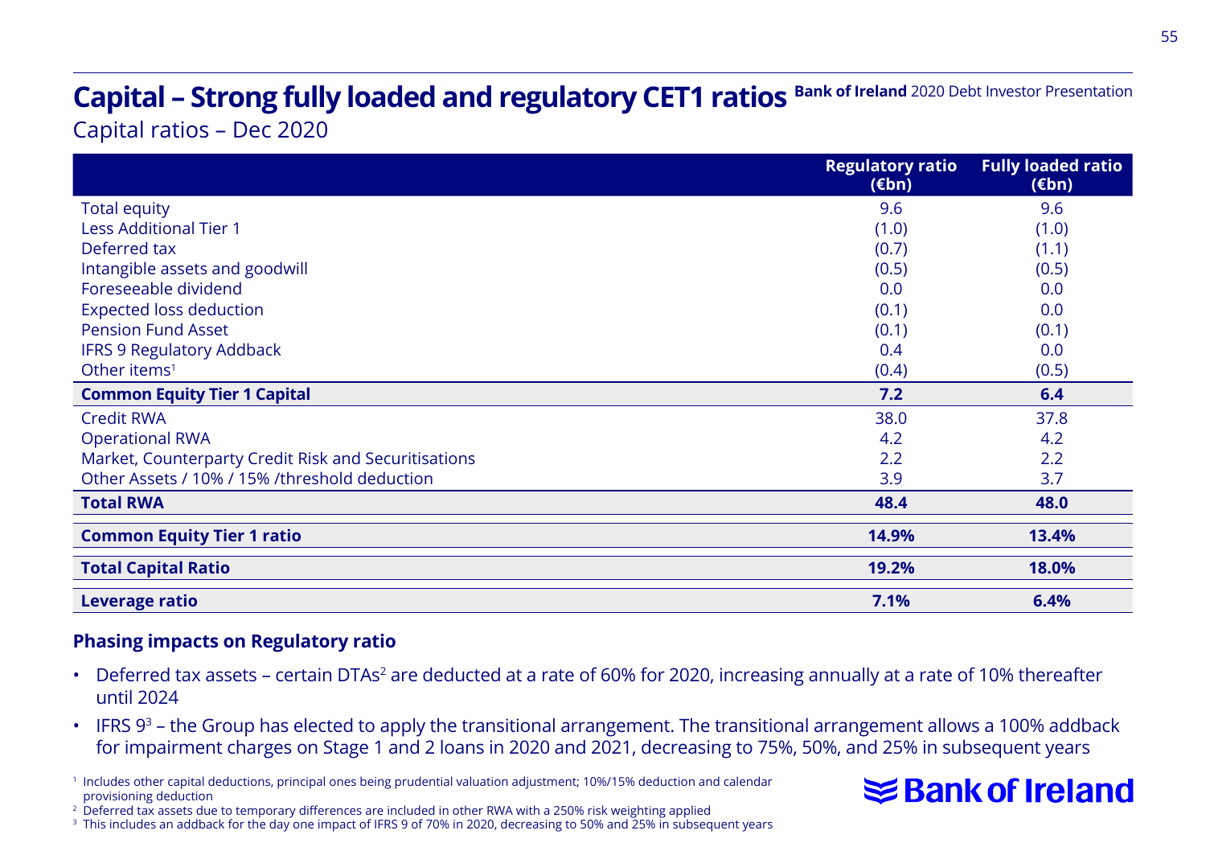# Capital – Strong fully loaded and regulatory CET1 ratios

Bank of Ireland 2020 Debt Investor Presentation

## Capital ratios – Dec 2020

| | Regulatory ratio (€bn) | Fully loaded ratio (€bn) |
|---|---|---|
| Total equity | 9.6 | 9.6 |
| Less Additional Tier 1 | (1.0) | (1.0) |
| Deferred tax | (0.7) | (1.1) |
| Intangible assets and goodwill | (0.5) | (0.5) |
| Foreseeable dividend | 0.0 | 0.0 |
| Expected loss deduction | (0.1) | 0.0 |
| Pension Fund Asset | (0.1) | (0.1) |
| IFRS 9 Regulatory Addback | 0.4 | 0.0 |
| Other items[1] | (0.4) | (0.5) |
| **Common Equity Tier 1 Capital** | **7.2** | **6.4** |
| Credit RWA | 38.0 | 37.8 |
| Operational RWA | 4.2 | 4.2 |
| Market, Counterparty Credit Risk and Securitisations | 2.2 | 2.2 |
| Other Assets / 10% / 15% /threshold deduction | 3.9 | 3.7 |
| **Total RWA** | **48.4** | **48.0** |
| **Common Equity Tier 1 ratio** | **14.9%** | **13.4%** |
| **Total Capital Ratio** | **19.2%** | **18.0%** |
| **Leverage ratio** | **7.1%** | **6.4%** |

**Phasing impacts on Regulatory ratio**

- Deferred tax assets – certain DTAs[2] are deducted at a rate of 60% for 2020, increasing annually at a rate of 10% thereafter until 2024
- IFRS 9[3] – the Group has elected to apply the transitional arrangement. The transitional arrangement allows a 100% addback for impairment charges on Stage 1 and 2 loans in 2020 and 2021, decreasing to 75%, 50%, and 25% in subsequent years

[1] Includes other capital deductions, principal ones being prudential valuation adjustment; 10%/15% deduction and calendar provisioning deduction

[2] Deferred tax assets due to temporary differences are included in other RWA with a 250% risk weighting applied

[3] This includes an addback for the day one impact of IFRS 9 of 70% in 2020, decreasing to 50% and 25% in subsequent years

Bank of Ireland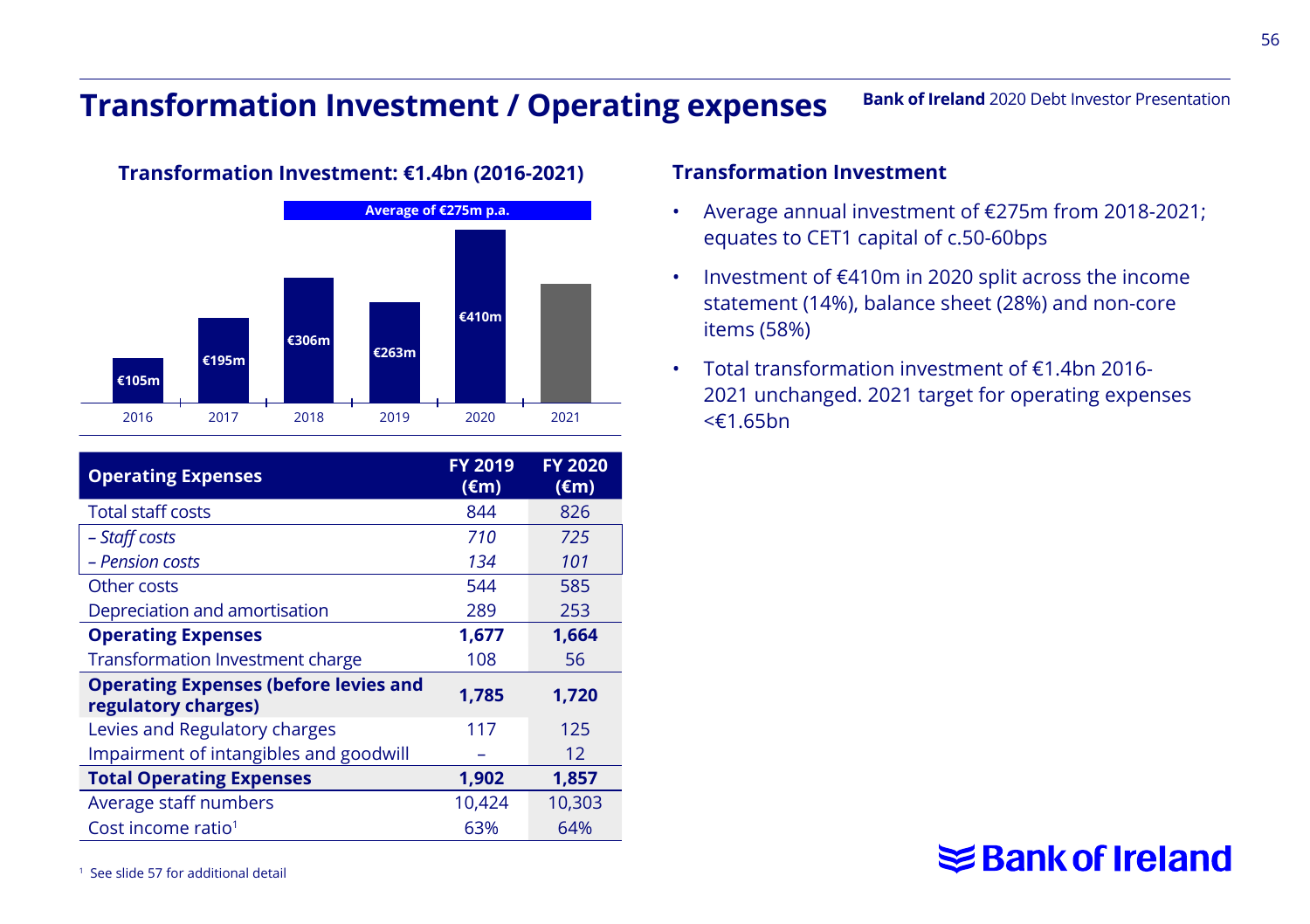# Transformation Investment / Operating expenses

**Transformation Investment: €1.4bn (2016-2021)**

Average of €275m p.a.

| Year | Investment |
|---|---|
| 2016 | €105m |
| 2017 | €195m |
| 2018 | €306m |
| 2019 | €263m |
| 2020 | €410m |
| 2021 | |

| Operating Expenses | FY 2019 (€m) | FY 2020 (€m) |
|---|---|---|
| Total staff costs | 844 | 826 |
| *– Staff costs* | *710* | *725* |
| *– Pension costs* | *134* | *101* |
| Other costs | 544 | 585 |
| Depreciation and amortisation | 289 | 253 |
| **Operating Expenses** | **1,677** | **1,664** |
| Transformation Investment charge | 108 | 56 |
| **Operating Expenses (before levies and regulatory charges)** | **1,785** | **1,720** |
| Levies and Regulatory charges | 117 | 125 |
| Impairment of intangibles and goodwill | – | 12 |
| **Total Operating Expenses** | **1,902** | **1,857** |
| Average staff numbers | 10,424 | 10,303 |
| Cost income ratio[1] | 63% | 64% |

### Transformation Investment

- Average annual investment of €275m from 2018-2021; equates to CET1 capital of c.50-60bps
- Investment of €410m in 2020 split across the income statement (14%), balance sheet (28%) and non-core items (58%)
- Total transformation investment of €1.4bn 2016-2021 unchanged. 2021 target for operating expenses <€1.65bn

[1] See slide 57 for additional detail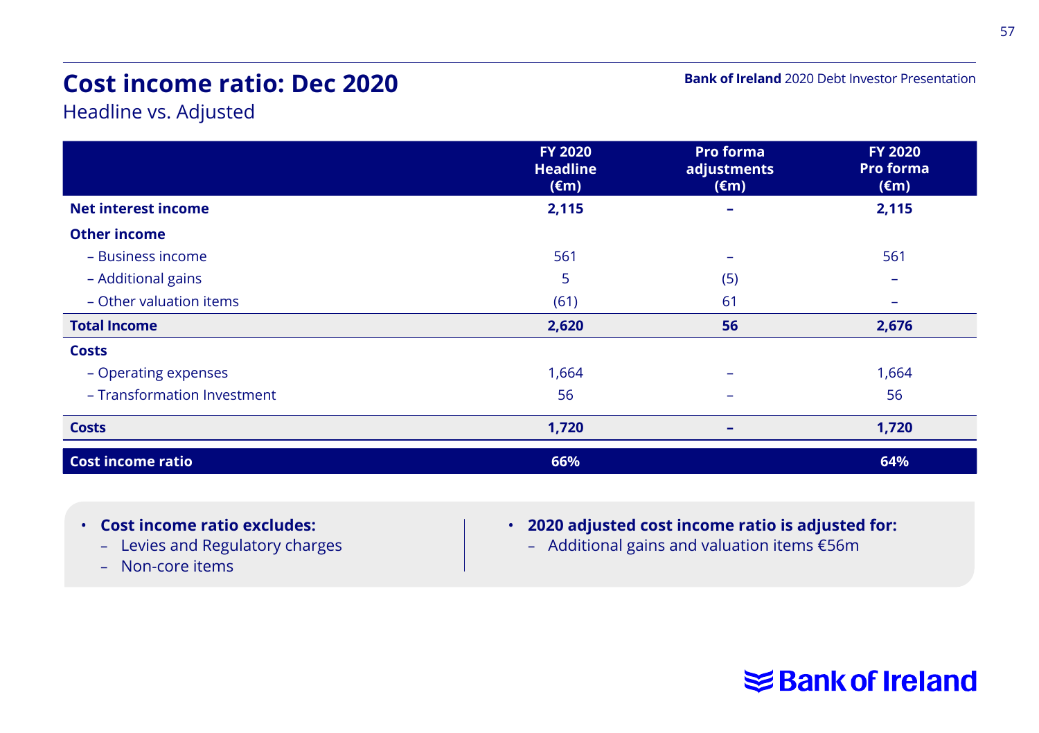# Cost income ratio: Dec 2020

Headline vs. Adjusted

| | FY 2020 Headline (€m) | Pro forma adjustments (€m) | FY 2020 Pro forma (€m) |
|---|---|---|---|
| **Net interest income** | **2,115** | **–** | **2,115** |
| **Other income** | | | |
| – Business income | 561 | – | 561 |
| – Additional gains | 5 | (5) | – |
| – Other valuation items | (61) | 61 | – |
| **Total Income** | **2,620** | **56** | **2,676** |
| **Costs** | | | |
| – Operating expenses | 1,664 | – | 1,664 |
| – Transformation Investment | 56 | – | 56 |
| **Costs** | **1,720** | **–** | **1,720** |
| **Cost income ratio** | **66%** | | **64%** |

- **Cost income ratio excludes:**
  - Levies and Regulatory charges
  - Non-core items

- **2020 adjusted cost income ratio is adjusted for:**
  - Additional gains and valuation items €56m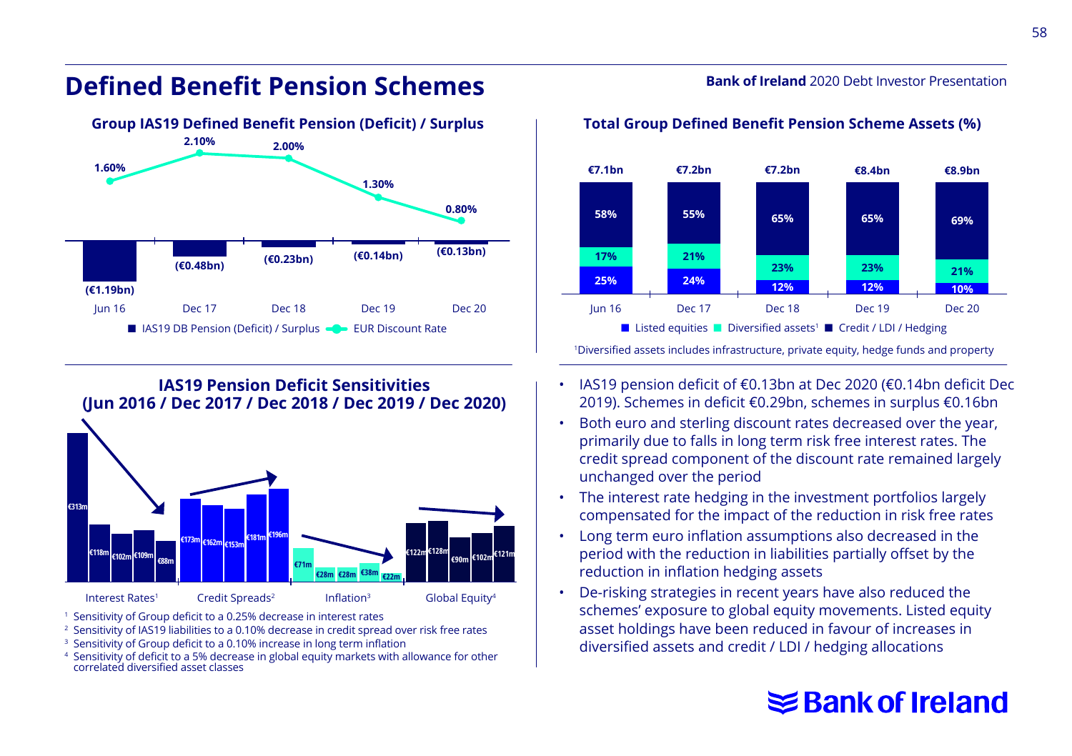# Defined Benefit Pension Schemes

Bank of Ireland 2020 Debt Investor Presentation

## Group IAS19 Defined Benefit Pension (Deficit) / Surplus

| | Jun 16 | Dec 17 | Dec 18 | Dec 19 | Dec 20 |
|---|---|---|---|---|---|
| IAS19 DB Pension (Deficit) / Surplus | (€1.19bn) | (€0.48bn) | (€0.23bn) | (€0.14bn) | (€0.13bn) |
| EUR Discount Rate | 1.60% | 2.10% | 2.00% | 1.30% | 0.80% |

## Total Group Defined Benefit Pension Scheme Assets (%)

| | Jun 16 | Dec 17 | Dec 18 | Dec 19 | Dec 20 |
|---|---|---|---|---|---|
| Total | €7.1bn | €7.2bn | €7.2bn | €8.4bn | €8.9bn |
| Credit / LDI / Hedging | 58% | 55% | 65% | 65% | 69% |
| Diversified assets[1] | 17% | 21% | 23% | 23% | 21% |
| Listed equities | 25% | 24% | 12% | 12% | 10% |

[1]Diversified assets includes infrastructure, private equity, hedge funds and property

## IAS19 Pension Deficit Sensitivities (Jun 2016 / Dec 2017 / Dec 2018 / Dec 2019 / Dec 2020)

| | Jun 16 | Dec 17 | Dec 18 | Dec 19 | Dec 20 |
|---|---|---|---|---|---|
| Interest Rates[1] | €313m | €118m | €102m | €109m | €88m |
| Credit Spreads[2] | €173m | €162m | €153m | €181m | €196m |
| Inflation[3] | €71m | €28m | €28m | €38m | €22m |
| Global Equity[4] | €122m | €128m | €90m | €102m | €121m |

[1] Sensitivity of Group deficit to a 0.25% decrease in interest rates
[2] Sensitivity of IAS19 liabilities to a 0.10% decrease in credit spread over risk free rates
[3] Sensitivity of Group deficit to a 0.10% increase in long term inflation
[4] Sensitivity of deficit to a 5% decrease in global equity markets with allowance for other correlated diversified asset classes

- IAS19 pension deficit of €0.13bn at Dec 2020 (€0.14bn deficit Dec 2019). Schemes in deficit €0.29bn, schemes in surplus €0.16bn
- Both euro and sterling discount rates decreased over the year, primarily due to falls in long term risk free interest rates. The credit spread component of the discount rate remained largely unchanged over the period
- The interest rate hedging in the investment portfolios largely compensated for the impact of the reduction in risk free rates
- Long term euro inflation assumptions also decreased in the period with the reduction in liabilities partially offset by the reduction in inflation hedging assets
- De-risking strategies in recent years have also reduced the schemes' exposure to global equity movements. Listed equity asset holdings have been reduced in favour of increases in diversified assets and credit / LDI / hedging allocations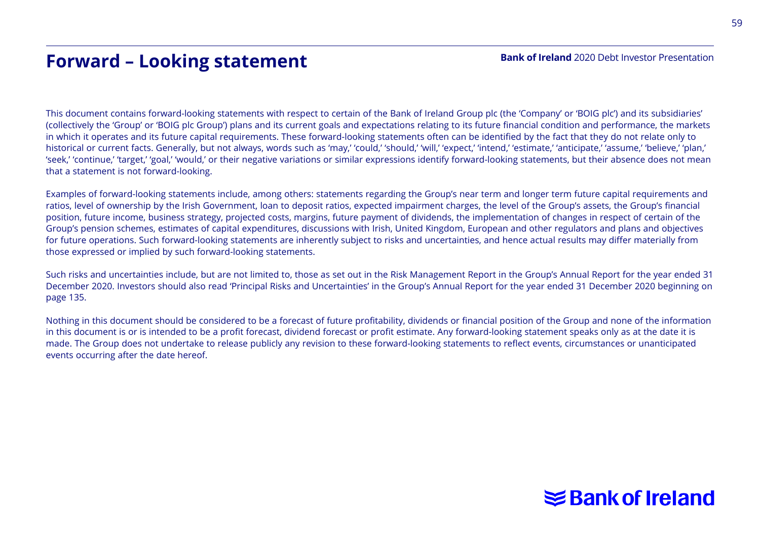# Forward – Looking statement

This document contains forward-looking statements with respect to certain of the Bank of Ireland Group plc (the 'Company' or 'BOIG plc') and its subsidiaries' (collectively the 'Group' or 'BOIG plc Group') plans and its current goals and expectations relating to its future financial condition and performance, the markets in which it operates and its future capital requirements. These forward-looking statements often can be identified by the fact that they do not relate only to historical or current facts. Generally, but not always, words such as 'may,' 'could,' 'should,' 'will,' 'expect,' 'intend,' 'estimate,' 'anticipate,' 'assume,' 'believe,' 'plan,' 'seek,' 'continue,' 'target,' 'goal,' 'would,' or their negative variations or similar expressions identify forward-looking statements, but their absence does not mean that a statement is not forward-looking.

Examples of forward-looking statements include, among others: statements regarding the Group's near term and longer term future capital requirements and ratios, level of ownership by the Irish Government, loan to deposit ratios, expected impairment charges, the level of the Group's assets, the Group's financial position, future income, business strategy, projected costs, margins, future payment of dividends, the implementation of changes in respect of certain of the Group's pension schemes, estimates of capital expenditures, discussions with Irish, United Kingdom, European and other regulators and plans and objectives for future operations. Such forward-looking statements are inherently subject to risks and uncertainties, and hence actual results may differ materially from those expressed or implied by such forward-looking statements.

Such risks and uncertainties include, but are not limited to, those as set out in the Risk Management Report in the Group's Annual Report for the year ended 31 December 2020. Investors should also read 'Principal Risks and Uncertainties' in the Group's Annual Report for the year ended 31 December 2020 beginning on page 135.

Nothing in this document should be considered to be a forecast of future profitability, dividends or financial position of the Group and none of the information in this document is or is intended to be a profit forecast, dividend forecast or profit estimate. Any forward-looking statement speaks only as at the date it is made. The Group does not undertake to release publicly any revision to these forward-looking statements to reflect events, circumstances or unanticipated events occurring after the date hereof.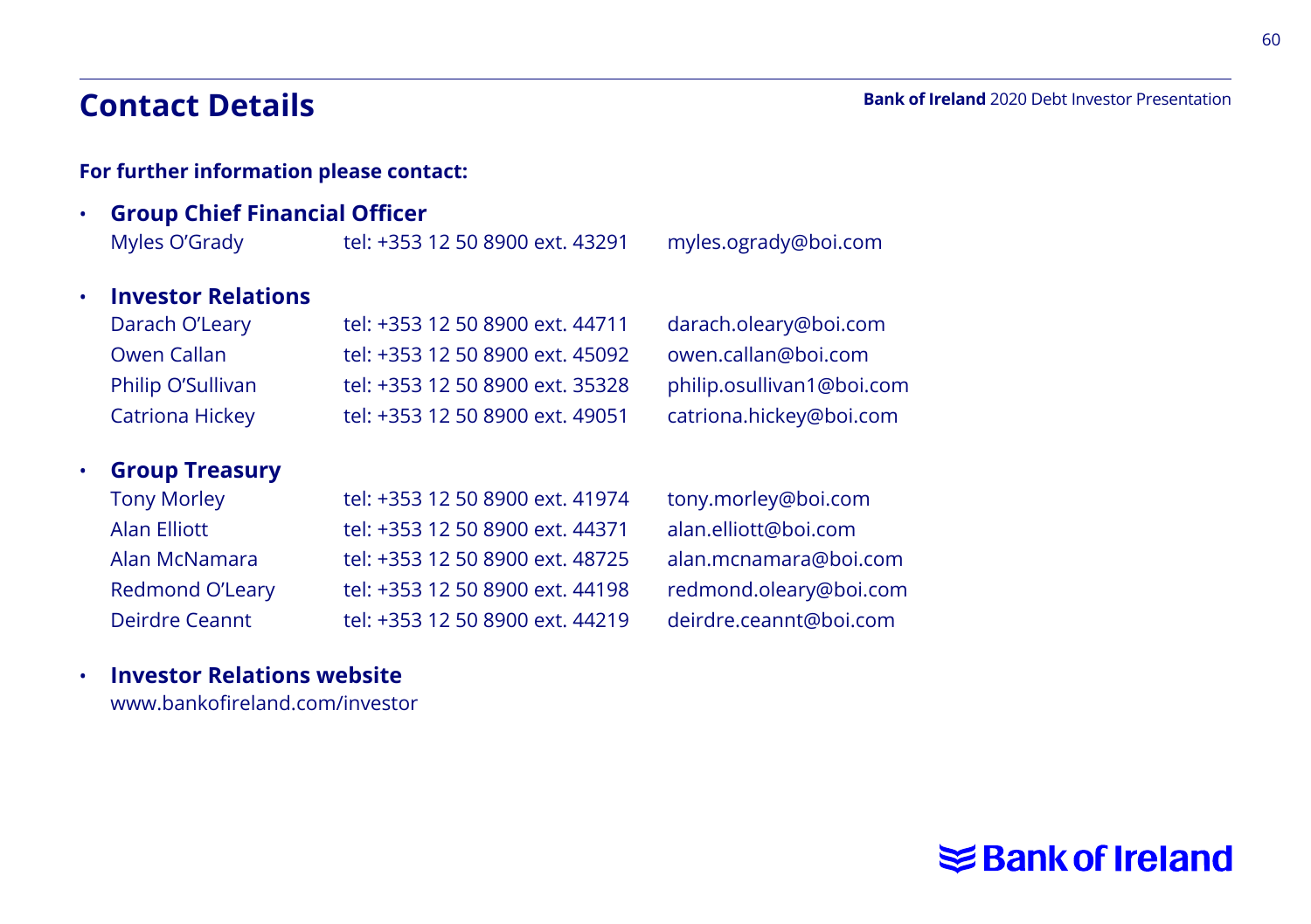# Contact Details

**For further information please contact:**

- **Group Chief Financial Officer**

| | | |
|---|---|---|
| Myles O'Grady | tel: +353 12 50 8900 ext. 43291 | myles.ogrady@boi.com |

- **Investor Relations**

| | | |
|---|---|---|
| Darach O'Leary | tel: +353 12 50 8900 ext. 44711 | darach.oleary@boi.com |
| Owen Callan | tel: +353 12 50 8900 ext. 45092 | owen.callan@boi.com |
| Philip O'Sullivan | tel: +353 12 50 8900 ext. 35328 | philip.osullivan1@boi.com |
| Catriona Hickey | tel: +353 12 50 8900 ext. 49051 | catriona.hickey@boi.com |

- **Group Treasury**

| | | |
|---|---|---|
| Tony Morley | tel: +353 12 50 8900 ext. 41974 | tony.morley@boi.com |
| Alan Elliott | tel: +353 12 50 8900 ext. 44371 | alan.elliott@boi.com |
| Alan McNamara | tel: +353 12 50 8900 ext. 48725 | alan.mcnamara@boi.com |
| Redmond O'Leary | tel: +353 12 50 8900 ext. 44198 | redmond.oleary@boi.com |
| Deirdre Ceannt | tel: +353 12 50 8900 ext. 44219 | deirdre.ceannt@boi.com |

- **Investor Relations website**

  www.bankofireland.com/investor